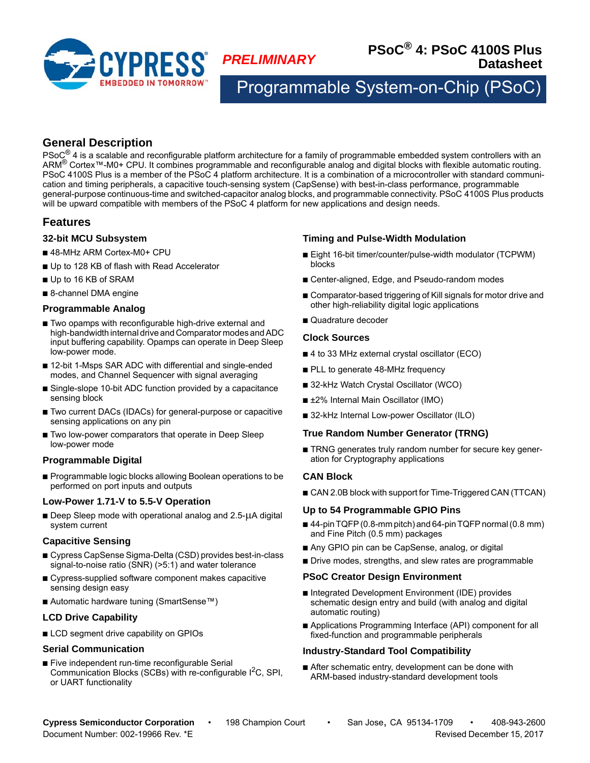*PRELIMINARY*

# PSoC® 4: PSoC 4100S Plus Datasheet

## Programmable System-on-Chip (PSoC)

## General Description

PSoC® 4 is a scalable and reconfigurable platform architecture for a family of programmable embedded system controllers with an ARM® Cortex™-M0+ CPU. It combines programmable and reconfigurable analog and digital blocks with flexible automatic routing. PSoC 4100S Plus is a member of the PSoC 4 platform architecture. It is a combination of a microcontroller with standard communication and timing peripherals, a capacitive touch-sensing system (CapSense) with best-in-class performance, programmable general-purpose continuous-time and switched-capacitor analog blocks, and programmable connectivity. PSoC 4100S Plus products will be upward compatible with members of the PSoC 4 platform for new applications and design needs.

## Features

### 32-bit MCU Subsystem

- 48-MHz ARM Cortex-M0+ CPU
- Up to 128 KB of flash with Read Accelerator
- Up to 16 KB of SRAM
- 8-channel DMA engine

### Programmable Analog

- Two opamps with reconfigurable high-drive external and high-bandwidth internal drive and Comparator modes and ADC input buffering capability. Opamps can operate in Deep Sleep low-power mode.
- 12-bit 1-Msps SAR ADC with differential and single-ended modes, and Channel Sequencer with signal averaging
- Single-slope 10-bit ADC function provided by a capacitance sensing block
- Two current DACs (IDACs) for general-purpose or capacitive sensing applications on any pin
- Two low-power comparators that operate in Deep Sleep low-power mode

### Programmable Digital

- Programmable logic blocks allowing Boolean operations to be performed on port inputs and outputs

### Low-Power 1.71-V to 5.5-V Operation

- Deep Sleep mode with operational analog and 2.5-µA digital system current

### Capacitive Sensing

- Cypress CapSense Sigma-Delta (CSD) provides best-in-class signal-to-noise ratio (SNR) (>5:1) and water tolerance
- Cypress-supplied software component makes capacitive sensing design easy
- Automatic hardware tuning (SmartSense™)

### LCD Drive Capability

- LCD segment drive capability on GPIOs

### Serial Communication

- Five independent run-time reconfigurable Serial Communication Blocks (SCBs) with re-configurable I²C, SPI, or UART functionality

### Timing and Pulse-Width Modulation

- Eight 16-bit timer/counter/pulse-width modulator (TCPWM) blocks
- Center-aligned, Edge, and Pseudo-random modes
- Comparator-based triggering of Kill signals for motor drive and other high-reliability digital logic applications
- Quadrature decoder

### Clock Sources

- 4 to 33 MHz external crystal oscillator (ECO)
- PLL to generate 48-MHz frequency
- 32-kHz Watch Crystal Oscillator (WCO)
- ±2% Internal Main Oscillator (IMO)
- 32-kHz Internal Low-power Oscillator (ILO)

### True Random Number Generator (TRNG)

- TRNG generates truly random number for secure key generation for Cryptography applications

### CAN Block

- CAN 2.0B block with support for Time-Triggered CAN (TTCAN)

### Up to 54 Programmable GPIO Pins

- 44-pin TQFP (0.8-mm pitch) and 64-pin TQFP normal (0.8 mm) and Fine Pitch (0.5 mm) packages
- Any GPIO pin can be CapSense, analog, or digital
- Drive modes, strengths, and slew rates are programmable

### PSoC Creator Design Environment

- Integrated Development Environment (IDE) provides schematic design entry and build (with analog and digital automatic routing)
- Applications Programming Interface (API) component for all fixed-function and programmable peripherals

### Industry-Standard Tool Compatibility

- After schematic entry, development can be done with ARM-based industry-standard development tools

**Cypress Semiconductor Corporation** • 198 Champion Court • San Jose, CA 95134-1709 • 408-943-2600
Document Number: 002-19966 Rev. *E Revised December 15, 2017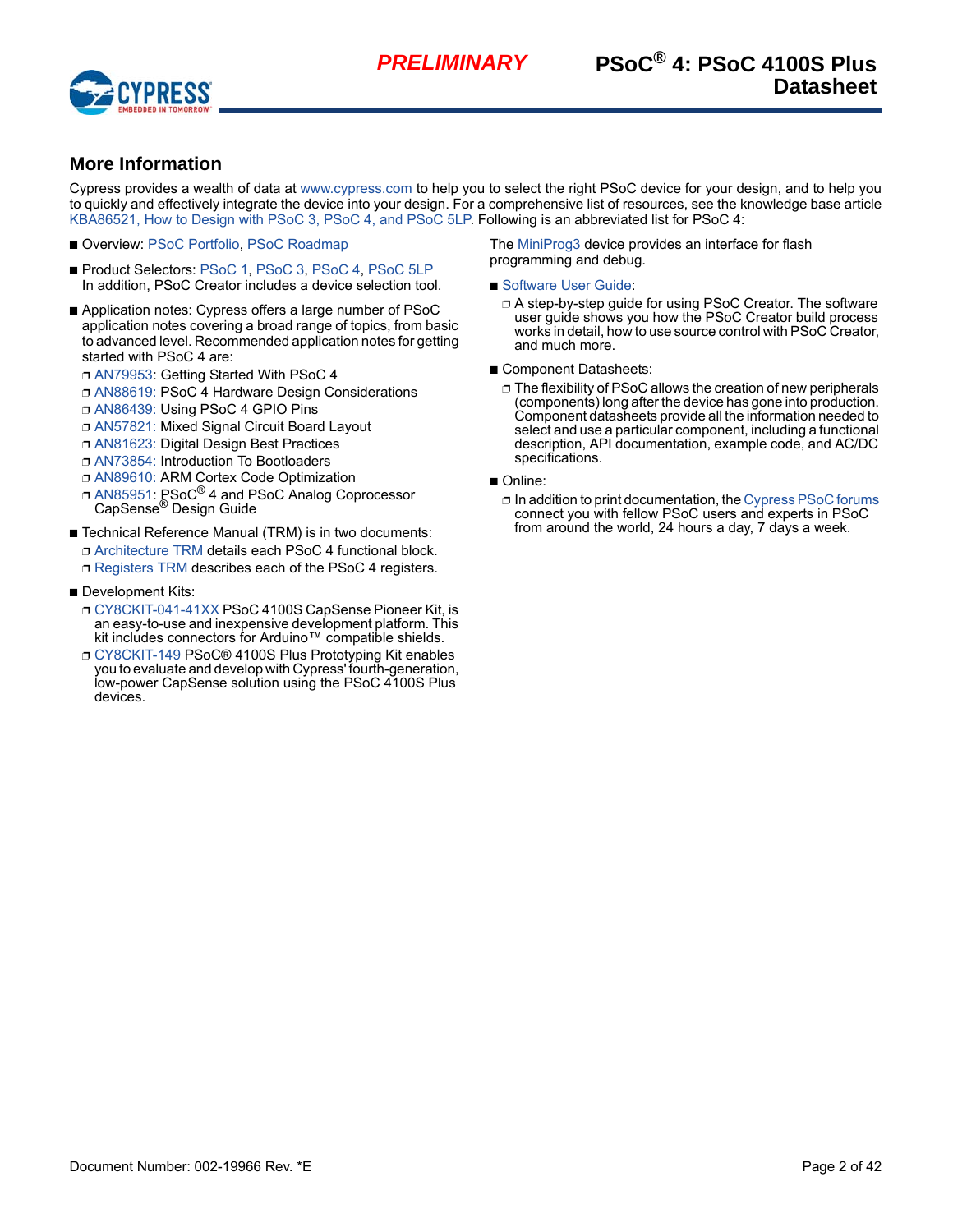## More Information

Cypress provides a wealth of data at www.cypress.com to help you to select the right PSoC device for your design, and to help you to quickly and effectively integrate the device into your design. For a comprehensive list of resources, see the knowledge base article KBA86521, How to Design with PSoC 3, PSoC 4, and PSoC 5LP. Following is an abbreviated list for PSoC 4:

- Overview: PSoC Portfolio, PSoC Roadmap
- Product Selectors: PSoC 1, PSoC 3, PSoC 4, PSoC 5LP
  In addition, PSoC Creator includes a device selection tool.
- Application notes: Cypress offers a large number of PSoC application notes covering a broad range of topics, from basic to advanced level. Recommended application notes for getting started with PSoC 4 are:
  - AN79953: Getting Started With PSoC 4
  - AN88619: PSoC 4 Hardware Design Considerations
  - AN86439: Using PSoC 4 GPIO Pins
  - AN57821: Mixed Signal Circuit Board Layout
  - AN81623: Digital Design Best Practices
  - AN73854: Introduction To Bootloaders
  - AN89610: ARM Cortex Code Optimization
  - AN85951: PSoC® 4 and PSoC Analog Coprocessor CapSense® Design Guide
- Technical Reference Manual (TRM) is in two documents:
  - Architecture TRM details each PSoC 4 functional block.
  - Registers TRM describes each of the PSoC 4 registers.
- Development Kits:
  - CY8CKIT-041-41XX PSoC 4100S CapSense Pioneer Kit, is an easy-to-use and inexpensive development platform. This kit includes connectors for Arduino™ compatible shields.
  - CY8CKIT-149 PSoC® 4100S Plus Prototyping Kit enables you to evaluate and develop with Cypress' fourth-generation, low-power CapSense solution using the PSoC 4100S Plus devices.

The MiniProg3 device provides an interface for flash programming and debug.

- Software User Guide:
  - A step-by-step guide for using PSoC Creator. The software user guide shows you how the PSoC Creator build process works in detail, how to use source control with PSoC Creator, and much more.
- Component Datasheets:
  - The flexibility of PSoC allows the creation of new peripherals (components) long after the device has gone into production. Component datasheets provide all the information needed to select and use a particular component, including a functional description, API documentation, example code, and AC/DC specifications.
- Online:
  - In addition to print documentation, the Cypress PSoC forums connect you with fellow PSoC users and experts in PSoC from around the world, 24 hours a day, 7 days a week.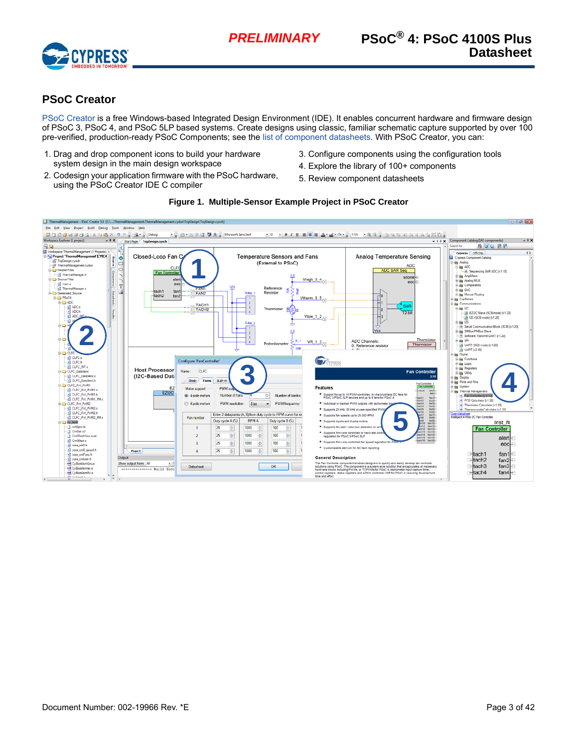## PSoC Creator

PSoC Creator is a free Windows-based Integrated Design Environment (IDE). It enables concurrent hardware and firmware design of PSoC 3, PSoC 4, and PSoC 5LP based systems. Create designs using classic, familiar schematic capture supported by over 100 pre-verified, production-ready PSoC Components; see the list of component datasheets. With PSoC Creator, you can:

1. Drag and drop component icons to build your hardware system design in the main design workspace
2. Codesign your application firmware with the PSoC hardware, using the PSoC Creator IDE C compiler
3. Configure components using the configuration tools
4. Explore the library of 100+ components
5. Review component datasheets

**Figure 1. Multiple-Sensor Example Project in PSoC Creator**

Document Number: 002-19966 Rev. *E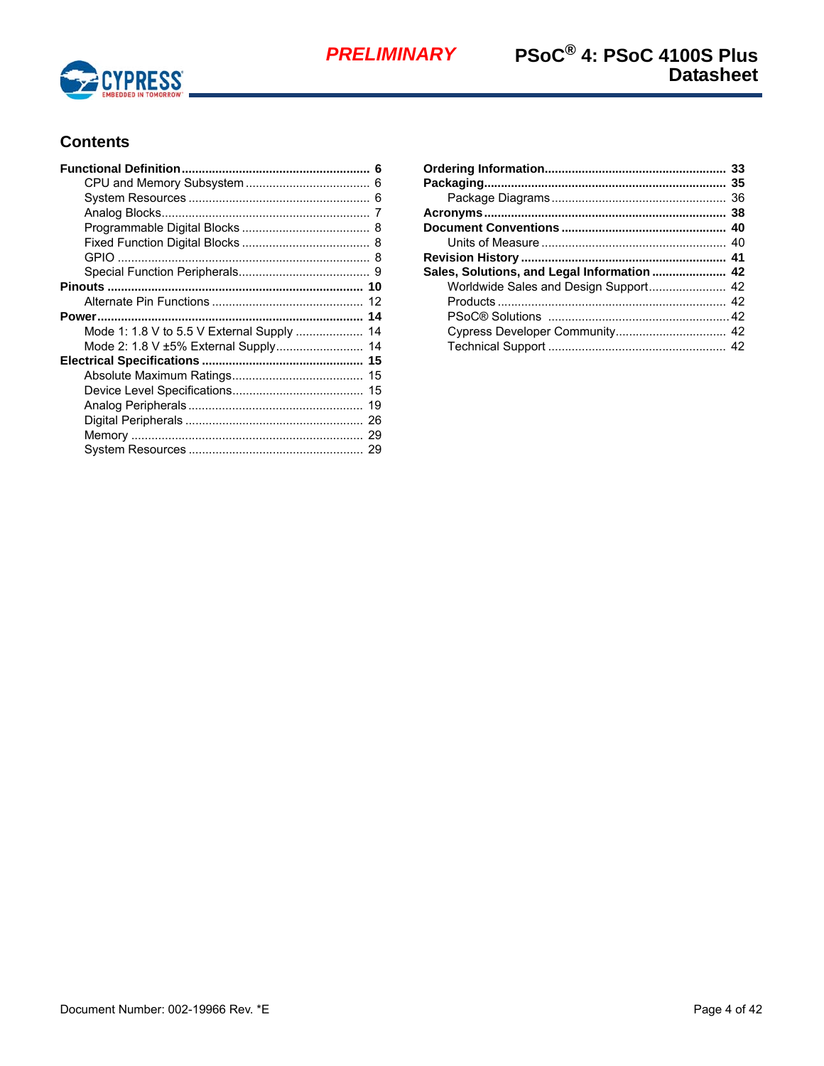## Contents

- **Functional Definition** .......... **6**
  - CPU and Memory Subsystem .......... 6
  - System Resources .......... 6
  - Analog Blocks .......... 7
  - Programmable Digital Blocks .......... 8
  - Fixed Function Digital Blocks .......... 8
  - GPIO .......... 8
  - Special Function Peripherals .......... 9
- **Pinouts** .......... **10**
  - Alternate Pin Functions .......... 12
- **Power** .......... **14**
  - Mode 1: 1.8 V to 5.5 V External Supply .......... 14
  - Mode 2: 1.8 V ±5% External Supply .......... 14
- **Electrical Specifications** .......... **15**
  - Absolute Maximum Ratings .......... 15
  - Device Level Specifications .......... 15
  - Analog Peripherals .......... 19
  - Digital Peripherals .......... 26
  - Memory .......... 29
  - System Resources .......... 29
- **Ordering Information** .......... **33**
- **Packaging** .......... **35**
  - Package Diagrams .......... 36
- **Acronyms** .......... **38**
- **Document Conventions** .......... **40**
  - Units of Measure .......... 40
- **Revision History** .......... **41**
- **Sales, Solutions, and Legal Information** .......... **42**
  - Worldwide Sales and Design Support .......... 42
  - Products .......... 42
  - PSoC® Solutions .......... 42
  - Cypress Developer Community .......... 42
  - Technical Support .......... 42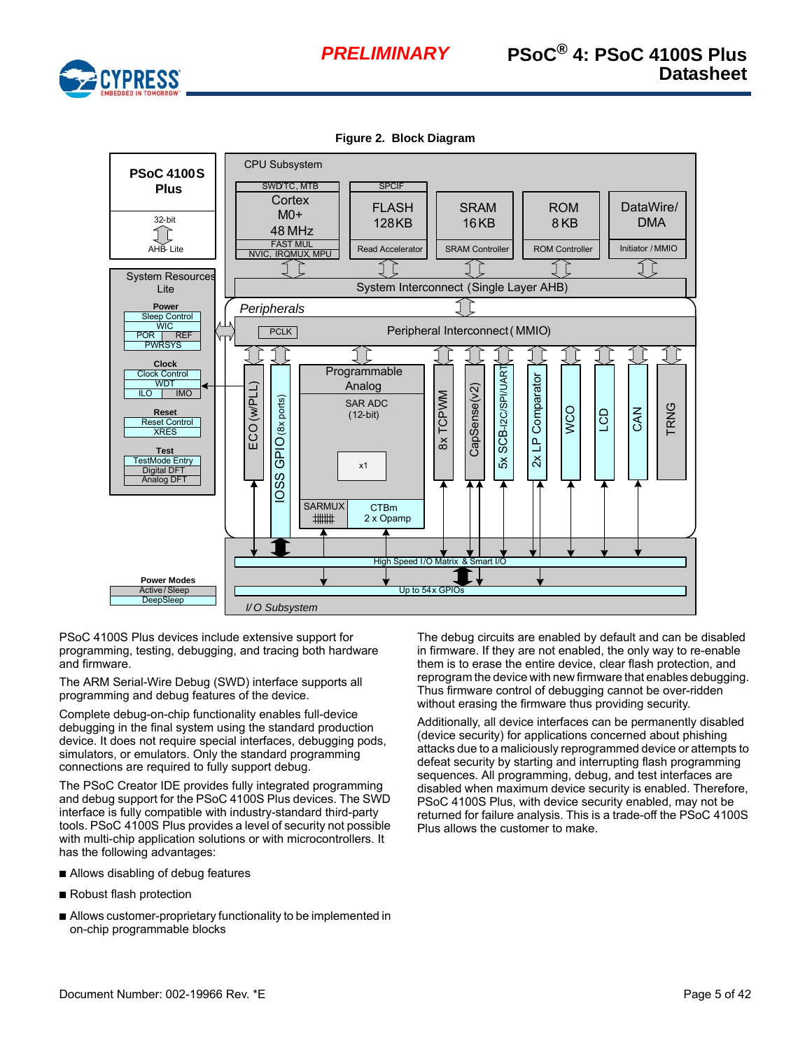**Figure 2. Block Diagram**

PSoC 4100S Plus devices include extensive support for programming, testing, debugging, and tracing both hardware and firmware.

The ARM Serial-Wire Debug (SWD) interface supports all programming and debug features of the device.

Complete debug-on-chip functionality enables full-device debugging in the final system using the standard production device. It does not require special interfaces, debugging pods, simulators, or emulators. Only the standard programming connections are required to fully support debug.

The PSoC Creator IDE provides fully integrated programming and debug support for the PSoC 4100S Plus devices. The SWD interface is fully compatible with industry-standard third-party tools. PSoC 4100S Plus provides a level of security not possible with multi-chip application solutions or with microcontrollers. It has the following advantages:

- Allows disabling of debug features
- Robust flash protection
- Allows customer-proprietary functionality to be implemented in on-chip programmable blocks

The debug circuits are enabled by default and can be disabled in firmware. If they are not enabled, the only way to re-enable them is to erase the entire device, clear flash protection, and reprogram the device with new firmware that enables debugging. Thus firmware control of debugging cannot be over-ridden without erasing the firmware thus providing security.

Additionally, all device interfaces can be permanently disabled (device security) for applications concerned about phishing attacks due to a maliciously reprogrammed device or attempts to defeat security by starting and interrupting flash programming sequences. All programming, debug, and test interfaces are disabled when maximum device security is enabled. Therefore, PSoC 4100S Plus, with device security enabled, may not be returned for failure analysis. This is a trade-off the PSoC 4100S Plus allows the customer to make.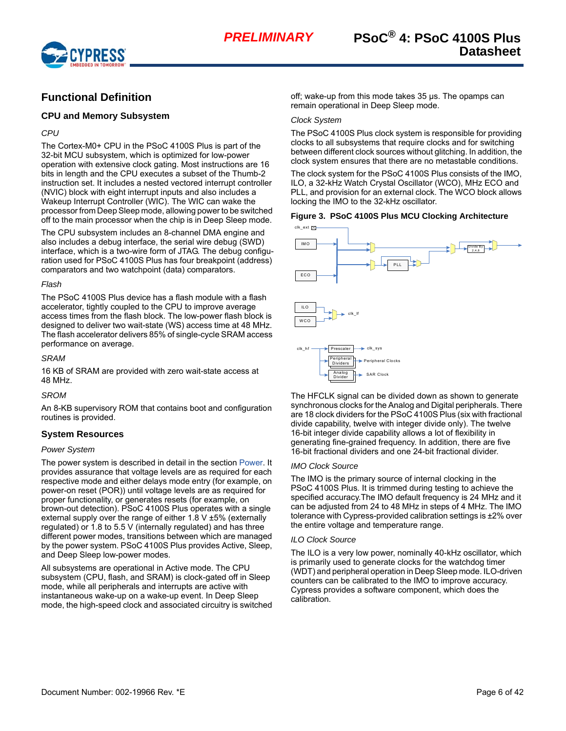## Functional Definition

### CPU and Memory Subsystem

*CPU*

The Cortex-M0+ CPU in the PSoC 4100S Plus is part of the 32-bit MCU subsystem, which is optimized for low-power operation with extensive clock gating. Most instructions are 16 bits in length and the CPU executes a subset of the Thumb-2 instruction set. It includes a nested vectored interrupt controller (NVIC) block with eight interrupt inputs and also includes a Wakeup Interrupt Controller (WIC). The WIC can wake the processor from Deep Sleep mode, allowing power to be switched off to the main processor when the chip is in Deep Sleep mode.

The CPU subsystem includes an 8-channel DMA engine and also includes a debug interface, the serial wire debug (SWD) interface, which is a two-wire form of JTAG. The debug configuration used for PSoC 4100S Plus has four breakpoint (address) comparators and two watchpoint (data) comparators.

*Flash*

The PSoC 4100S Plus device has a flash module with a flash accelerator, tightly coupled to the CPU to improve average access times from the flash block. The low-power flash block is designed to deliver two wait-state (WS) access time at 48 MHz. The flash accelerator delivers 85% of single-cycle SRAM access performance on average.

*SRAM*

16 KB of SRAM are provided with zero wait-state access at 48 MHz.

*SROM*

An 8-KB supervisory ROM that contains boot and configuration routines is provided.

### System Resources

*Power System*

The power system is described in detail in the section Power. It provides assurance that voltage levels are as required for each respective mode and either delays mode entry (for example, on power-on reset (POR)) until voltage levels are as required for proper functionality, or generates resets (for example, on brown-out detection). PSoC 4100S Plus operates with a single external supply over the range of either 1.8 V ±5% (externally regulated) or 1.8 to 5.5 V (internally regulated) and has three different power modes, transitions between which are managed by the power system. PSoC 4100S Plus provides Active, Sleep, and Deep Sleep low-power modes.

All subsystems are operational in Active mode. The CPU subsystem (CPU, flash, and SRAM) is clock-gated off in Sleep mode, while all peripherals and interrupts are active with instantaneous wake-up on a wake-up event. In Deep Sleep mode, the high-speed clock and associated circuitry is switched off; wake-up from this mode takes 35 µs. The opamps can remain operational in Deep Sleep mode.

*Clock System*

The PSoC 4100S Plus clock system is responsible for providing clocks to all subsystems that require clocks and for switching between different clock sources without glitching. In addition, the clock system ensures that there are no metastable conditions.

The clock system for the PSoC 4100S Plus consists of the IMO, ILO, a 32-kHz Watch Crystal Oscillator (WCO), MHz ECO and PLL, and provision for an external clock. The WCO block allows locking the IMO to the 32-kHz oscillator.

**Figure 3. PSoC 4100S Plus MCU Clocking Architecture**

The HFCLK signal can be divided down as shown to generate synchronous clocks for the Analog and Digital peripherals. There are 18 clock dividers for the PSoC 4100S Plus (six with fractional divide capability, twelve with integer divide only). The twelve 16-bit integer divide capability allows a lot of flexibility in generating fine-grained frequency. In addition, there are five 16-bit fractional dividers and one 24-bit fractional divider.

*IMO Clock Source*

The IMO is the primary source of internal clocking in the PSoC 4100S Plus. It is trimmed during testing to achieve the specified accuracy.The IMO default frequency is 24 MHz and it can be adjusted from 24 to 48 MHz in steps of 4 MHz. The IMO tolerance with Cypress-provided calibration settings is ±2% over the entire voltage and temperature range.

*ILO Clock Source*

The ILO is a very low power, nominally 40-kHz oscillator, which is primarily used to generate clocks for the watchdog timer (WDT) and peripheral operation in Deep Sleep mode. ILO-driven counters can be calibrated to the IMO to improve accuracy. Cypress provides a software component, which does the calibration.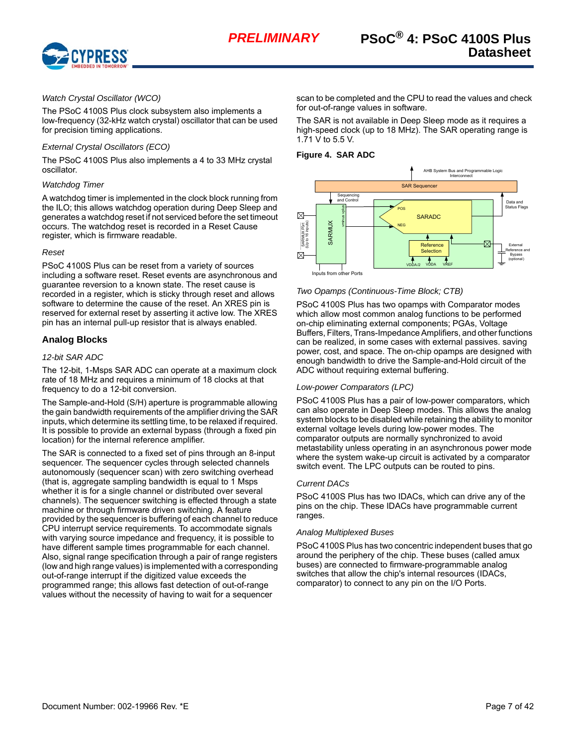*Watch Crystal Oscillator (WCO)*

The PSoC 4100S Plus clock subsystem also implements a low-frequency (32-kHz watch crystal) oscillator that can be used for precision timing applications.

*External Crystal Oscillators (ECO)*

The PSoC 4100S Plus also implements a 4 to 33 MHz crystal oscillator.

*Watchdog Timer*

A watchdog timer is implemented in the clock block running from the ILO; this allows watchdog operation during Deep Sleep and generates a watchdog reset if not serviced before the set timeout occurs. The watchdog reset is recorded in a Reset Cause register, which is firmware readable.

*Reset*

PSoC 4100S Plus can be reset from a variety of sources including a software reset. Reset events are asynchronous and guarantee reversion to a known state. The reset cause is recorded in a register, which is sticky through reset and allows software to determine the cause of the reset. An XRES pin is reserved for external reset by asserting it active low. The XRES pin has an internal pull-up resistor that is always enabled.

### Analog Blocks

*12-bit SAR ADC*

The 12-bit, 1-Msps SAR ADC can operate at a maximum clock rate of 18 MHz and requires a minimum of 18 clocks at that frequency to do a 12-bit conversion.

The Sample-and-Hold (S/H) aperture is programmable allowing the gain bandwidth requirements of the amplifier driving the SAR inputs, which determine its settling time, to be relaxed if required. It is possible to provide an external bypass (through a fixed pin location) for the internal reference amplifier.

The SAR is connected to a fixed set of pins through an 8-input sequencer. The sequencer cycles through selected channels autonomously (sequencer scan) with zero switching overhead (that is, aggregate sampling bandwidth is equal to 1 Msps whether it is for a single channel or distributed over several channels). The sequencer switching is effected through a state machine or through firmware driven switching. A feature provided by the sequencer is buffering of each channel to reduce CPU interrupt service requirements. To accommodate signals with varying source impedance and frequency, it is possible to have different sample times programmable for each channel. Also, signal range specification through a pair of range registers (low and high range values) is implemented with a corresponding out-of-range interrupt if the digitized value exceeds the programmed range; this allows fast detection of out-of-range values without the necessity of having to wait for a sequencer scan to be completed and the CPU to read the values and check for out-of-range values in software.

The SAR is not available in Deep Sleep mode as it requires a high-speed clock (up to 18 MHz). The SAR operating range is 1.71 V to 5.5 V.

**Figure 4. SAR ADC**

AHB System Bus and Programmable Logic Interconnect
SAR Sequencer
Sequencing and Control
Data and Status Flags
SARMUX Port (Up to 16 inputs)
SARMUX
vminus vplus
POS
NEG
SARADC
Reference Selection
External Reference and Bypass (optional)
VDDA/2 VDDA VREF
Inputs from other Ports

*Two Opamps (Continuous-Time Block; CTB)*

PSoC 4100S Plus has two opamps with Comparator modes which allow most common analog functions to be performed on-chip eliminating external components; PGAs, Voltage Buffers, Filters, Trans-Impedance Amplifiers, and other functions can be realized, in some cases with external passives. saving power, cost, and space. The on-chip opamps are designed with enough bandwidth to drive the Sample-and-Hold circuit of the ADC without requiring external buffering.

*Low-power Comparators (LPC)*

PSoC 4100S Plus has a pair of low-power comparators, which can also operate in Deep Sleep modes. This allows the analog system blocks to be disabled while retaining the ability to monitor external voltage levels during low-power modes. The comparator outputs are normally synchronized to avoid metastability unless operating in an asynchronous power mode where the system wake-up circuit is activated by a comparator switch event. The LPC outputs can be routed to pins.

*Current DACs*

PSoC 4100S Plus has two IDACs, which can drive any of the pins on the chip. These IDACs have programmable current ranges.

*Analog Multiplexed Buses*

PSoC 4100S Plus has two concentric independent buses that go around the periphery of the chip. These buses (called amux buses) are connected to firmware-programmable analog switches that allow the chip's internal resources (IDACs, comparator) to connect to any pin on the I/O Ports.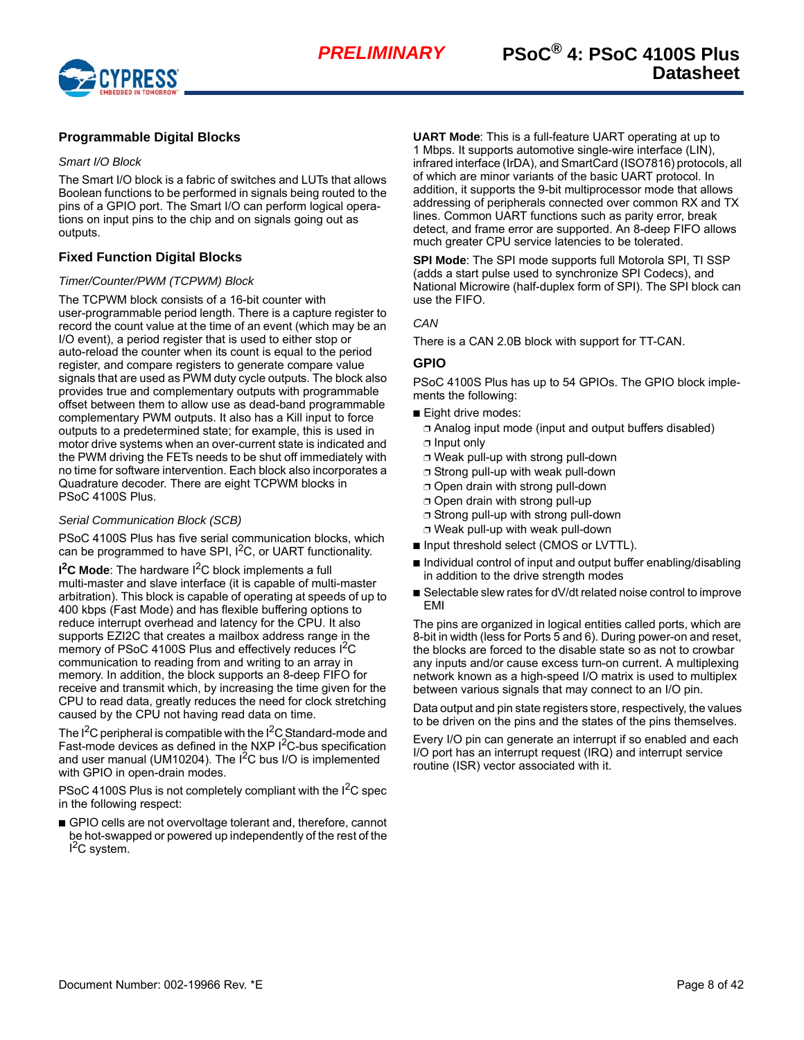## Programmable Digital Blocks

### *Smart I/O Block*

The Smart I/O block is a fabric of switches and LUTs that allows Boolean functions to be performed in signals being routed to the pins of a GPIO port. The Smart I/O can perform logical operations on input pins to the chip and on signals going out as outputs.

## Fixed Function Digital Blocks

### *Timer/Counter/PWM (TCPWM) Block*

The TCPWM block consists of a 16-bit counter with user-programmable period length. There is a capture register to record the count value at the time of an event (which may be an I/O event), a period register that is used to either stop or auto-reload the counter when its count is equal to the period register, and compare registers to generate compare value signals that are used as PWM duty cycle outputs. The block also provides true and complementary outputs with programmable offset between them to allow use as dead-band programmable complementary PWM outputs. It also has a Kill input to force outputs to a predetermined state; for example, this is used in motor drive systems when an over-current state is indicated and the PWM driving the FETs needs to be shut off immediately with no time for software intervention. Each block also incorporates a Quadrature decoder. There are eight TCPWM blocks in PSoC 4100S Plus.

### *Serial Communication Block (SCB)*

PSoC 4100S Plus has five serial communication blocks, which can be programmed to have SPI, $I^2C$, or UART functionality.

**$I^2C$ Mode**: The hardware $I^2C$ block implements a full multi-master and slave interface (it is capable of multi-master arbitration). This block is capable of operating at speeds of up to 400 kbps (Fast Mode) and has flexible buffering options to reduce interrupt overhead and latency for the CPU. It also supports EZI2C that creates a mailbox address range in the memory of PSoC 4100S Plus and effectively reduces $I^2C$ communication to reading from and writing to an array in memory. In addition, the block supports an 8-deep FIFO for receive and transmit which, by increasing the time given for the CPU to read data, greatly reduces the need for clock stretching caused by the CPU not having read data on time.

The $I^2C$ peripheral is compatible with the $I^2C$ Standard-mode and Fast-mode devices as defined in the NXP $I^2C$-bus specification and user manual (UM10204). The $I^2C$ bus I/O is implemented with GPIO in open-drain modes.

PSoC 4100S Plus is not completely compliant with the $I^2C$ spec in the following respect:

- GPIO cells are not overvoltage tolerant and, therefore, cannot be hot-swapped or powered up independently of the rest of the $I^2C$ system.

**UART Mode**: This is a full-feature UART operating at up to 1 Mbps. It supports automotive single-wire interface (LIN), infrared interface (IrDA), and SmartCard (ISO7816) protocols, all of which are minor variants of the basic UART protocol. In addition, it supports the 9-bit multiprocessor mode that allows addressing of peripherals connected over common RX and TX lines. Common UART functions such as parity error, break detect, and frame error are supported. An 8-deep FIFO allows much greater CPU service latencies to be tolerated.

**SPI Mode**: The SPI mode supports full Motorola SPI, TI SSP (adds a start pulse used to synchronize SPI Codecs), and National Microwire (half-duplex form of SPI). The SPI block can use the FIFO.

### *CAN*

There is a CAN 2.0B block with support for TT-CAN.

## GPIO

PSoC 4100S Plus has up to 54 GPIOs. The GPIO block implements the following:

- Eight drive modes:
  - Analog input mode (input and output buffers disabled)
  - Input only
  - Weak pull-up with strong pull-down
  - Strong pull-up with weak pull-down
  - Open drain with strong pull-down
  - Open drain with strong pull-up
  - Strong pull-up with strong pull-down
  - Weak pull-up with weak pull-down
- Input threshold select (CMOS or LVTTL).
- Individual control of input and output buffer enabling/disabling in addition to the drive strength modes
- Selectable slew rates for dV/dt related noise control to improve EMI

The pins are organized in logical entities called ports, which are 8-bit in width (less for Ports 5 and 6). During power-on and reset, the blocks are forced to the disable state so as not to crowbar any inputs and/or cause excess turn-on current. A multiplexing network known as a high-speed I/O matrix is used to multiplex between various signals that may connect to an I/O pin.

Data output and pin state registers store, respectively, the values to be driven on the pins and the states of the pins themselves.

Every I/O pin can generate an interrupt if so enabled and each I/O port has an interrupt request (IRQ) and interrupt service routine (ISR) vector associated with it.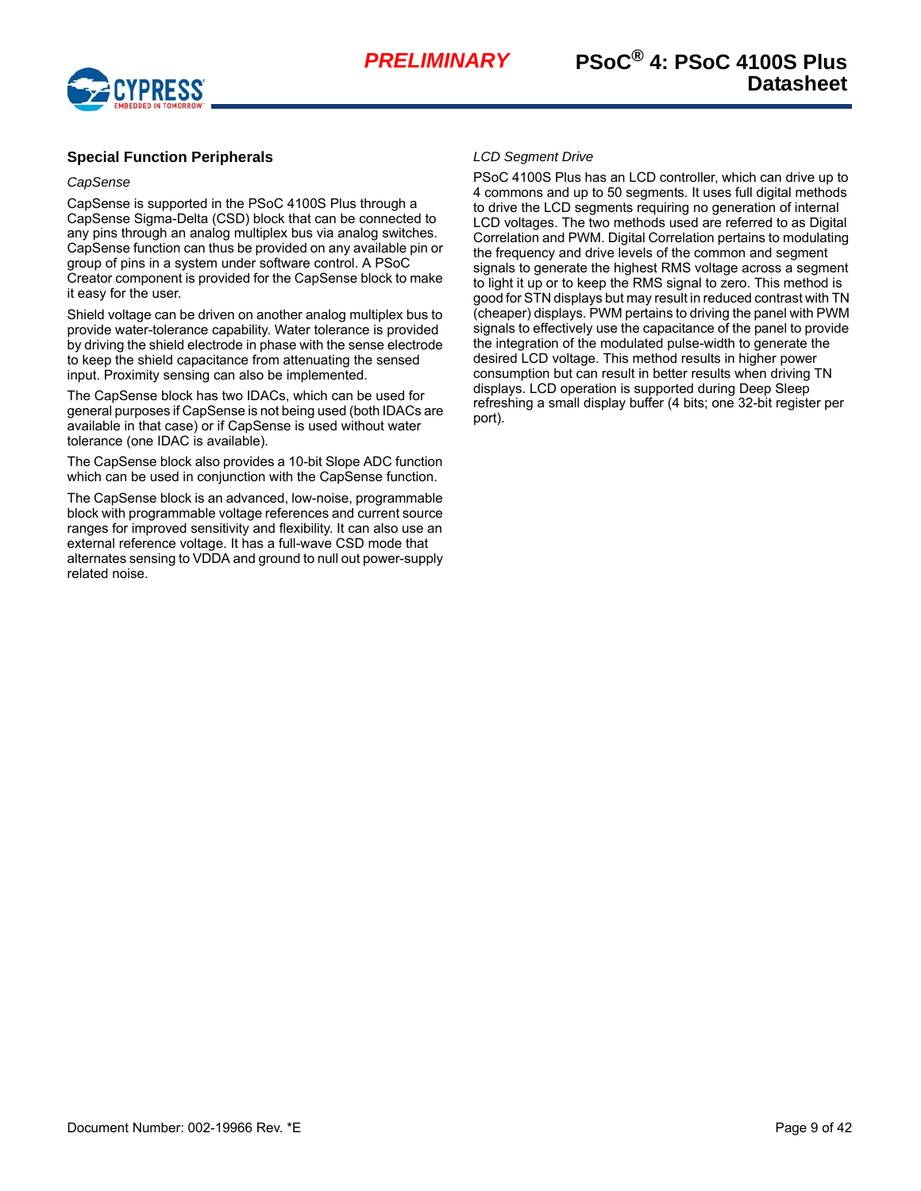## Special Function Peripherals

*CapSense*

CapSense is supported in the PSoC 4100S Plus through a CapSense Sigma-Delta (CSD) block that can be connected to any pins through an analog multiplex bus via analog switches. CapSense function can thus be provided on any available pin or group of pins in a system under software control. A PSoC Creator component is provided for the CapSense block to make it easy for the user.

Shield voltage can be driven on another analog multiplex bus to provide water-tolerance capability. Water tolerance is provided by driving the shield electrode in phase with the sense electrode to keep the shield capacitance from attenuating the sensed input. Proximity sensing can also be implemented.

The CapSense block has two IDACs, which can be used for general purposes if CapSense is not being used (both IDACs are available in that case) or if CapSense is used without water tolerance (one IDAC is available).

The CapSense block also provides a 10-bit Slope ADC function which can be used in conjunction with the CapSense function.

The CapSense block is an advanced, low-noise, programmable block with programmable voltage references and current source ranges for improved sensitivity and flexibility. It can also use an external reference voltage. It has a full-wave CSD mode that alternates sensing to VDDA and ground to null out power-supply related noise.

*LCD Segment Drive*

PSoC 4100S Plus has an LCD controller, which can drive up to 4 commons and up to 50 segments. It uses full digital methods to drive the LCD segments requiring no generation of internal LCD voltages. The two methods used are referred to as Digital Correlation and PWM. Digital Correlation pertains to modulating the frequency and drive levels of the common and segment signals to generate the highest RMS voltage across a segment to light it up or to keep the RMS signal to zero. This method is good for STN displays but may result in reduced contrast with TN (cheaper) displays. PWM pertains to driving the panel with PWM signals to effectively use the capacitance of the panel to provide the integration of the modulated pulse-width to generate the desired LCD voltage. This method results in higher power consumption but can result in better results when driving TN displays. LCD operation is supported during Deep Sleep refreshing a small display buffer (4 bits; one 32-bit register per port).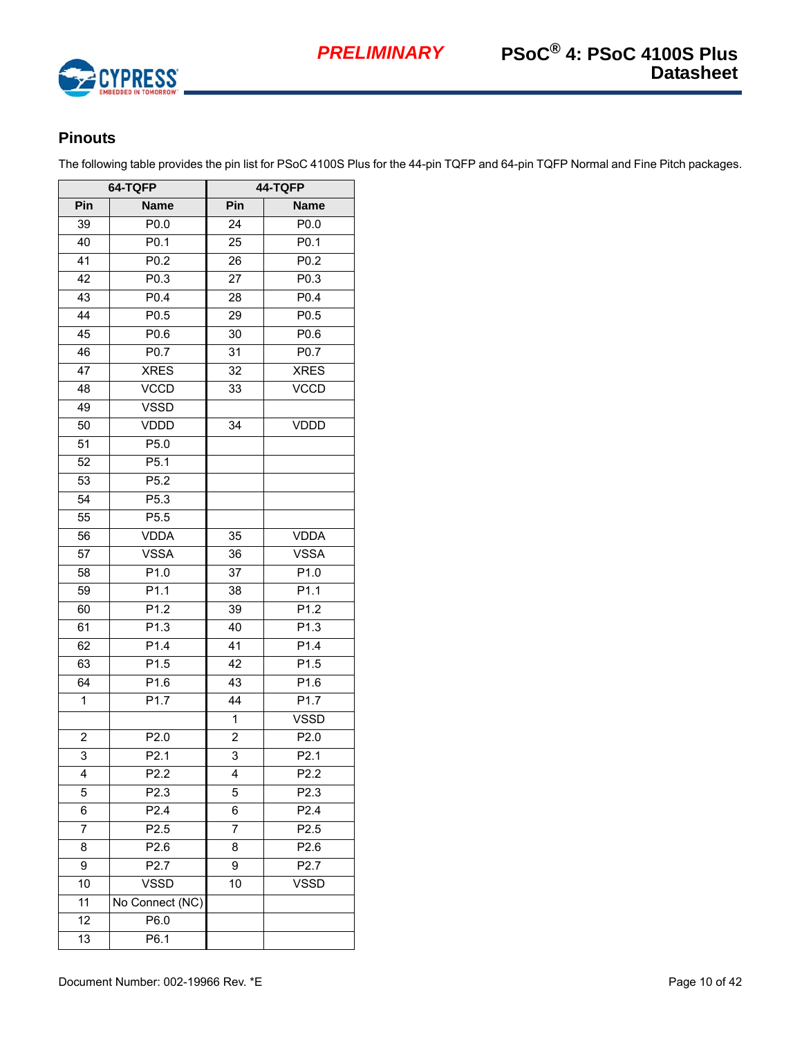## Pinouts

The following table provides the pin list for PSoC 4100S Plus for the 44-pin TQFP and 64-pin TQFP Normal and Fine Pitch packages.

| 64-TQFP | | 44-TQFP | |
|---|---|---|---|
| **Pin** | **Name** | **Pin** | **Name** |
| 39 | P0.0 | 24 | P0.0 |
| 40 | P0.1 | 25 | P0.1 |
| 41 | P0.2 | 26 | P0.2 |
| 42 | P0.3 | 27 | P0.3 |
| 43 | P0.4 | 28 | P0.4 |
| 44 | P0.5 | 29 | P0.5 |
| 45 | P0.6 | 30 | P0.6 |
| 46 | P0.7 | 31 | P0.7 |
| 47 | XRES | 32 | XRES |
| 48 | VCCD | 33 | VCCD |
| 49 | VSSD | | |
| 50 | VDDD | 34 | VDDD |
| 51 | P5.0 | | |
| 52 | P5.1 | | |
| 53 | P5.2 | | |
| 54 | P5.3 | | |
| 55 | P5.5 | | |
| 56 | VDDA | 35 | VDDA |
| 57 | VSSA | 36 | VSSA |
| 58 | P1.0 | 37 | P1.0 |
| 59 | P1.1 | 38 | P1.1 |
| 60 | P1.2 | 39 | P1.2 |
| 61 | P1.3 | 40 | P1.3 |
| 62 | P1.4 | 41 | P1.4 |
| 63 | P1.5 | 42 | P1.5 |
| 64 | P1.6 | 43 | P1.6 |
| 1 | P1.7 | 44 | P1.7 |
| | | 1 | VSSD |
| 2 | P2.0 | 2 | P2.0 |
| 3 | P2.1 | 3 | P2.1 |
| 4 | P2.2 | 4 | P2.2 |
| 5 | P2.3 | 5 | P2.3 |
| 6 | P2.4 | 6 | P2.4 |
| 7 | P2.5 | 7 | P2.5 |
| 8 | P2.6 | 8 | P2.6 |
| 9 | P2.7 | 9 | P2.7 |
| 10 | VSSD | 10 | VSSD |
| 11 | No Connect (NC) | | |
| 12 | P6.0 | | |
| 13 | P6.1 | | |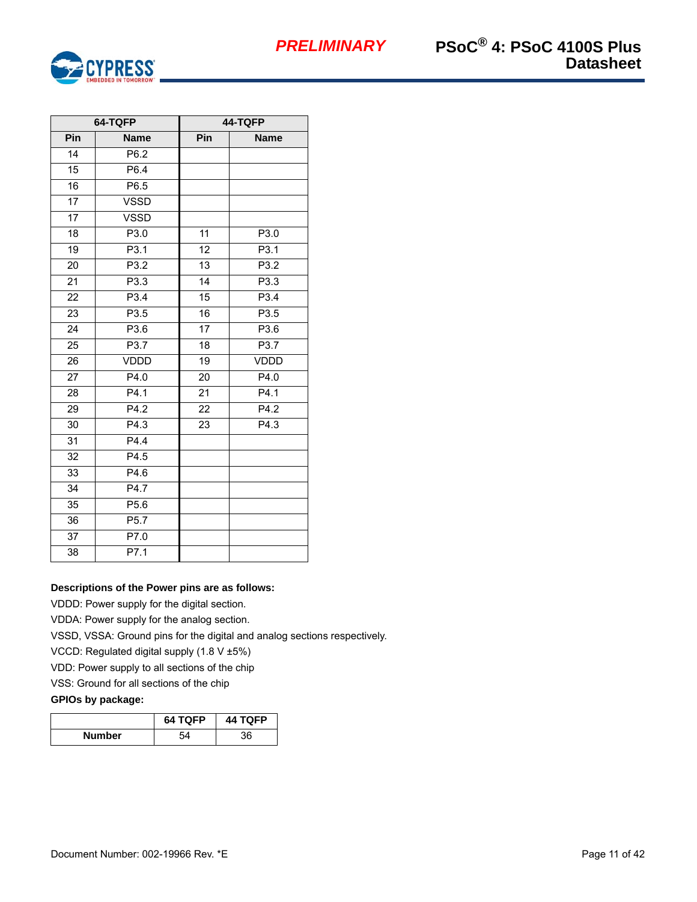| 64-TQFP | | 44-TQFP | |
|---|---|---|---|
| Pin | Name | Pin | Name |
| 14 | P6.2 | | |
| 15 | P6.4 | | |
| 16 | P6.5 | | |
| 17 | VSSD | | |
| 17 | VSSD | | |
| 18 | P3.0 | 11 | P3.0 |
| 19 | P3.1 | 12 | P3.1 |
| 20 | P3.2 | 13 | P3.2 |
| 21 | P3.3 | 14 | P3.3 |
| 22 | P3.4 | 15 | P3.4 |
| 23 | P3.5 | 16 | P3.5 |
| 24 | P3.6 | 17 | P3.6 |
| 25 | P3.7 | 18 | P3.7 |
| 26 | VDDD | 19 | VDDD |
| 27 | P4.0 | 20 | P4.0 |
| 28 | P4.1 | 21 | P4.1 |
| 29 | P4.2 | 22 | P4.2 |
| 30 | P4.3 | 23 | P4.3 |
| 31 | P4.4 | | |
| 32 | P4.5 | | |
| 33 | P4.6 | | |
| 34 | P4.7 | | |
| 35 | P5.6 | | |
| 36 | P5.7 | | |
| 37 | P7.0 | | |
| 38 | P7.1 | | |

**Descriptions of the Power pins are as follows:**

VDDD: Power supply for the digital section.

VDDA: Power supply for the analog section.

VSSD, VSSA: Ground pins for the digital and analog sections respectively.

VCCD: Regulated digital supply (1.8 V ±5%)

VDD: Power supply to all sections of the chip

VSS: Ground for all sections of the chip

**GPIOs by package:**

| | 64 TQFP | 44 TQFP |
|---|---|---|
| **Number** | 54 | 36 |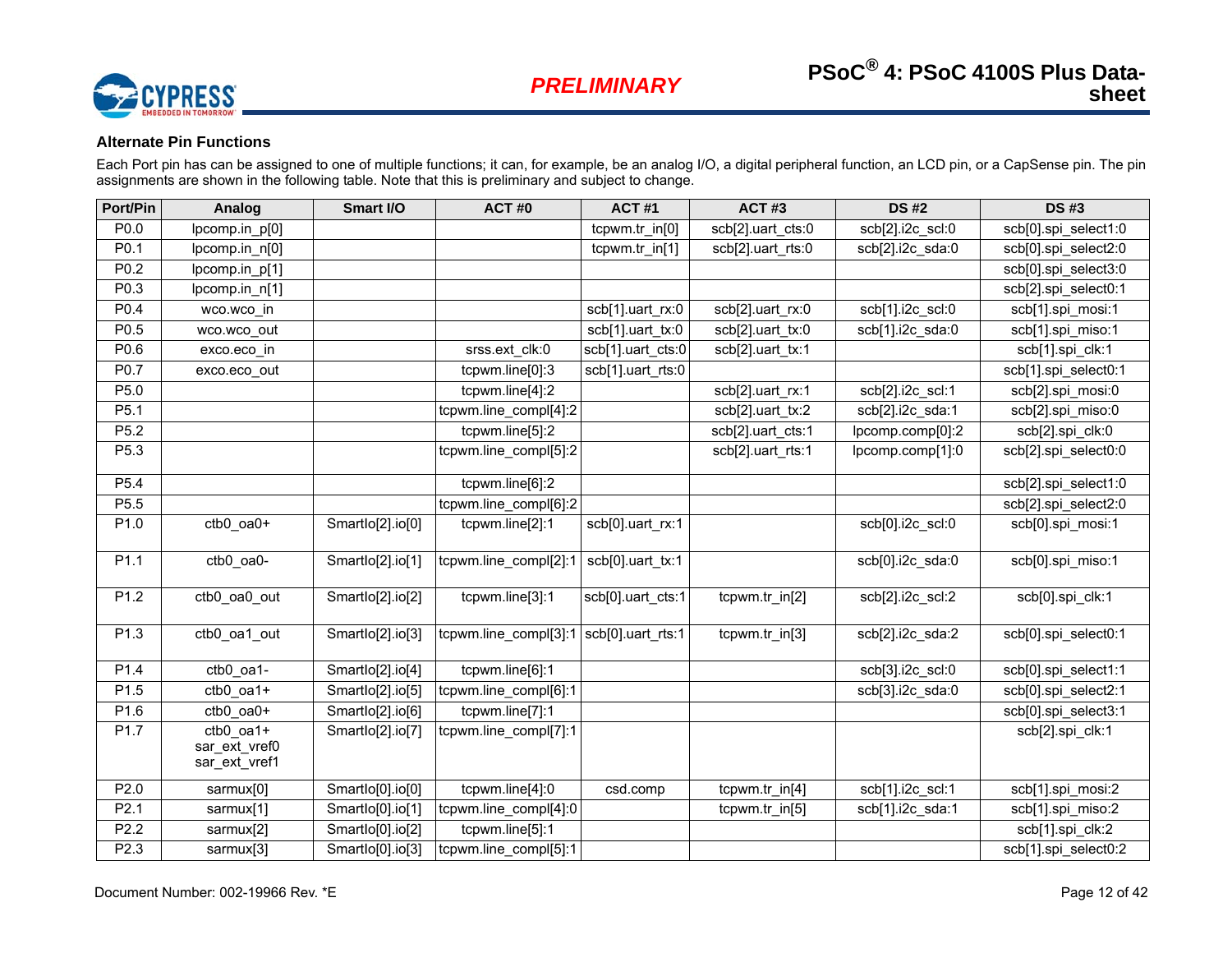### Alternate Pin Functions

Each Port pin has can be assigned to one of multiple functions; it can, for example, be an analog I/O, a digital peripheral function, an LCD pin, or a CapSense pin. The pin assignments are shown in the following table. Note that this is preliminary and subject to change.

| Port/Pin | Analog | Smart I/O | ACT #0 | ACT #1 | ACT #3 | DS #2 | DS #3 |
|---|---|---|---|---|---|---|---|
| P0.0 | lpcomp.in_p[0] | | | tcpwm.tr_in[0] | scb[2].uart_cts:0 | scb[2].i2c_scl:0 | scb[0].spi_select1:0 |
| P0.1 | lpcomp.in_n[0] | | | tcpwm.tr_in[1] | scb[2].uart_rts:0 | scb[2].i2c_sda:0 | scb[0].spi_select2:0 |
| P0.2 | lpcomp.in_p[1] | | | | | | scb[0].spi_select3:0 |
| P0.3 | lpcomp.in_n[1] | | | | | | scb[2].spi_select0:1 |
| P0.4 | wco.wco_in | | | scb[1].uart_rx:0 | scb[2].uart_rx:0 | scb[1].i2c_scl:0 | scb[1].spi_mosi:1 |
| P0.5 | wco.wco_out | | | scb[1].uart_tx:0 | scb[2].uart_tx:0 | scb[1].i2c_sda:0 | scb[1].spi_miso:1 |
| P0.6 | exco.eco_in | | srss.ext_clk:0 | scb[1].uart_cts:0 | scb[2].uart_tx:1 | | scb[1].spi_clk:1 |
| P0.7 | exco.eco_out | | tcpwm.line[0]:3 | scb[1].uart_rts:0 | | | scb[1].spi_select0:1 |
| P5.0 | | | tcpwm.line[4]:2 | | scb[2].uart_rx:1 | scb[2].i2c_scl:1 | scb[2].spi_mosi:0 |
| P5.1 | | | tcpwm.line_compl[4]:2 | | scb[2].uart_tx:2 | scb[2].i2c_sda:1 | scb[2].spi_miso:0 |
| P5.2 | | | tcpwm.line[5]:2 | | scb[2].uart_cts:1 | lpcomp.comp[0]:2 | scb[2].spi_clk:0 |
| P5.3 | | | tcpwm.line_compl[5]:2 | | scb[2].uart_rts:1 | lpcomp.comp[1]:0 | scb[2].spi_select0:0 |
| P5.4 | | | tcpwm.line[6]:2 | | | | scb[2].spi_select1:0 |
| P5.5 | | | tcpwm.line_compl[6]:2 | | | | scb[2].spi_select2:0 |
| P1.0 | ctb0_oa0+ | SmartIo[2].io[0] | tcpwm.line[2]:1 | scb[0].uart_rx:1 | | scb[0].i2c_scl:0 | scb[0].spi_mosi:1 |
| P1.1 | ctb0_oa0- | SmartIo[2].io[1] | tcpwm.line_compl[2]:1 | scb[0].uart_tx:1 | | scb[0].i2c_sda:0 | scb[0].spi_miso:1 |
| P1.2 | ctb0_oa0_out | SmartIo[2].io[2] | tcpwm.line[3]:1 | scb[0].uart_cts:1 | tcpwm.tr_in[2] | scb[2].i2c_scl:2 | scb[0].spi_clk:1 |
| P1.3 | ctb0_oa1_out | SmartIo[2].io[3] | tcpwm.line_compl[3]:1 | scb[0].uart_rts:1 | tcpwm.tr_in[3] | scb[2].i2c_sda:2 | scb[0].spi_select0:1 |
| P1.4 | ctb0_oa1- | SmartIo[2].io[4] | tcpwm.line[6]:1 | | | scb[3].i2c_scl:0 | scb[0].spi_select1:1 |
| P1.5 | ctb0_oa1+ | SmartIo[2].io[5] | tcpwm.line_compl[6]:1 | | | scb[3].i2c_sda:0 | scb[0].spi_select2:1 |
| P1.6 | ctb0_oa0+ | SmartIo[2].io[6] | tcpwm.line[7]:1 | | | | scb[0].spi_select3:1 |
| P1.7 | ctb0_oa1+ sar_ext_vref0 sar_ext_vref1 | SmartIo[2].io[7] | tcpwm.line_compl[7]:1 | | | | scb[2].spi_clk:1 |
| P2.0 | sarmux[0] | SmartIo[0].io[0] | tcpwm.line[4]:0 | csd.comp | tcpwm.tr_in[4] | scb[1].i2c_scl:1 | scb[1].spi_mosi:2 |
| P2.1 | sarmux[1] | SmartIo[0].io[1] | tcpwm.line_compl[4]:0 | | tcpwm.tr_in[5] | scb[1].i2c_sda:1 | scb[1].spi_miso:2 |
| P2.2 | sarmux[2] | SmartIo[0].io[2] | tcpwm.line[5]:1 | | | | scb[1].spi_clk:2 |
| P2.3 | sarmux[3] | SmartIo[0].io[3] | tcpwm.line_compl[5]:1 | | | | scb[1].spi_select0:2 |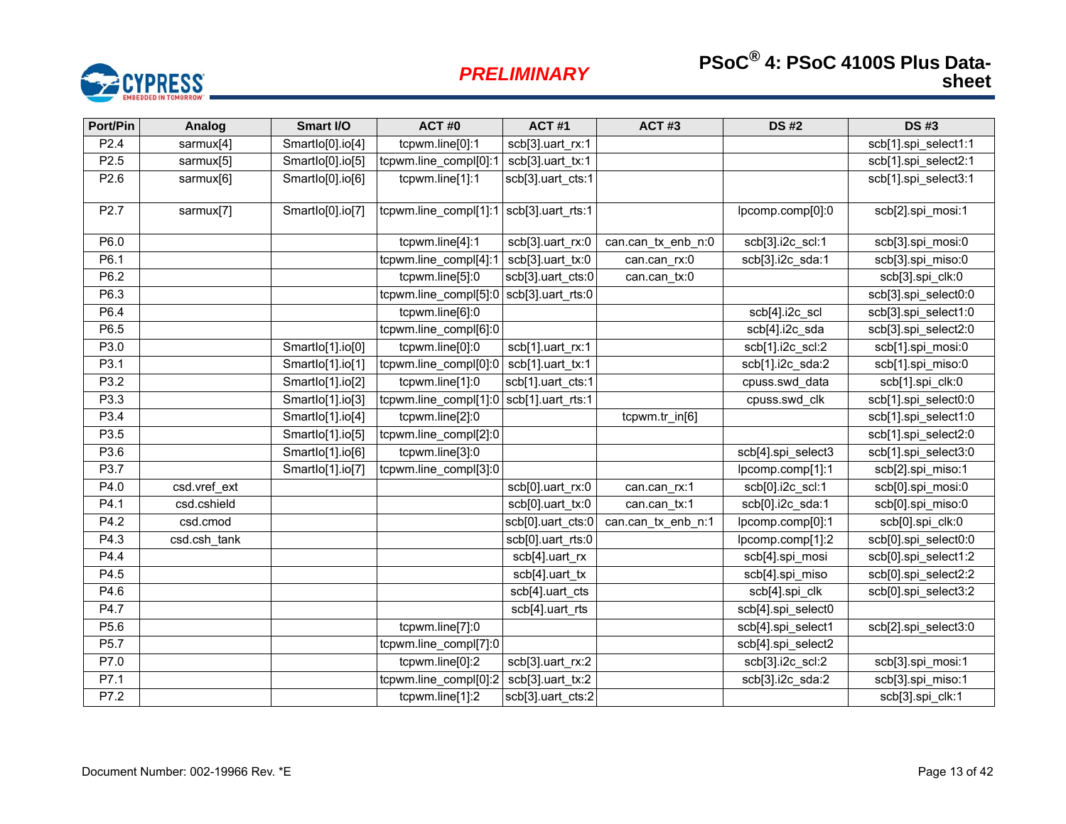| Port/Pin | Analog | Smart I/O | ACT #0 | ACT #1 | ACT #3 | DS #2 | DS #3 |
|---|---|---|---|---|---|---|---|
| P2.4 | sarmux[4] | SmartIo[0].io[4] | tcpwm.line[0]:1 | scb[3].uart_rx:1 | | | scb[1].spi_select1:1 |
| P2.5 | sarmux[5] | SmartIo[0].io[5] | tcpwm.line_compl[0]:1 | scb[3].uart_tx:1 | | | scb[1].spi_select2:1 |
| P2.6 | sarmux[6] | SmartIo[0].io[6] | tcpwm.line[1]:1 | scb[3].uart_cts:1 | | | scb[1].spi_select3:1 |
| P2.7 | sarmux[7] | SmartIo[0].io[7] | tcpwm.line_compl[1]:1 | scb[3].uart_rts:1 | | lpcomp.comp[0]:0 | scb[2].spi_mosi:1 |
| P6.0 | | | tcpwm.line[4]:1 | scb[3].uart_rx:0 | can.can_tx_enb_n:0 | scb[3].i2c_scl:1 | scb[3].spi_mosi:0 |
| P6.1 | | | tcpwm.line_compl[4]:1 | scb[3].uart_tx:0 | can.can_rx:0 | scb[3].i2c_sda:1 | scb[3].spi_miso:0 |
| P6.2 | | | tcpwm.line[5]:0 | scb[3].uart_cts:0 | can.can_tx:0 | | scb[3].spi_clk:0 |
| P6.3 | | | tcpwm.line_compl[5]:0 | scb[3].uart_rts:0 | | | scb[3].spi_select0:0 |
| P6.4 | | | tcpwm.line[6]:0 | | | scb[4].i2c_scl | scb[3].spi_select1:0 |
| P6.5 | | | tcpwm.line_compl[6]:0 | | | scb[4].i2c_sda | scb[3].spi_select2:0 |
| P3.0 | | SmartIo[1].io[0] | tcpwm.line[0]:0 | scb[1].uart_rx:1 | | scb[1].i2c_scl:2 | scb[1].spi_mosi:0 |
| P3.1 | | SmartIo[1].io[1] | tcpwm.line_compl[0]:0 | scb[1].uart_tx:1 | | scb[1].i2c_sda:2 | scb[1].spi_miso:0 |
| P3.2 | | SmartIo[1].io[2] | tcpwm.line[1]:0 | scb[1].uart_cts:1 | | cpuss.swd_data | scb[1].spi_clk:0 |
| P3.3 | | SmartIo[1].io[3] | tcpwm.line_compl[1]:0 | scb[1].uart_rts:1 | | cpuss.swd_clk | scb[1].spi_select0:0 |
| P3.4 | | SmartIo[1].io[4] | tcpwm.line[2]:0 | | tcpwm.tr_in[6] | | scb[1].spi_select1:0 |
| P3.5 | | SmartIo[1].io[5] | tcpwm.line_compl[2]:0 | | | | scb[1].spi_select2:0 |
| P3.6 | | SmartIo[1].io[6] | tcpwm.line[3]:0 | | | scb[4].spi_select3 | scb[1].spi_select3:0 |
| P3.7 | | SmartIo[1].io[7] | tcpwm.line_compl[3]:0 | | | lpcomp.comp[1]:1 | scb[2].spi_miso:1 |
| P4.0 | csd.vref_ext | | | scb[0].uart_rx:0 | can.can_rx:1 | scb[0].i2c_scl:1 | scb[0].spi_mosi:0 |
| P4.1 | csd.cshield | | | scb[0].uart_tx:0 | can.can_tx:1 | scb[0].i2c_sda:1 | scb[0].spi_miso:0 |
| P4.2 | csd.cmod | | | scb[0].uart_cts:0 | can.can_tx_enb_n:1 | lpcomp.comp[0]:1 | scb[0].spi_clk:0 |
| P4.3 | csd.csh_tank | | | scb[0].uart_rts:0 | | lpcomp.comp[1]:2 | scb[0].spi_select0:0 |
| P4.4 | | | | scb[4].uart_rx | | scb[4].spi_mosi | scb[0].spi_select1:2 |
| P4.5 | | | | scb[4].uart_tx | | scb[4].spi_miso | scb[0].spi_select2:2 |
| P4.6 | | | | scb[4].uart_cts | | scb[4].spi_clk | scb[0].spi_select3:2 |
| P4.7 | | | | scb[4].uart_rts | | scb[4].spi_select0 | |
| P5.6 | | | tcpwm.line[7]:0 | | | scb[4].spi_select1 | scb[2].spi_select3:0 |
| P5.7 | | | tcpwm.line_compl[7]:0 | | | scb[4].spi_select2 | |
| P7.0 | | | tcpwm.line[0]:2 | scb[3].uart_rx:2 | | scb[3].i2c_scl:2 | scb[3].spi_mosi:1 |
| P7.1 | | | tcpwm.line_compl[0]:2 | scb[3].uart_tx:2 | | scb[3].i2c_sda:2 | scb[3].spi_miso:1 |
| P7.2 | | | tcpwm.line[1]:2 | scb[3].uart_cts:2 | | | scb[3].spi_clk:1 |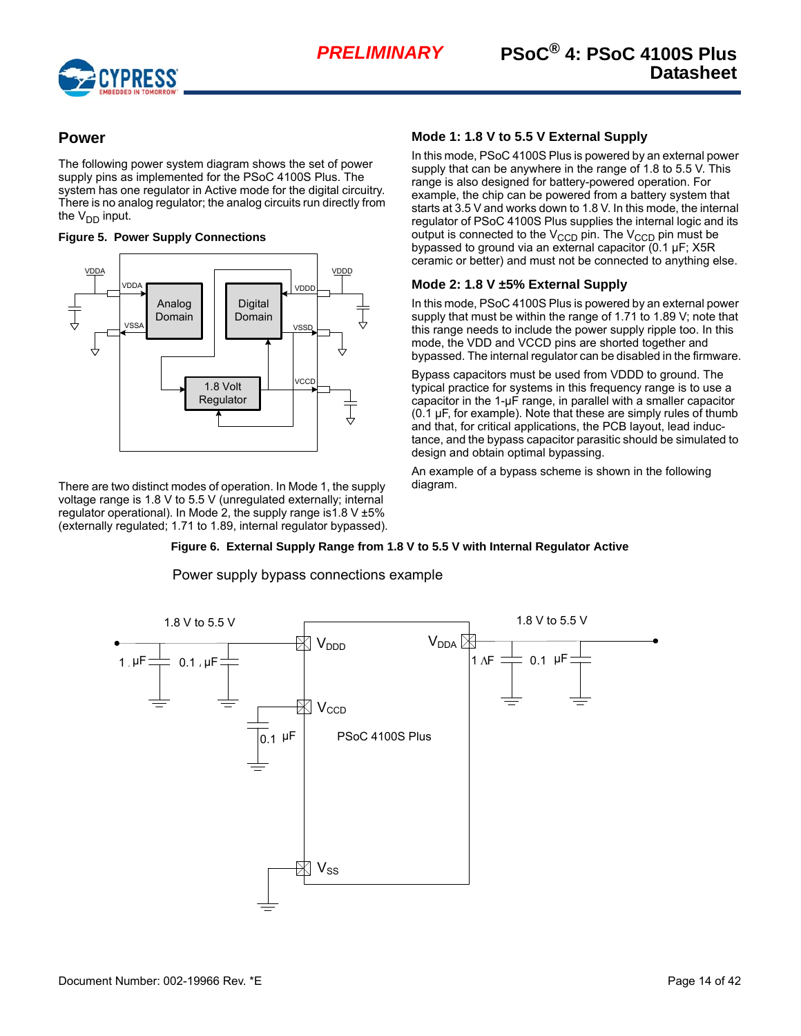## Power

The following power system diagram shows the set of power supply pins as implemented for the PSoC 4100S Plus. The system has one regulator in Active mode for the digital circuitry. There is no analog regulator; the analog circuits run directly from the $V_{DD}$ input.

**Figure 5. Power Supply Connections**

There are two distinct modes of operation. In Mode 1, the supply voltage range is 1.8 V to 5.5 V (unregulated externally; internal regulator operational). In Mode 2, the supply range is1.8 V ±5% (externally regulated; 1.71 to 1.89, internal regulator bypassed).

### Mode 1: 1.8 V to 5.5 V External Supply

In this mode, PSoC 4100S Plus is powered by an external power supply that can be anywhere in the range of 1.8 to 5.5 V. This range is also designed for battery-powered operation. For example, the chip can be powered from a battery system that starts at 3.5 V and works down to 1.8 V. In this mode, the internal regulator of PSoC 4100S Plus supplies the internal logic and its output is connected to the $V_{CCD}$ pin. The $V_{CCD}$ pin must be bypassed to ground via an external capacitor (0.1 µF; X5R ceramic or better) and must not be connected to anything else.

### Mode 2: 1.8 V ±5% External Supply

In this mode, PSoC 4100S Plus is powered by an external power supply that must be within the range of 1.71 to 1.89 V; note that this range needs to include the power supply ripple too. In this mode, the VDD and VCCD pins are shorted together and bypassed. The internal regulator can be disabled in the firmware.

Bypass capacitors must be used from VDDD to ground. The typical practice for systems in this frequency range is to use a capacitor in the 1-µF range, in parallel with a smaller capacitor (0.1 µF, for example). Note that these are simply rules of thumb and that, for critical applications, the PCB layout, lead inductance, and the bypass capacitor parasitic should be simulated to design and obtain optimal bypassing.

An example of a bypass scheme is shown in the following diagram.

**Figure 6. External Supply Range from 1.8 V to 5.5 V with Internal Regulator Active**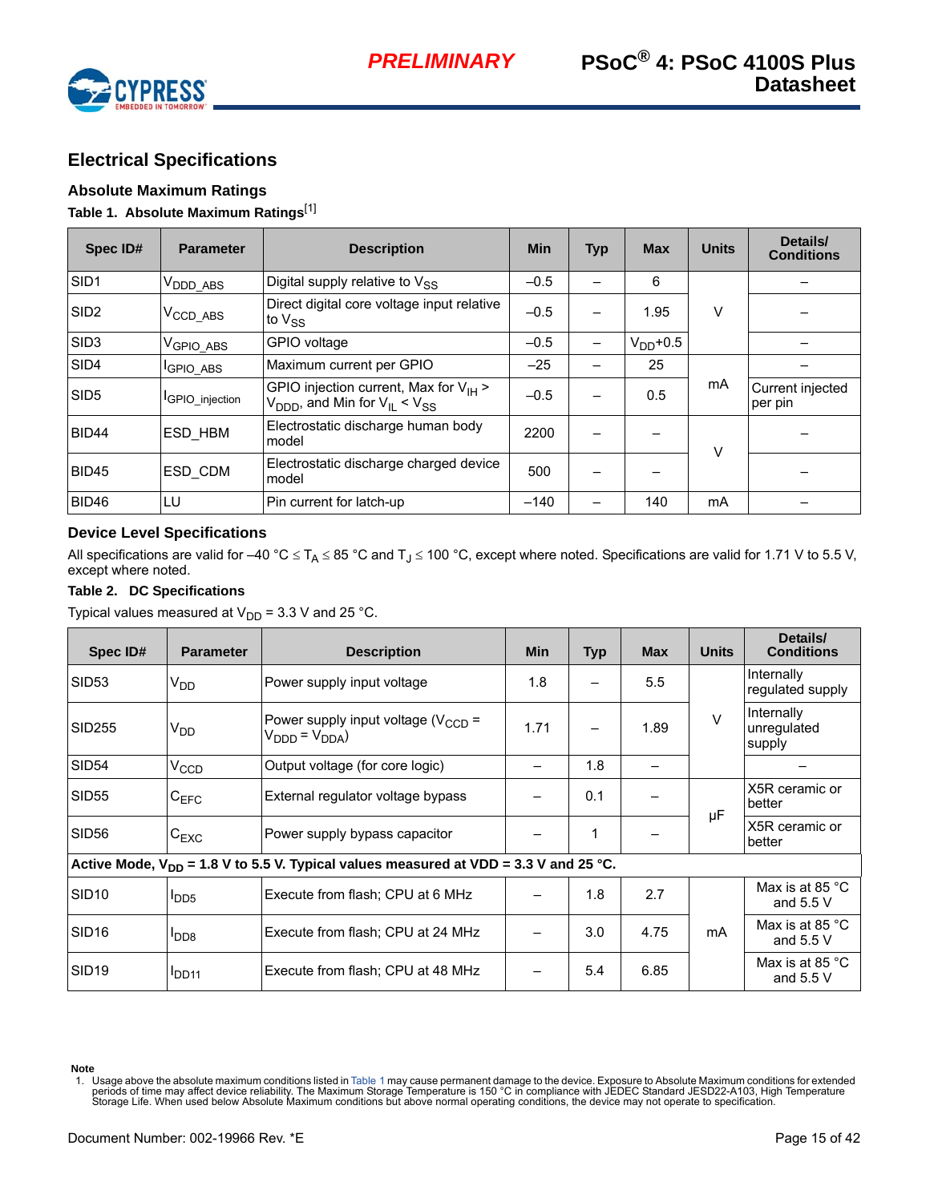## Electrical Specifications

### Absolute Maximum Ratings

**Table 1. Absolute Maximum Ratings**[1]

| Spec ID# | Parameter | Description | Min | Typ | Max | Units | Details/ Conditions |
|---|---|---|---|---|---|---|---|
| SID1 | $V_{DDD\_ABS}$ | Digital supply relative to $V_{SS}$ | –0.5 | – | 6 | V | – |
| SID2 | $V_{CCD\_ABS}$ | Direct digital core voltage input relative to $V_{SS}$ | –0.5 | – | 1.95 | V | – |
| SID3 | $V_{GPIO\_ABS}$ | GPIO voltage | –0.5 | – | $V_{DD}$+0.5 | V | – |
| SID4 | $I_{GPIO\_ABS}$ | Maximum current per GPIO | –25 | – | 25 | mA | – |
| SID5 | $I_{GPIO\_injection}$ | GPIO injection current, Max for $V_{IH} > V_{DDD}$, and Min for $V_{IL} < V_{SS}$ | –0.5 | – | 0.5 | mA | Current injected per pin |
| BID44 | ESD_HBM | Electrostatic discharge human body model | 2200 | – | – | V | – |
| BID45 | ESD_CDM | Electrostatic discharge charged device model | 500 | – | – | V | – |
| BID46 | LU | Pin current for latch-up | –140 | – | 140 | mA | – |

### Device Level Specifications

All specifications are valid for –40 °C ≤ $T_A$ ≤ 85 °C and $T_J$ ≤ 100 °C, except where noted. Specifications are valid for 1.71 V to 5.5 V, except where noted.

**Table 2. DC Specifications**

Typical values measured at $V_{DD}$ = 3.3 V and 25 °C.

| Spec ID# | Parameter | Description | Min | Typ | Max | Units | Details/ Conditions |
|---|---|---|---|---|---|---|---|
| SID53 | $V_{DD}$ | Power supply input voltage | 1.8 | – | 5.5 | V | Internally regulated supply |
| SID255 | $V_{DD}$ | Power supply input voltage ($V_{CCD} = V_{DDD} = V_{DDA}$) | 1.71 | – | 1.89 | V | Internally unregulated supply |
| SID54 | $V_{CCD}$ | Output voltage (for core logic) | – | 1.8 | – | V | – |
| SID55 | $C_{EFC}$ | External regulator voltage bypass | – | 0.1 | – | µF | X5R ceramic or better |
| SID56 | $C_{EXC}$ | Power supply bypass capacitor | – | 1 | – | µF | X5R ceramic or better |
| **Active Mode, $V_{DD}$ = 1.8 V to 5.5 V. Typical values measured at VDD = 3.3 V and 25 °C.** | | | | | | | |
| SID10 | $I_{DD5}$ | Execute from flash; CPU at 6 MHz | – | 1.8 | 2.7 | mA | Max is at 85 °C and 5.5 V |
| SID16 | $I_{DD8}$ | Execute from flash; CPU at 24 MHz | – | 3.0 | 4.75 | mA | Max is at 85 °C and 5.5 V |
| SID19 | $I_{DD11}$ | Execute from flash; CPU at 48 MHz | – | 5.4 | 6.85 | mA | Max is at 85 °C and 5.5 V |

**Note**

1. Usage above the absolute maximum conditions listed in Table 1 may cause permanent damage to the device. Exposure to Absolute Maximum conditions for extended periods of time may affect device reliability. The Maximum Storage Temperature is 150 °C in compliance with JEDEC Standard JESD22-A103, High Temperature Storage Life. When used below Absolute Maximum conditions but above normal operating conditions, the device may not operate to specification.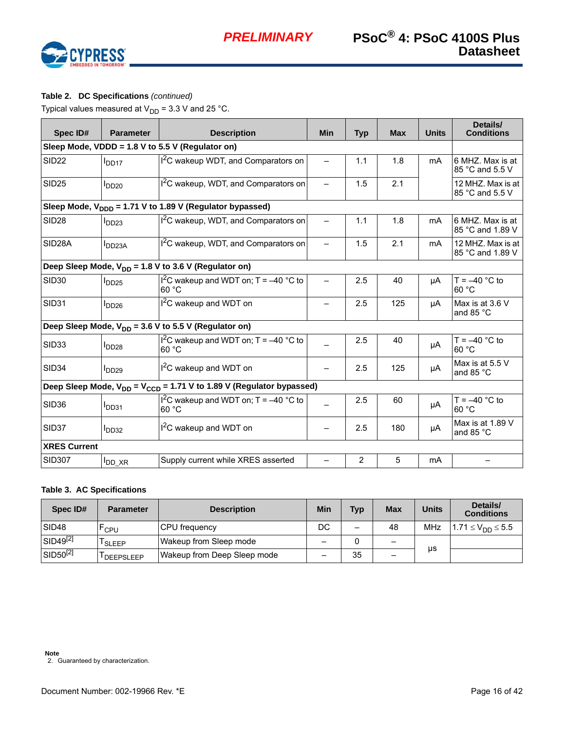**Table 2. DC Specifications** *(continued)*

Typical values measured at $V_{DD}$ = 3.3 V and 25 °C.

| Spec ID# | Parameter | Description | Min | Typ | Max | Units | Details/ Conditions |
|---|---|---|---|---|---|---|---|
| **Sleep Mode, VDDD = 1.8 V to 5.5 V (Regulator on)** | | | | | | | |
| SID22 | $I_{DD17}$ | $I^2C$ wakeup WDT, and Comparators on | – | 1.1 | 1.8 | mA | 6 MHZ. Max is at 85 °C and 5.5 V |
| SID25 | $I_{DD20}$ | $I^2C$ wakeup, WDT, and Comparators on | – | 1.5 | 2.1 | | 12 MHZ. Max is at 85 °C and 5.5 V |
| **Sleep Mode, $V_{DDD}$ = 1.71 V to 1.89 V (Regulator bypassed)** | | | | | | | |
| SID28 | $I_{DD23}$ | $I^2C$ wakeup, WDT, and Comparators on | – | 1.1 | 1.8 | mA | 6 MHZ. Max is at 85 °C and 1.89 V |
| SID28A | $I_{DD23A}$ | $I^2C$ wakeup, WDT, and Comparators on | – | 1.5 | 2.1 | mA | 12 MHZ. Max is at 85 °C and 1.89 V |
| **Deep Sleep Mode, $V_{DD}$ = 1.8 V to 3.6 V (Regulator on)** | | | | | | | |
| SID30 | $I_{DD25}$ | $I^2C$ wakeup and WDT on; T = –40 °C to 60 °C | – | 2.5 | 40 | µA | T = –40 °C to 60 °C |
| SID31 | $I_{DD26}$ | $I^2C$ wakeup and WDT on | – | 2.5 | 125 | µA | Max is at 3.6 V and 85 °C |
| **Deep Sleep Mode, $V_{DD}$ = 3.6 V to 5.5 V (Regulator on)** | | | | | | | |
| SID33 | $I_{DD28}$ | $I^2C$ wakeup and WDT on; T = –40 °C to 60 °C | – | 2.5 | 40 | µA | T = –40 °C to 60 °C |
| SID34 | $I_{DD29}$ | $I^2C$ wakeup and WDT on | – | 2.5 | 125 | µA | Max is at 5.5 V and 85 °C |
| **Deep Sleep Mode, $V_{DD}$ = $V_{CCD}$ = 1.71 V to 1.89 V (Regulator bypassed)** | | | | | | | |
| SID36 | $I_{DD31}$ | $I^2C$ wakeup and WDT on; T = –40 °C to 60 °C | – | 2.5 | 60 | µA | T = –40 °C to 60 °C |
| SID37 | $I_{DD32}$ | $I^2C$ wakeup and WDT on | – | 2.5 | 180 | µA | Max is at 1.89 V and 85 °C |
| **XRES Current** | | | | | | | |
| SID307 | $I_{DD\_XR}$ | Supply current while XRES asserted | – | 2 | 5 | mA | – |

**Table 3. AC Specifications**

| Spec ID# | Parameter | Description | Min | Typ | Max | Units | Details/ Conditions |
|---|---|---|---|---|---|---|---|
| SID48 | $F_{CPU}$ | CPU frequency | DC | – | 48 | MHz | $1.71 \le V_{DD} \le 5.5$ |
| SID49[2] | $T_{SLEEP}$ | Wakeup from Sleep mode | – | 0 | – | µs | |
| SID50[2] | $T_{DEEPSLEEP}$ | Wakeup from Deep Sleep mode | – | 35 | – | | |

**Note**

2. Guaranteed by characterization.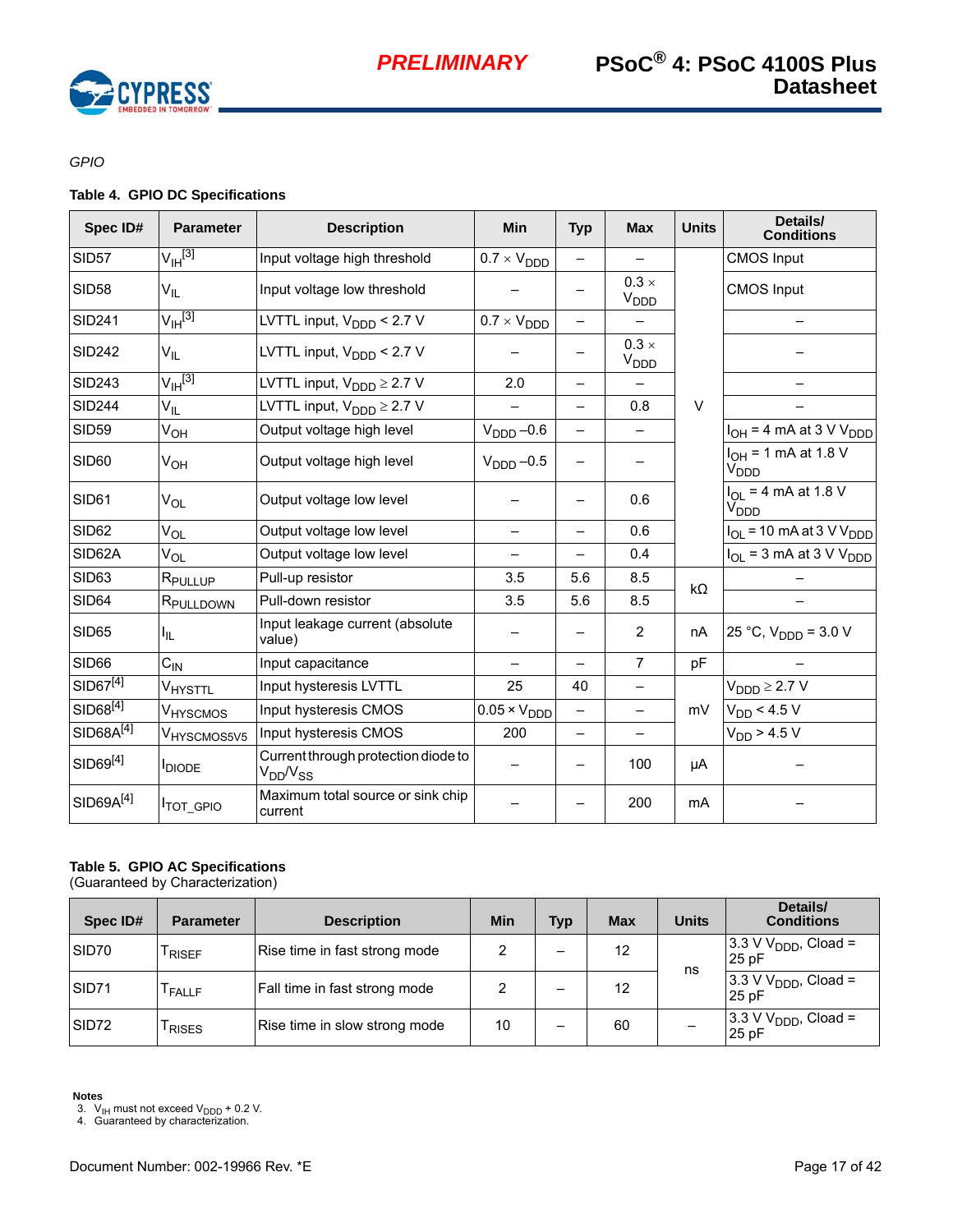*GPIO*

**Table 4. GPIO DC Specifications**

| Spec ID# | Parameter | Description | Min | Typ | Max | Units | Details/ Conditions |
|---|---|---|---|---|---|---|---|
| SID57 | $V_{IH}$[3] | Input voltage high threshold | $0.7 \times V_{DDD}$ | – | – | V | CMOS Input |
| SID58 | $V_{IL}$ | Input voltage low threshold | – | – | $0.3 \times V_{DDD}$ | V | CMOS Input |
| SID241 | $V_{IH}$[3] | LVTTL input, $V_{DDD} < 2.7$ V | $0.7 \times V_{DDD}$ | – | – | V | – |
| SID242 | $V_{IL}$ | LVTTL input, $V_{DDD} < 2.7$ V | – | – | $0.3 \times V_{DDD}$ | V | – |
| SID243 | $V_{IH}$[3] | LVTTL input, $V_{DDD} \geq 2.7$ V | 2.0 | – | – | V | – |
| SID244 | $V_{IL}$ | LVTTL input, $V_{DDD} \geq 2.7$ V | – | – | 0.8 | V | – |
| SID59 | $V_{OH}$ | Output voltage high level | $V_{DDD} - 0.6$ | – | – | V | $I_{OH}$ = 4 mA at 3 V $V_{DDD}$ |
| SID60 | $V_{OH}$ | Output voltage high level | $V_{DDD} - 0.5$ | – | – | V | $I_{OH}$ = 1 mA at 1.8 V $V_{DDD}$ |
| SID61 | $V_{OL}$ | Output voltage low level | – | – | 0.6 | V | $I_{OL}$ = 4 mA at 1.8 V $V_{DDD}$ |
| SID62 | $V_{OL}$ | Output voltage low level | – | – | 0.6 | V | $I_{OL}$ = 10 mA at 3 V $V_{DDD}$ |
| SID62A | $V_{OL}$ | Output voltage low level | – | – | 0.4 | V | $I_{OL}$ = 3 mA at 3 V $V_{DDD}$ |
| SID63 | $R_{PULLUP}$ | Pull-up resistor | 3.5 | 5.6 | 8.5 | kΩ | – |
| SID64 | $R_{PULLDOWN}$ | Pull-down resistor | 3.5 | 5.6 | 8.5 | kΩ | – |
| SID65 | $I_{IL}$ | Input leakage current (absolute value) | – | – | 2 | nA | 25 °C, $V_{DDD}$ = 3.0 V |
| SID66 | $C_{IN}$ | Input capacitance | – | – | 7 | pF | – |
| SID67[4] | $V_{HYSTTL}$ | Input hysteresis LVTTL | 25 | 40 | – | mV | $V_{DDD} \geq 2.7$ V |
| SID68[4] | $V_{HYSCMOS}$ | Input hysteresis CMOS | $0.05 \times V_{DDD}$ | – | – | mV | $V_{DD} < 4.5$ V |
| SID68A[4] | $V_{HYSCMOS5V5}$ | Input hysteresis CMOS | 200 | – | – | mV | $V_{DD} > 4.5$ V |
| SID69[4] | $I_{DIODE}$ | Current through protection diode to $V_{DD}/V_{SS}$ | – | – | 100 | µA | – |
| SID69A[4] | $I_{TOT\_GPIO}$ | Maximum total source or sink chip current | – | – | 200 | mA | – |

**Table 5. GPIO AC Specifications**
(Guaranteed by Characterization)

| Spec ID# | Parameter | Description | Min | Typ | Max | Units | Details/ Conditions |
|---|---|---|---|---|---|---|---|
| SID70 | $T_{RISEF}$ | Rise time in fast strong mode | 2 | – | 12 | ns | 3.3 V $V_{DDD}$, Cload = 25 pF |
| SID71 | $T_{FALLF}$ | Fall time in fast strong mode | 2 | – | 12 | ns | 3.3 V $V_{DDD}$, Cload = 25 pF |
| SID72 | $T_{RISES}$ | Rise time in slow strong mode | 10 | – | 60 | – | 3.3 V $V_{DDD}$, Cload = 25 pF |

**Notes**
3. $V_{IH}$ must not exceed $V_{DDD}$ + 0.2 V.
4. Guaranteed by characterization.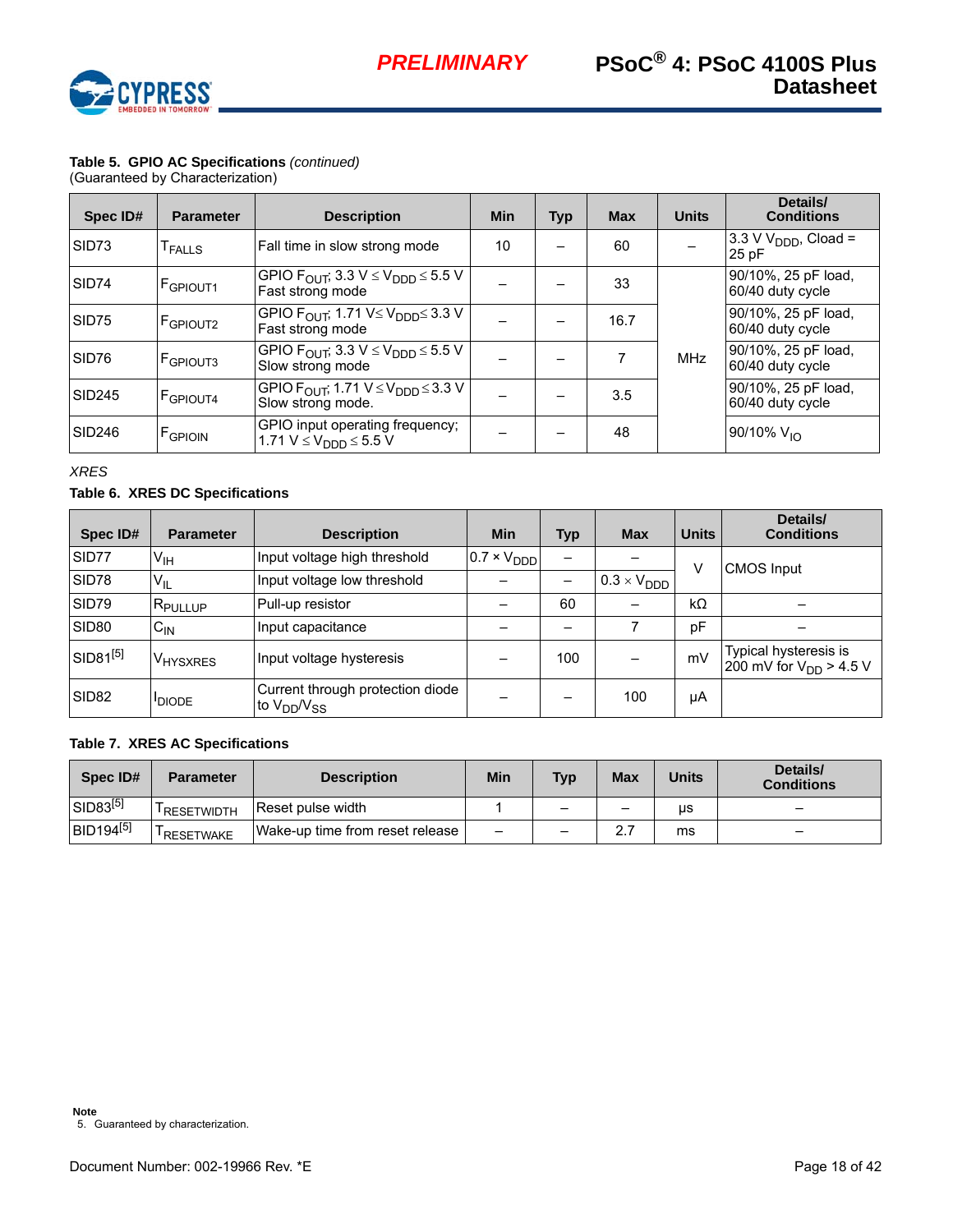**Table 5. GPIO AC Specifications** *(continued)*
(Guaranteed by Characterization)

| Spec ID# | Parameter | Description | Min | Typ | Max | Units | Details/ Conditions |
|---|---|---|---|---|---|---|---|
| SID73 | $T_{FALLS}$ | Fall time in slow strong mode | 10 | – | 60 | – | 3.3 V $V_{DDD}$, Cload = 25 pF |
| SID74 | $F_{GPIOUT1}$ | GPIO $F_{OUT}$; 3.3 V ≤ $V_{DDD}$ ≤ 5.5 V Fast strong mode | – | – | 33 | MHz | 90/10%, 25 pF load, 60/40 duty cycle |
| SID75 | $F_{GPIOUT2}$ | GPIO $F_{OUT}$; 1.71 V≤ $V_{DDD}$≤ 3.3 V Fast strong mode | – | – | 16.7 | MHz | 90/10%, 25 pF load, 60/40 duty cycle |
| SID76 | $F_{GPIOUT3}$ | GPIO $F_{OUT}$; 3.3 V ≤ $V_{DDD}$ ≤ 5.5 V Slow strong mode | – | – | 7 | MHz | 90/10%, 25 pF load, 60/40 duty cycle |
| SID245 | $F_{GPIOUT4}$ | GPIO $F_{OUT}$; 1.71 V ≤ $V_{DDD}$ ≤ 3.3 V Slow strong mode. | – | – | 3.5 | MHz | 90/10%, 25 pF load, 60/40 duty cycle |
| SID246 | $F_{GPIOIN}$ | GPIO input operating frequency; 1.71 V ≤ $V_{DDD}$ ≤ 5.5 V | – | – | 48 | MHz | 90/10% $V_{IO}$ |

*XRES*

**Table 6. XRES DC Specifications**

| Spec ID# | Parameter | Description | Min | Typ | Max | Units | Details/ Conditions |
|---|---|---|---|---|---|---|---|
| SID77 | $V_{IH}$ | Input voltage high threshold | 0.7 × $V_{DDD}$ | – | – | V | CMOS Input |
| SID78 | $V_{IL}$ | Input voltage low threshold | – | – | 0.3 × $V_{DDD}$ | V | CMOS Input |
| SID79 | $R_{PULLUP}$ | Pull-up resistor | – | 60 | – | kΩ | – |
| SID80 | $C_{IN}$ | Input capacitance | – | – | 7 | pF | – |
| SID81[5] | $V_{HYSXRES}$ | Input voltage hysteresis | – | 100 | – | mV | Typical hysteresis is 200 mV for $V_{DD}$ > 4.5 V |
| SID82 | $I_{DIODE}$ | Current through protection diode to $V_{DD}$/$V_{SS}$ | – | – | 100 | µA | |

**Table 7. XRES AC Specifications**

| Spec ID# | Parameter | Description | Min | Typ | Max | Units | Details/ Conditions |
|---|---|---|---|---|---|---|---|
| SID83[5] | $T_{RESETWIDTH}$ | Reset pulse width | 1 | – | – | µs | – |
| BID194[5] | $T_{RESETWAKE}$ | Wake-up time from reset release | – | – | 2.7 | ms | – |

**Note**
5. Guaranteed by characterization.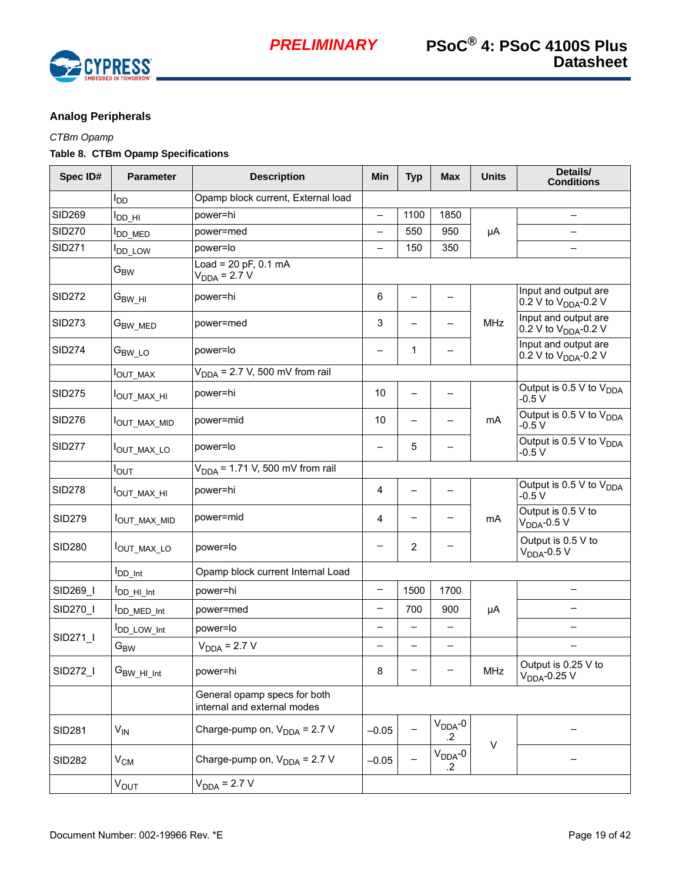## Analog Peripherals

*CTBm Opamp*

**Table 8. CTBm Opamp Specifications**

| Spec ID# | Parameter | Description | Min | Typ | Max | Units | Details/ Conditions |
|---|---|---|---|---|---|---|---|
| | $I_{DD}$ | Opamp block current, External load | | | | | |
| SID269 | $I_{DD\_HI}$ | power=hi | – | 1100 | 1850 | µA | – |
| SID270 | $I_{DD\_MED}$ | power=med | – | 550 | 950 | | – |
| SID271 | $I_{DD\_LOW}$ | power=lo | – | 150 | 350 | | – |
| | $G_{BW}$ | Load = 20 pF, 0.1 mA $V_{DDA}$ = 2.7 V | | | | | |
| SID272 | $G_{BW\_HI}$ | power=hi | 6 | – | – | MHz | Input and output are 0.2 V to $V_{DDA}$-0.2 V |
| SID273 | $G_{BW\_MED}$ | power=med | 3 | – | – | | Input and output are 0.2 V to $V_{DDA}$-0.2 V |
| SID274 | $G_{BW\_LO}$ | power=lo | – | 1 | – | | Input and output are 0.2 V to $V_{DDA}$-0.2 V |
| | $I_{OUT\_MAX}$ | $V_{DDA}$ = 2.7 V, 500 mV from rail | | | | | |
| SID275 | $I_{OUT\_MAX\_HI}$ | power=hi | 10 | – | – | mA | Output is 0.5 V to $V_{DDA}$ -0.5 V |
| SID276 | $I_{OUT\_MAX\_MID}$ | power=mid | 10 | – | – | | Output is 0.5 V to $V_{DDA}$ -0.5 V |
| SID277 | $I_{OUT\_MAX\_LO}$ | power=lo | – | 5 | – | | Output is 0.5 V to $V_{DDA}$ -0.5 V |
| | $I_{OUT}$ | $V_{DDA}$ = 1.71 V, 500 mV from rail | | | | | |
| SID278 | $I_{OUT\_MAX\_HI}$ | power=hi | 4 | – | – | mA | Output is 0.5 V to $V_{DDA}$ -0.5 V |
| SID279 | $I_{OUT\_MAX\_MID}$ | power=mid | 4 | – | – | | Output is 0.5 V to $V_{DDA}$-0.5 V |
| SID280 | $I_{OUT\_MAX\_LO}$ | power=lo | – | 2 | – | | Output is 0.5 V to $V_{DDA}$-0.5 V |
| | $I_{DD\_Int}$ | Opamp block current Internal Load | | | | | |
| SID269_I | $I_{DD\_HI\_Int}$ | power=hi | – | 1500 | 1700 | µA | – |
| SID270_I | $I_{DD\_MED\_Int}$ | power=med | – | 700 | 900 | | – |
| SID271_I | $I_{DD\_LOW\_Int}$ | power=lo | – | – | – | | – |
| | $G_{BW}$ | $V_{DDA}$ = 2.7 V | – | – | – | | – |
| SID272_I | $G_{BW\_HI\_Int}$ | power=hi | 8 | – | – | MHz | Output is 0.25 V to $V_{DDA}$-0.25 V |
| | | General opamp specs for both internal and external modes | | | | | |
| SID281 | $V_{IN}$ | Charge-pump on, $V_{DDA}$ = 2.7 V | –0.05 | – | $V_{DDA}$-0.2 | V | – |
| SID282 | $V_{CM}$ | Charge-pump on, $V_{DDA}$ = 2.7 V | –0.05 | – | $V_{DDA}$-0.2 | | – |
| | $V_{OUT}$ | $V_{DDA}$ = 2.7 V | | | | | |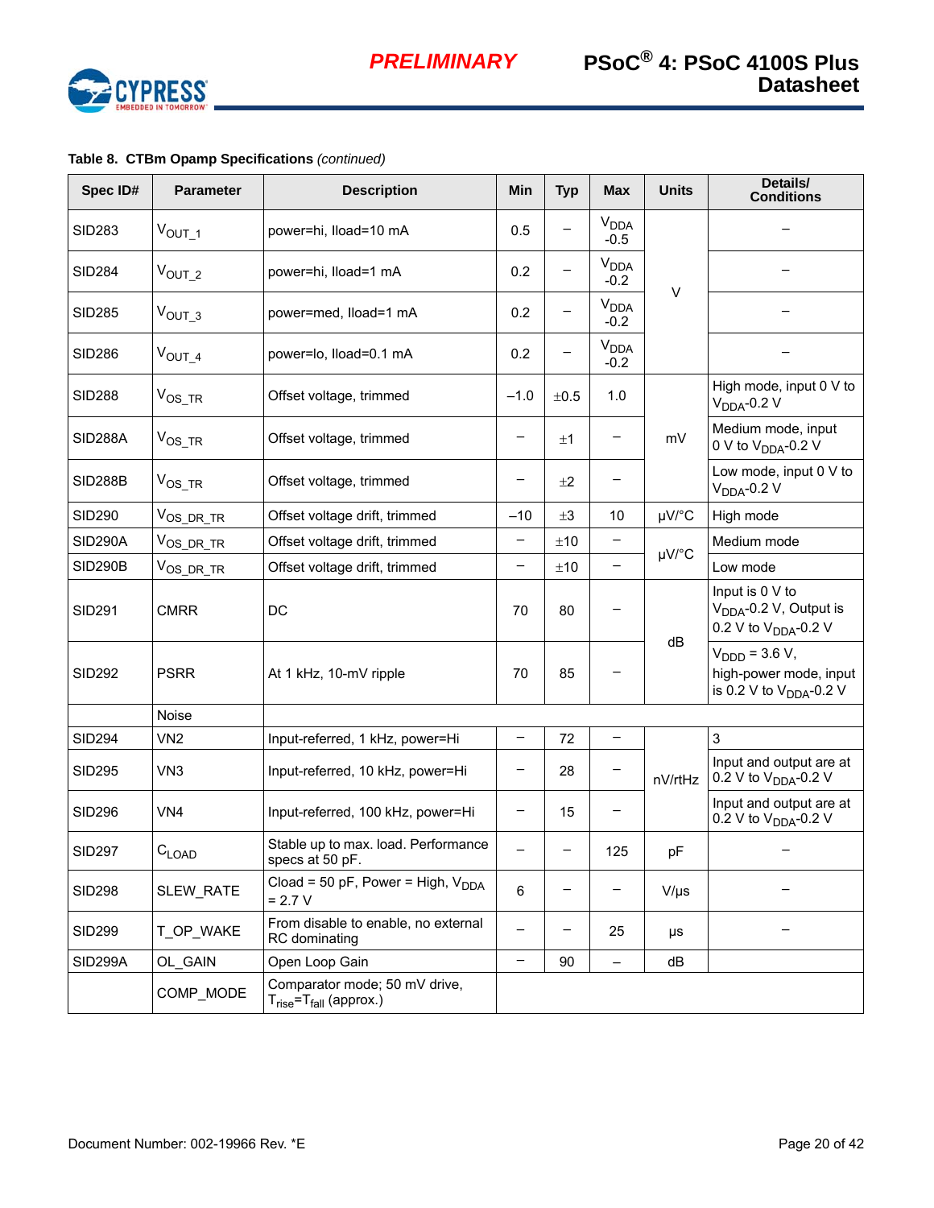**Table 8. CTBm Opamp Specifications** *(continued)*

| Spec ID# | Parameter | Description | Min | Typ | Max | Units | Details/ Conditions |
|---|---|---|---|---|---|---|---|
| SID283 | $V_{OUT\_1}$ | power=hi, Iload=10 mA | 0.5 | – | $V_{DDA}$ -0.5 | V | – |
| SID284 | $V_{OUT\_2}$ | power=hi, Iload=1 mA | 0.2 | – | $V_{DDA}$ -0.2 | V | – |
| SID285 | $V_{OUT\_3}$ | power=med, Iload=1 mA | 0.2 | – | $V_{DDA}$ -0.2 | V | – |
| SID286 | $V_{OUT\_4}$ | power=lo, Iload=0.1 mA | 0.2 | – | $V_{DDA}$ -0.2 | V | – |
| SID288 | $V_{OS\_TR}$ | Offset voltage, trimmed | –1.0 | ±0.5 | 1.0 | mV | High mode, input 0 V to $V_{DDA}$-0.2 V |
| SID288A | $V_{OS\_TR}$ | Offset voltage, trimmed | – | ±1 | – | mV | Medium mode, input 0 V to $V_{DDA}$-0.2 V |
| SID288B | $V_{OS\_TR}$ | Offset voltage, trimmed | – | ±2 | – | mV | Low mode, input 0 V to $V_{DDA}$-0.2 V |
| SID290 | $V_{OS\_DR\_TR}$ | Offset voltage drift, trimmed | –10 | ±3 | 10 | µV/°C | High mode |
| SID290A | $V_{OS\_DR\_TR}$ | Offset voltage drift, trimmed | – | ±10 | – | µV/°C | Medium mode |
| SID290B | $V_{OS\_DR\_TR}$ | Offset voltage drift, trimmed | – | ±10 | – | µV/°C | Low mode |
| SID291 | CMRR | DC | 70 | 80 | – | dB | Input is 0 V to $V_{DDA}$-0.2 V, Output is 0.2 V to $V_{DDA}$-0.2 V |
| SID292 | PSRR | At 1 kHz, 10-mV ripple | 70 | 85 | – | dB | $V_{DDD}$ = 3.6 V, high-power mode, input is 0.2 V to $V_{DDA}$-0.2 V |
| | Noise | | | | | | |
| SID294 | VN2 | Input-referred, 1 kHz, power=Hi | – | 72 | – | nV/rtHz | 3 |
| SID295 | VN3 | Input-referred, 10 kHz, power=Hi | – | 28 | – | nV/rtHz | Input and output are at 0.2 V to $V_{DDA}$-0.2 V |
| SID296 | VN4 | Input-referred, 100 kHz, power=Hi | – | 15 | – | nV/rtHz | Input and output are at 0.2 V to $V_{DDA}$-0.2 V |
| SID297 | $C_{LOAD}$ | Stable up to max. load. Performance specs at 50 pF. | – | – | 125 | pF | – |
| SID298 | SLEW_RATE | Cload = 50 pF, Power = High, $V_{DDA}$ = 2.7 V | 6 | – | – | V/µs | – |
| SID299 | T_OP_WAKE | From disable to enable, no external RC dominating | – | – | 25 | µs | – |
| SID299A | OL_GAIN | Open Loop Gain | – | 90 | – | dB | |
| | COMP_MODE | Comparator mode; 50 mV drive, $T_{rise}$=$T_{fall}$ (approx.) | | | | | |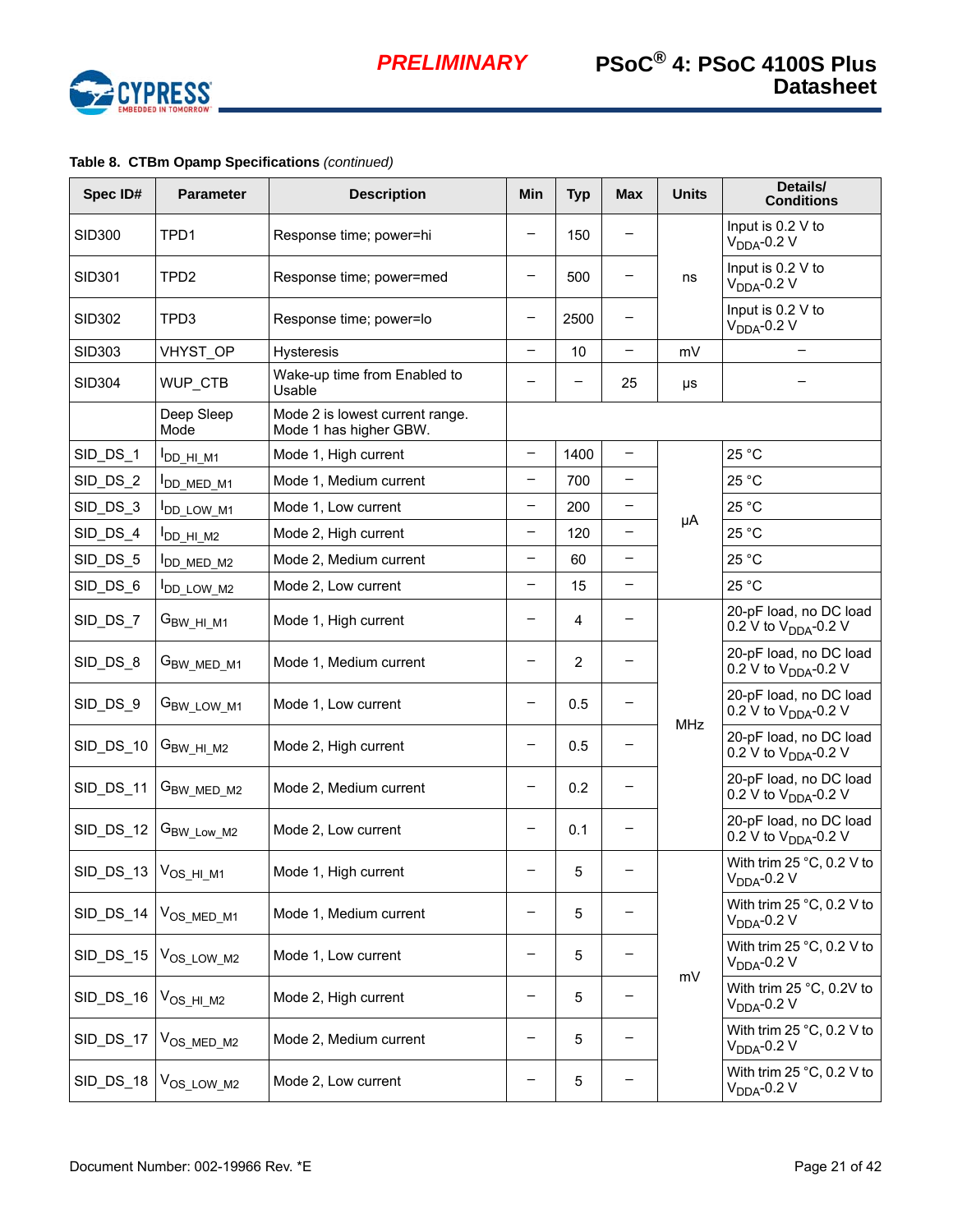**Table 8. CTBm Opamp Specifications** *(continued)*

| Spec ID# | Parameter | Description | Min | Typ | Max | Units | Details/ Conditions |
|---|---|---|---|---|---|---|---|
| SID300 | TPD1 | Response time; power=hi | – | 150 | – | ns | Input is 0.2 V to $V_{DDA}$-0.2 V |
| SID301 | TPD2 | Response time; power=med | – | 500 | – | ns | Input is 0.2 V to $V_{DDA}$-0.2 V |
| SID302 | TPD3 | Response time; power=lo | – | 2500 | – | ns | Input is 0.2 V to $V_{DDA}$-0.2 V |
| SID303 | VHYST_OP | Hysteresis | – | 10 | – | mV | – |
| SID304 | WUP_CTB | Wake-up time from Enabled to Usable | – | – | 25 | µs | – |
| | Deep Sleep Mode | Mode 2 is lowest current range. Mode 1 has higher GBW. | | | | | |
| SID_DS_1 | $I_{DD\_HI\_M1}$ | Mode 1, High current | – | 1400 | – | µA | 25 °C |
| SID_DS_2 | $I_{DD\_MED\_M1}$ | Mode 1, Medium current | – | 700 | – | µA | 25 °C |
| SID_DS_3 | $I_{DD\_LOW\_M1}$ | Mode 1, Low current | – | 200 | – | µA | 25 °C |
| SID_DS_4 | $I_{DD\_HI\_M2}$ | Mode 2, High current | – | 120 | – | µA | 25 °C |
| SID_DS_5 | $I_{DD\_MED\_M2}$ | Mode 2, Medium current | – | 60 | – | µA | 25 °C |
| SID_DS_6 | $I_{DD\_LOW\_M2}$ | Mode 2, Low current | – | 15 | – | µA | 25 °C |
| SID_DS_7 | $G_{BW\_HI\_M1}$ | Mode 1, High current | – | 4 | – | MHz | 20-pF load, no DC load 0.2 V to $V_{DDA}$-0.2 V |
| SID_DS_8 | $G_{BW\_MED\_M1}$ | Mode 1, Medium current | – | 2 | – | MHz | 20-pF load, no DC load 0.2 V to $V_{DDA}$-0.2 V |
| SID_DS_9 | $G_{BW\_LOW\_M1}$ | Mode 1, Low current | – | 0.5 | – | MHz | 20-pF load, no DC load 0.2 V to $V_{DDA}$-0.2 V |
| SID_DS_10 | $G_{BW\_HI\_M2}$ | Mode 2, High current | – | 0.5 | – | MHz | 20-pF load, no DC load 0.2 V to $V_{DDA}$-0.2 V |
| SID_DS_11 | $G_{BW\_MED\_M2}$ | Mode 2, Medium current | – | 0.2 | – | MHz | 20-pF load, no DC load 0.2 V to $V_{DDA}$-0.2 V |
| SID_DS_12 | $G_{BW\_Low\_M2}$ | Mode 2, Low current | – | 0.1 | – | MHz | 20-pF load, no DC load 0.2 V to $V_{DDA}$-0.2 V |
| SID_DS_13 | $V_{OS\_HI\_M1}$ | Mode 1, High current | – | 5 | – | mV | With trim 25 °C, 0.2 V to $V_{DDA}$-0.2 V |
| SID_DS_14 | $V_{OS\_MED\_M1}$ | Mode 1, Medium current | – | 5 | – | mV | With trim 25 °C, 0.2 V to $V_{DDA}$-0.2 V |
| SID_DS_15 | $V_{OS\_LOW\_M2}$ | Mode 1, Low current | – | 5 | – | mV | With trim 25 °C, 0.2 V to $V_{DDA}$-0.2 V |
| SID_DS_16 | $V_{OS\_HI\_M2}$ | Mode 2, High current | – | 5 | – | mV | With trim 25 °C, 0.2V to $V_{DDA}$-0.2 V |
| SID_DS_17 | $V_{OS\_MED\_M2}$ | Mode 2, Medium current | – | 5 | – | mV | With trim 25 °C, 0.2 V to $V_{DDA}$-0.2 V |
| SID_DS_18 | $V_{OS\_LOW\_M2}$ | Mode 2, Low current | – | 5 | – | mV | With trim 25 °C, 0.2 V to $V_{DDA}$-0.2 V |

Document Number: 002-19966 Rev. *E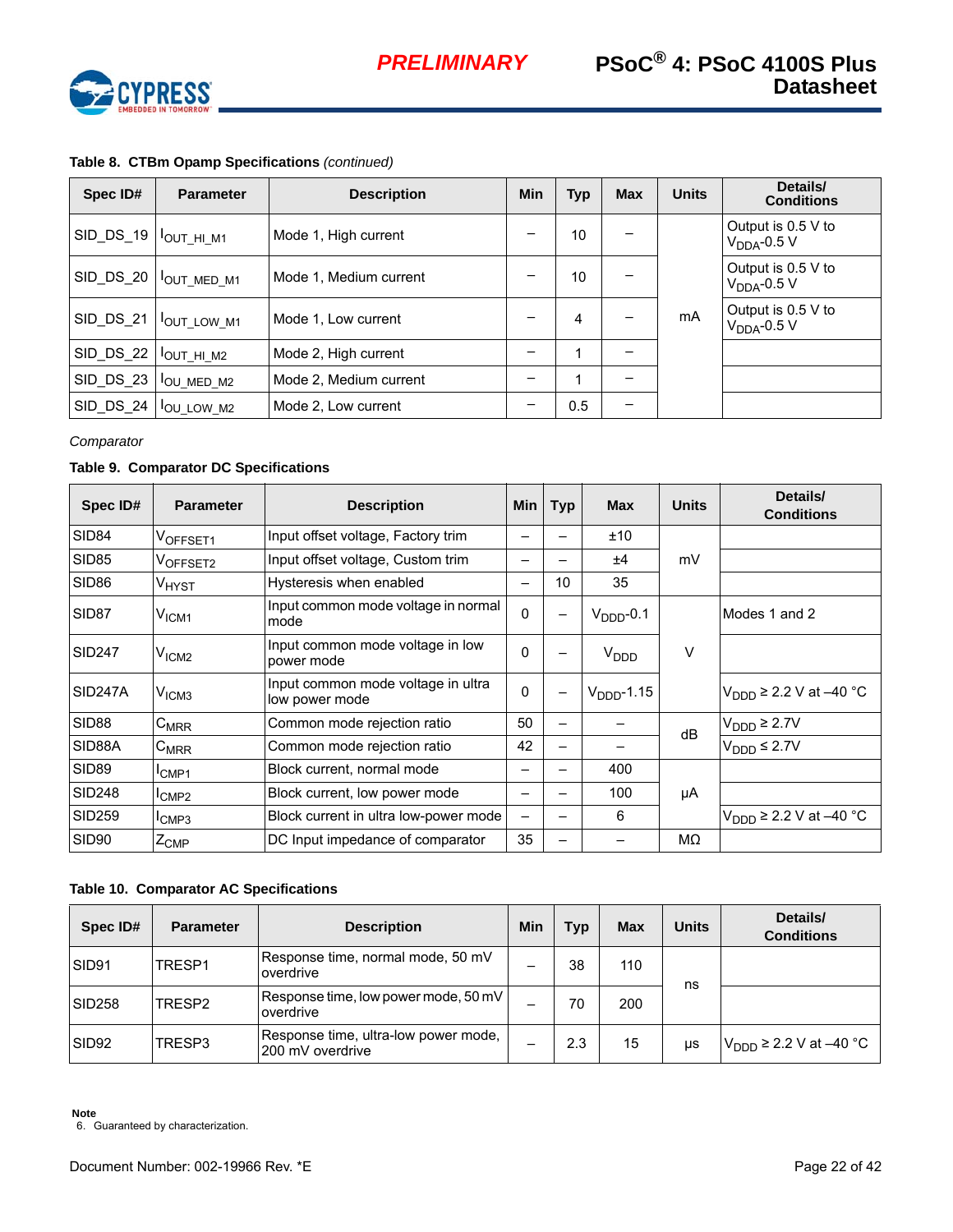**Table 8. CTBm Opamp Specifications** *(continued)*

| Spec ID# | Parameter | Description | Min | Typ | Max | Units | Details/ Conditions |
|---|---|---|---|---|---|---|---|
| SID_DS_19 | $I_{OUT\_HI\_M1}$ | Mode 1, High current | – | 10 | – | mA | Output is 0.5 V to $V_{DDA}$-0.5 V |
| SID_DS_20 | $I_{OUT\_MED\_M1}$ | Mode 1, Medium current | – | 10 | – | | Output is 0.5 V to $V_{DDA}$-0.5 V |
| SID_DS_21 | $I_{OUT\_LOW\_M1}$ | Mode 1, Low current | – | 4 | – | | Output is 0.5 V to $V_{DDA}$-0.5 V |
| SID_DS_22 | $I_{OUT\_HI\_M2}$ | Mode 2, High current | – | 1 | – | | |
| SID_DS_23 | $I_{OU\_MED\_M2}$ | Mode 2, Medium current | – | 1 | – | | |
| SID_DS_24 | $I_{OU\_LOW\_M2}$ | Mode 2, Low current | – | 0.5 | – | | |

*Comparator*

**Table 9. Comparator DC Specifications**

| Spec ID# | Parameter | Description | Min | Typ | Max | Units | Details/ Conditions |
|---|---|---|---|---|---|---|---|
| SID84 | $V_{OFFSET1}$ | Input offset voltage, Factory trim | – | – | ±10 | mV | |
| SID85 | $V_{OFFSET2}$ | Input offset voltage, Custom trim | – | – | ±4 | | |
| SID86 | $V_{HYST}$ | Hysteresis when enabled | – | 10 | 35 | | |
| SID87 | $V_{ICM1}$ | Input common mode voltage in normal mode | 0 | – | $V_{DDD}$-0.1 | V | Modes 1 and 2 |
| SID247 | $V_{ICM2}$ | Input common mode voltage in low power mode | 0 | – | $V_{DDD}$ | | |
| SID247A | $V_{ICM3}$ | Input common mode voltage in ultra low power mode | 0 | – | $V_{DDD}$-1.15 | | $V_{DDD}$ ≥ 2.2 V at –40 °C |
| SID88 | $C_{MRR}$ | Common mode rejection ratio | 50 | – | – | dB | $V_{DDD}$ ≥ 2.7V |
| SID88A | $C_{MRR}$ | Common mode rejection ratio | 42 | – | – | | $V_{DDD}$ ≤ 2.7V |
| SID89 | $I_{CMP1}$ | Block current, normal mode | – | – | 400 | µA | |
| SID248 | $I_{CMP2}$ | Block current, low power mode | – | – | 100 | | |
| SID259 | $I_{CMP3}$ | Block current in ultra low-power mode | – | – | 6 | | $V_{DDD}$ ≥ 2.2 V at –40 °C |
| SID90 | $Z_{CMP}$ | DC Input impedance of comparator | 35 | – | – | MΩ | |

**Table 10. Comparator AC Specifications**

| Spec ID# | Parameter | Description | Min | Typ | Max | Units | Details/ Conditions |
|---|---|---|---|---|---|---|---|
| SID91 | TRESP1 | Response time, normal mode, 50 mV overdrive | – | 38 | 110 | ns | |
| SID258 | TRESP2 | Response time, low power mode, 50 mV overdrive | – | 70 | 200 | | |
| SID92 | TRESP3 | Response time, ultra-low power mode, 200 mV overdrive | – | 2.3 | 15 | µs | $V_{DDD}$ ≥ 2.2 V at –40 °C |

**Note**
6. Guaranteed by characterization.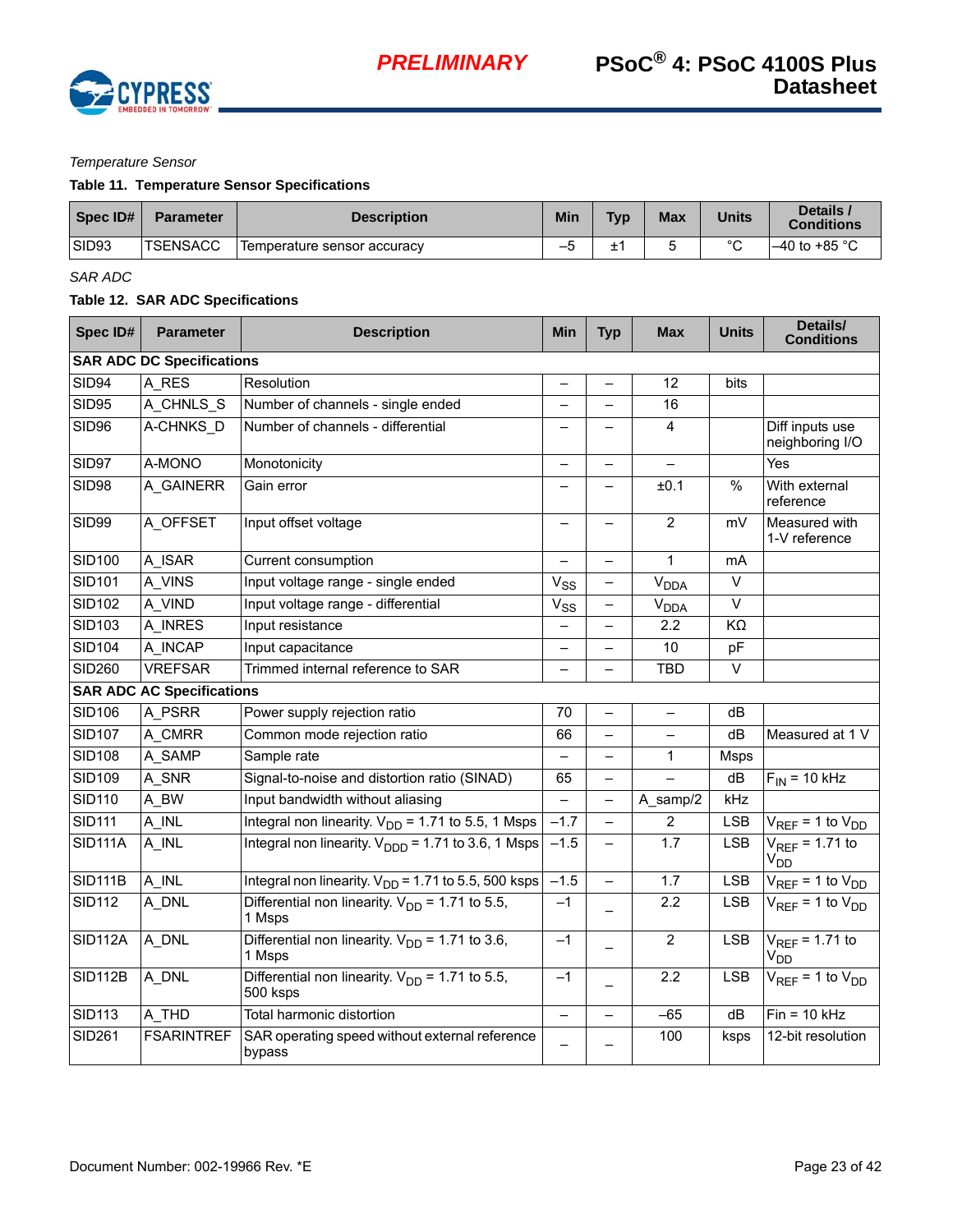*Temperature Sensor*

**Table 11. Temperature Sensor Specifications**

| Spec ID# | Parameter | Description | Min | Typ | Max | Units | Details / Conditions |
|---|---|---|---|---|---|---|---|
| SID93 | TSENSACC | Temperature sensor accuracy | –5 | ±1 | 5 | °C | –40 to +85 °C |

*SAR ADC*

**Table 12. SAR ADC Specifications**

| Spec ID# | Parameter | Description | Min | Typ | Max | Units | Details/ Conditions |
|---|---|---|---|---|---|---|---|
| **SAR ADC DC Specifications** | | | | | | | |
| SID94 | A_RES | Resolution | – | – | 12 | bits | |
| SID95 | A_CHNLS_S | Number of channels - single ended | – | – | 16 | | |
| SID96 | A-CHNKS_D | Number of channels - differential | – | – | 4 | | Diff inputs use neighboring I/O |
| SID97 | A-MONO | Monotonicity | – | – | – | | Yes |
| SID98 | A_GAINERR | Gain error | – | – | ±0.1 | % | With external reference |
| SID99 | A_OFFSET | Input offset voltage | – | – | 2 | mV | Measured with 1-V reference |
| SID100 | A_ISAR | Current consumption | – | – | 1 | mA | |
| SID101 | A_VINS | Input voltage range - single ended | $V_{SS}$ | – | $V_{DDA}$ | V | |
| SID102 | A_VIND | Input voltage range - differential | $V_{SS}$ | – | $V_{DDA}$ | V | |
| SID103 | A_INRES | Input resistance | – | – | 2.2 | KΩ | |
| SID104 | A_INCAP | Input capacitance | – | – | 10 | pF | |
| SID260 | VREFSAR | Trimmed internal reference to SAR | – | – | TBD | V | |
| **SAR ADC AC Specifications** | | | | | | | |
| SID106 | A_PSRR | Power supply rejection ratio | 70 | – | – | dB | |
| SID107 | A_CMRR | Common mode rejection ratio | 66 | – | – | dB | Measured at 1 V |
| SID108 | A_SAMP | Sample rate | – | – | 1 | Msps | |
| SID109 | A_SNR | Signal-to-noise and distortion ratio (SINAD) | 65 | – | – | dB | $F_{IN}$ = 10 kHz |
| SID110 | A_BW | Input bandwidth without aliasing | – | – | A_samp/2 | kHz | |
| SID111 | A_INL | Integral non linearity. $V_{DD}$ = 1.71 to 5.5, 1 Msps | –1.7 | – | 2 | LSB | $V_{REF}$ = 1 to $V_{DD}$ |
| SID111A | A_INL | Integral non linearity. $V_{DDD}$ = 1.71 to 3.6, 1 Msps | –1.5 | – | 1.7 | LSB | $V_{REF}$ = 1.71 to $V_{DD}$ |
| SID111B | A_INL | Integral non linearity. $V_{DD}$ = 1.71 to 5.5, 500 ksps | –1.5 | – | 1.7 | LSB | $V_{REF}$ = 1 to $V_{DD}$ |
| SID112 | A_DNL | Differential non linearity. $V_{DD}$ = 1.71 to 5.5, 1 Msps | –1 | – | 2.2 | LSB | $V_{REF}$ = 1 to $V_{DD}$ |
| SID112A | A_DNL | Differential non linearity. $V_{DD}$ = 1.71 to 3.6, 1 Msps | –1 | – | 2 | LSB | $V_{REF}$ = 1.71 to $V_{DD}$ |
| SID112B | A_DNL | Differential non linearity. $V_{DD}$ = 1.71 to 5.5, 500 ksps | –1 | – | 2.2 | LSB | $V_{REF}$ = 1 to $V_{DD}$ |
| SID113 | A_THD | Total harmonic distortion | – | – | –65 | dB | Fin = 10 kHz |
| SID261 | FSARINTREF | SAR operating speed without external reference bypass | – | – | 100 | ksps | 12-bit resolution |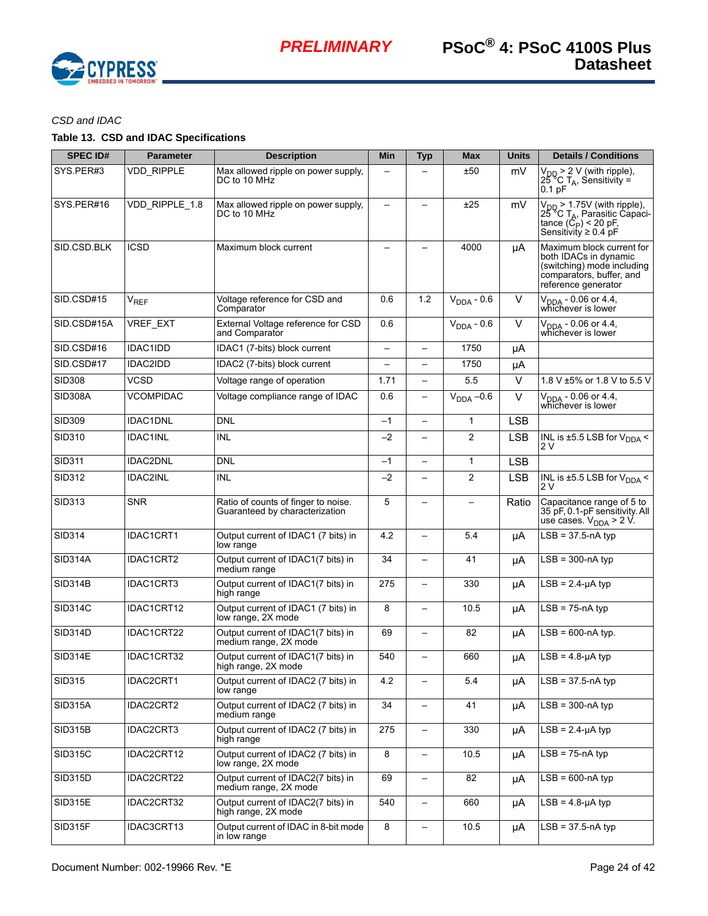*CSD and IDAC*

**Table 13. CSD and IDAC Specifications**

| SPEC ID# | Parameter | Description | Min | Typ | Max | Units | Details / Conditions |
|---|---|---|---|---|---|---|---|
| SYS.PER#3 | VDD_RIPPLE | Max allowed ripple on power supply, DC to 10 MHz | – | – | ±50 | mV | $V_{DD}$ > 2 V (with ripple), 25 °C $T_A$, Sensitivity = 0.1 pF |
| SYS.PER#16 | VDD_RIPPLE_1.8 | Max allowed ripple on power supply, DC to 10 MHz | – | – | ±25 | mV | $V_{DD}$ > 1.75V (with ripple), 25 °C $T_A$, Parasitic Capacitance ($C_P$) < 20 pF, Sensitivity ≥ 0.4 pF |
| SID.CSD.BLK | ICSD | Maximum block current | – | – | 4000 | µA | Maximum block current for both IDACs in dynamic (switching) mode including comparators, buffer, and reference generator |
| SID.CSD#15 | $V_{REF}$ | Voltage reference for CSD and Comparator | 0.6 | 1.2 | $V_{DDA}$ - 0.6 | V | $V_{DDA}$ - 0.06 or 4.4, whichever is lower |
| SID.CSD#15A | VREF_EXT | External Voltage reference for CSD and Comparator | 0.6 | | $V_{DDA}$ - 0.6 | V | $V_{DDA}$ - 0.06 or 4.4, whichever is lower |
| SID.CSD#16 | IDAC1IDD | IDAC1 (7-bits) block current | – | – | 1750 | µA | |
| SID.CSD#17 | IDAC2IDD | IDAC2 (7-bits) block current | – | – | 1750 | µA | |
| SID308 | VCSD | Voltage range of operation | 1.71 | – | 5.5 | V | 1.8 V ±5% or 1.8 V to 5.5 V |
| SID308A | VCOMPIDAC | Voltage compliance range of IDAC | 0.6 | – | $V_{DDA}$ –0.6 | V | $V_{DDA}$ - 0.06 or 4.4, whichever is lower |
| SID309 | IDAC1DNL | DNL | –1 | – | 1 | LSB | |
| SID310 | IDAC1INL | INL | –2 | – | 2 | LSB | INL is ±5.5 LSB for $V_{DDA}$ < 2 V |
| SID311 | IDAC2DNL | DNL | –1 | – | 1 | LSB | |
| SID312 | IDAC2INL | INL | –2 | – | 2 | LSB | INL is ±5.5 LSB for $V_{DDA}$ < 2 V |
| SID313 | SNR | Ratio of counts of finger to noise. Guaranteed by characterization | 5 | – | – | Ratio | Capacitance range of 5 to 35 pF, 0.1-pF sensitivity. All use cases. $V_{DDA}$ > 2 V. |
| SID314 | IDAC1CRT1 | Output current of IDAC1 (7 bits) in low range | 4.2 | – | 5.4 | µA | LSB = 37.5-nA typ |
| SID314A | IDAC1CRT2 | Output current of IDAC1(7 bits) in medium range | 34 | – | 41 | µA | LSB = 300-nA typ |
| SID314B | IDAC1CRT3 | Output current of IDAC1(7 bits) in high range | 275 | – | 330 | µA | LSB = 2.4-µA typ |
| SID314C | IDAC1CRT12 | Output current of IDAC1 (7 bits) in low range, 2X mode | 8 | – | 10.5 | µA | LSB = 75-nA typ |
| SID314D | IDAC1CRT22 | Output current of IDAC1(7 bits) in medium range, 2X mode | 69 | – | 82 | µA | LSB = 600-nA typ. |
| SID314E | IDAC1CRT32 | Output current of IDAC1(7 bits) in high range, 2X mode | 540 | – | 660 | µA | LSB = 4.8-µA typ |
| SID315 | IDAC2CRT1 | Output current of IDAC2 (7 bits) in low range | 4.2 | – | 5.4 | µA | LSB = 37.5-nA typ |
| SID315A | IDAC2CRT2 | Output current of IDAC2 (7 bits) in medium range | 34 | – | 41 | µA | LSB = 300-nA typ |
| SID315B | IDAC2CRT3 | Output current of IDAC2 (7 bits) in high range | 275 | – | 330 | µA | LSB = 2.4-µA typ |
| SID315C | IDAC2CRT12 | Output current of IDAC2 (7 bits) in low range, 2X mode | 8 | – | 10.5 | µA | LSB = 75-nA typ |
| SID315D | IDAC2CRT22 | Output current of IDAC2(7 bits) in medium range, 2X mode | 69 | – | 82 | µA | LSB = 600-nA typ |
| SID315E | IDAC2CRT32 | Output current of IDAC2(7 bits) in high range, 2X mode | 540 | – | 660 | µA | LSB = 4.8-µA typ |
| SID315F | IDAC3CRT13 | Output current of IDAC in 8-bit mode in low range | 8 | – | 10.5 | µA | LSB = 37.5-nA typ |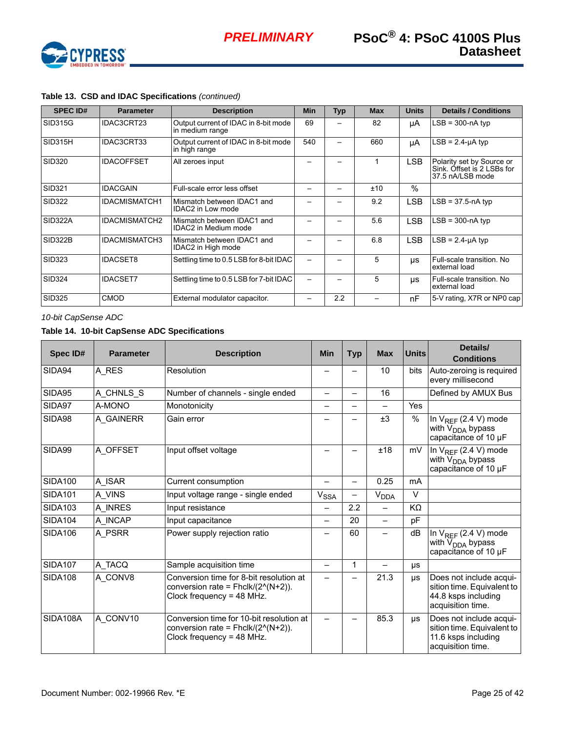**Table 13. CSD and IDAC Specifications** *(continued)*

| SPEC ID# | Parameter | Description | Min | Typ | Max | Units | Details / Conditions |
|---|---|---|---|---|---|---|---|
| SID315G | IDAC3CRT23 | Output current of IDAC in 8-bit mode in medium range | 69 | – | 82 | µA | LSB = 300-nA typ |
| SID315H | IDAC3CRT33 | Output current of IDAC in 8-bit mode in high range | 540 | – | 660 | µA | LSB = 2.4-µA typ |
| SID320 | IDACOFFSET | All zeroes input | – | – | 1 | LSB | Polarity set by Source or Sink. Offset is 2 LSBs for 37.5 nA/LSB mode |
| SID321 | IDACGAIN | Full-scale error less offset | – | – | ±10 | % | |
| SID322 | IDACMISMATCH1 | Mismatch between IDAC1 and IDAC2 in Low mode | – | – | 9.2 | LSB | LSB = 37.5-nA typ |
| SID322A | IDACMISMATCH2 | Mismatch between IDAC1 and IDAC2 in Medium mode | – | – | 5.6 | LSB | LSB = 300-nA typ |
| SID322B | IDACMISMATCH3 | Mismatch between IDAC1 and IDAC2 in High mode | – | – | 6.8 | LSB | LSB = 2.4-µA typ |
| SID323 | IDACSET8 | Settling time to 0.5 LSB for 8-bit IDAC | – | – | 5 | µs | Full-scale transition. No external load |
| SID324 | IDACSET7 | Settling time to 0.5 LSB for 7-bit IDAC | – | – | 5 | µs | Full-scale transition. No external load |
| SID325 | CMOD | External modulator capacitor. | – | 2.2 | – | nF | 5-V rating, X7R or NP0 cap |

*10-bit CapSense ADC*

**Table 14. 10-bit CapSense ADC Specifications**

| Spec ID# | Parameter | Description | Min | Typ | Max | Units | Details/ Conditions |
|---|---|---|---|---|---|---|---|
| SIDA94 | A_RES | Resolution | – | – | 10 | bits | Auto-zeroing is required every millisecond |
| SIDA95 | A_CHNLS_S | Number of channels - single ended | – | – | 16 | | Defined by AMUX Bus |
| SIDA97 | A-MONO | Monotonicity | – | – | – | Yes | |
| SIDA98 | A_GAINERR | Gain error | – | – | ±3 | % | In $V_{REF}$ (2.4 V) mode with $V_{DDA}$ bypass capacitance of 10 µF |
| SIDA99 | A_OFFSET | Input offset voltage | – | – | ±18 | mV | In $V_{REF}$ (2.4 V) mode with $V_{DDA}$ bypass capacitance of 10 µF |
| SIDA100 | A_ISAR | Current consumption | – | – | 0.25 | mA | |
| SIDA101 | A_VINS | Input voltage range - single ended | $V_{SSA}$ | – | $V_{DDA}$ | V | |
| SIDA103 | A_INRES | Input resistance | – | 2.2 | – | KΩ | |
| SIDA104 | A_INCAP | Input capacitance | – | 20 | – | pF | |
| SIDA106 | A_PSRR | Power supply rejection ratio | – | 60 | – | dB | In $V_{REF}$ (2.4 V) mode with $V_{DDA}$ bypass capacitance of 10 µF |
| SIDA107 | A_TACQ | Sample acquisition time | – | 1 | – | µs | |
| SIDA108 | A_CONV8 | Conversion time for 8-bit resolution at conversion rate = Fhclk/(2^(N+2)). Clock frequency = 48 MHz. | – | – | 21.3 | µs | Does not include acquisition time. Equivalent to 44.8 ksps including acquisition time. |
| SIDA108A | A_CONV10 | Conversion time for 10-bit resolution at conversion rate = Fhclk/(2^(N+2)). Clock frequency = 48 MHz. | – | – | 85.3 | µs | Does not include acquisition time. Equivalent to 11.6 ksps including acquisition time. |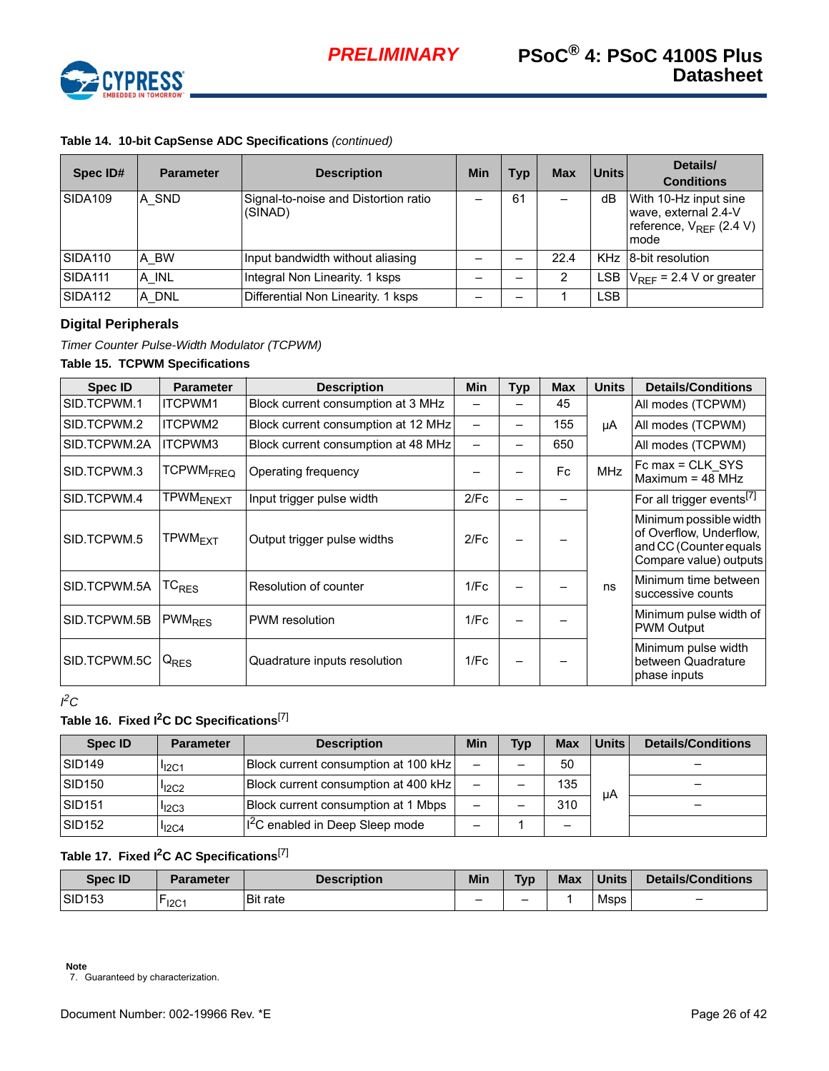**Table 14. 10-bit CapSense ADC Specifications** *(continued)*

| Spec ID# | Parameter | Description | Min | Typ | Max | Units | Details/ Conditions |
|---|---|---|---|---|---|---|---|
| SIDA109 | A_SND | Signal-to-noise and Distortion ratio (SINAD) | – | 61 | – | dB | With 10-Hz input sine wave, external 2.4-V reference, $V_{REF}$ (2.4 V) mode |
| SIDA110 | A_BW | Input bandwidth without aliasing | – | – | 22.4 | KHz | 8-bit resolution |
| SIDA111 | A_INL | Integral Non Linearity. 1 ksps | – | – | 2 | LSB | $V_{REF}$ = 2.4 V or greater |
| SIDA112 | A_DNL | Differential Non Linearity. 1 ksps | – | – | 1 | LSB | |

## Digital Peripherals

*Timer Counter Pulse-Width Modulator (TCPWM)*

**Table 15. TCPWM Specifications**

| Spec ID | Parameter | Description | Min | Typ | Max | Units | Details/Conditions |
|---|---|---|---|---|---|---|---|
| SID.TCPWM.1 | ITCPWM1 | Block current consumption at 3 MHz | – | – | 45 | µA | All modes (TCPWM) |
| SID.TCPWM.2 | ITCPWM2 | Block current consumption at 12 MHz | – | – | 155 | | All modes (TCPWM) |
| SID.TCPWM.2A | ITCPWM3 | Block current consumption at 48 MHz | – | – | 650 | | All modes (TCPWM) |
| SID.TCPWM.3 | $TCPWM_{FREQ}$ | Operating frequency | – | – | Fc | MHz | Fc max = CLK_SYS Maximum = 48 MHz |
| SID.TCPWM.4 | $TPWM_{ENEXT}$ | Input trigger pulse width | 2/Fc | – | – | ns | For all trigger events[7] |
| SID.TCPWM.5 | $TPWM_{EXT}$ | Output trigger pulse widths | 2/Fc | – | – | | Minimum possible width of Overflow, Underflow, and CC (Counter equals Compare value) outputs |
| SID.TCPWM.5A | $TC_{RES}$ | Resolution of counter | 1/Fc | – | – | | Minimum time between successive counts |
| SID.TCPWM.5B | $PWM_{RES}$ | PWM resolution | 1/Fc | – | – | | Minimum pulse width of PWM Output |
| SID.TCPWM.5C | $Q_{RES}$ | Quadrature inputs resolution | 1/Fc | – | – | | Minimum pulse width between Quadrature phase inputs |

*I²C*

**Table 16. Fixed I²C DC Specifications**[7]

| Spec ID | Parameter | Description | Min | Typ | Max | Units | Details/Conditions |
|---|---|---|---|---|---|---|---|
| SID149 | $I_{I2C1}$ | Block current consumption at 100 kHz | – | – | 50 | µA | – |
| SID150 | $I_{I2C2}$ | Block current consumption at 400 kHz | – | – | 135 | | – |
| SID151 | $I_{I2C3}$ | Block current consumption at 1 Mbps | – | – | 310 | | – |
| SID152 | $I_{I2C4}$ | I²C enabled in Deep Sleep mode | – | 1 | – | | |

**Table 17. Fixed I²C AC Specifications**[7]

| Spec ID | Parameter | Description | Min | Typ | Max | Units | Details/Conditions |
|---|---|---|---|---|---|---|---|
| SID153 | $F_{I2C1}$ | Bit rate | – | – | 1 | Msps | – |

**Note**
7. Guaranteed by characterization.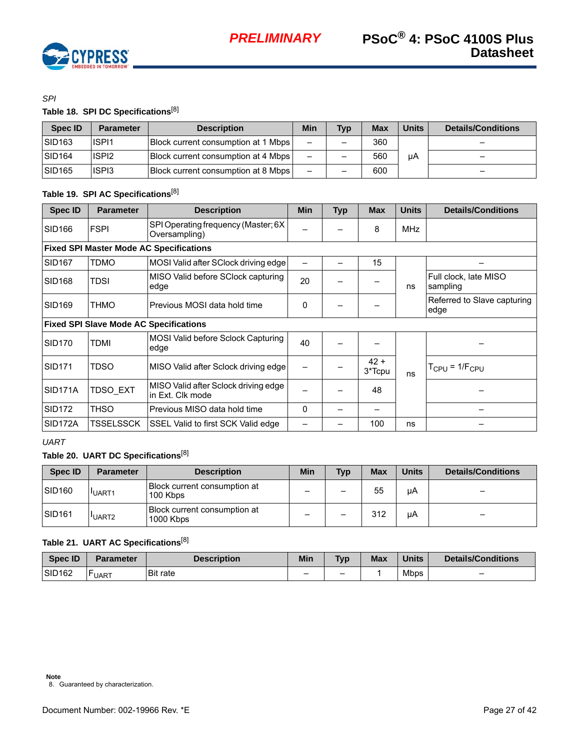*SPI*

**Table 18. SPI DC Specifications[8]**

| Spec ID | Parameter | Description | Min | Typ | Max | Units | Details/Conditions |
|---|---|---|---|---|---|---|---|
| SID163 | ISPI1 | Block current consumption at 1 Mbps | – | – | 360 | µA | – |
| SID164 | ISPI2 | Block current consumption at 4 Mbps | – | – | 560 | | – |
| SID165 | ISPI3 | Block current consumption at 8 Mbps | – | – | 600 | | – |

**Table 19. SPI AC Specifications[8]**

| Spec ID | Parameter | Description | Min | Typ | Max | Units | Details/Conditions |
|---|---|---|---|---|---|---|---|
| SID166 | FSPI | SPI Operating frequency (Master; 6X Oversampling) | – | – | 8 | MHz | |
| **Fixed SPI Master Mode AC Specifications** | | | | | | | |
| SID167 | TDMO | MOSI Valid after SClock driving edge | – | – | 15 | ns | – |
| SID168 | TDSI | MISO Valid before SClock capturing edge | 20 | – | – | | Full clock, late MISO sampling |
| SID169 | THMO | Previous MOSI data hold time | 0 | – | – | | Referred to Slave capturing edge |
| **Fixed SPI Slave Mode AC Specifications** | | | | | | | |
| SID170 | TDMI | MOSI Valid before Sclock Capturing edge | 40 | – | – | ns | – |
| SID171 | TDSO | MISO Valid after Sclock driving edge | – | – | 42 + 3*Tcpu | | $T_{CPU} = 1/F_{CPU}$ |
| SID171A | TDSO_EXT | MISO Valid after Sclock driving edge in Ext. Clk mode | – | – | 48 | | – |
| SID172 | THSO | Previous MISO data hold time | 0 | – | – | | – |
| SID172A | TSSELSSCK | SSEL Valid to first SCK Valid edge | – | – | 100 | ns | – |

*UART*

**Table 20. UART DC Specifications[8]**

| Spec ID | Parameter | Description | Min | Typ | Max | Units | Details/Conditions |
|---|---|---|---|---|---|---|---|
| SID160 | $I_{UART1}$ | Block current consumption at 100 Kbps | – | – | 55 | µA | – |
| SID161 | $I_{UART2}$ | Block current consumption at 1000 Kbps | – | – | 312 | µA | – |

**Table 21. UART AC Specifications[8]**

| Spec ID | Parameter | Description | Min | Typ | Max | Units | Details/Conditions |
|---|---|---|---|---|---|---|---|
| SID162 | $F_{UART}$ | Bit rate | – | – | 1 | Mbps | – |

**Note**
8. Guaranteed by characterization.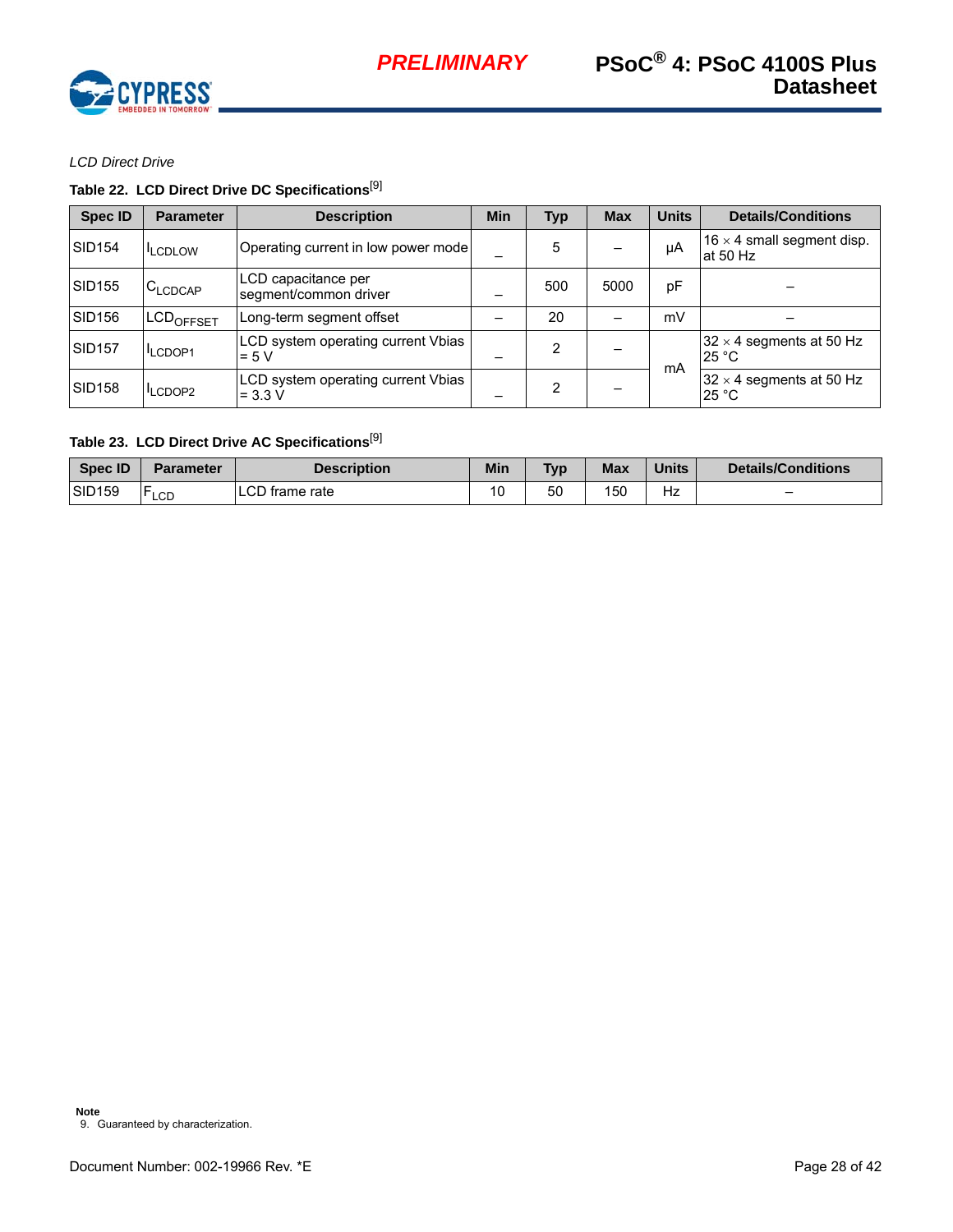*LCD Direct Drive*

**Table 22. LCD Direct Drive DC Specifications**[9]

| Spec ID | Parameter | Description | Min | Typ | Max | Units | Details/Conditions |
|---|---|---|---|---|---|---|---|
| SID154 | $I_{LCDLOW}$ | Operating current in low power mode | – | 5 | – | μA | 16 × 4 small segment disp. at 50 Hz |
| SID155 | $C_{LCDCAP}$ | LCD capacitance per segment/common driver | – | 500 | 5000 | pF | – |
| SID156 | $LCD_{OFFSET}$ | Long-term segment offset | – | 20 | – | mV | – |
| SID157 | $I_{LCDOP1}$ | LCD system operating current Vbias = 5 V | – | 2 | – | mA | 32 × 4 segments at 50 Hz 25 °C |
| SID158 | $I_{LCDOP2}$ | LCD system operating current Vbias = 3.3 V | – | 2 | – | mA | 32 × 4 segments at 50 Hz 25 °C |

**Table 23. LCD Direct Drive AC Specifications**[9]

| Spec ID | Parameter | Description | Min | Typ | Max | Units | Details/Conditions |
|---|---|---|---|---|---|---|---|
| SID159 | $F_{LCD}$ | LCD frame rate | 10 | 50 | 150 | Hz | – |

**Note**
9. Guaranteed by characterization.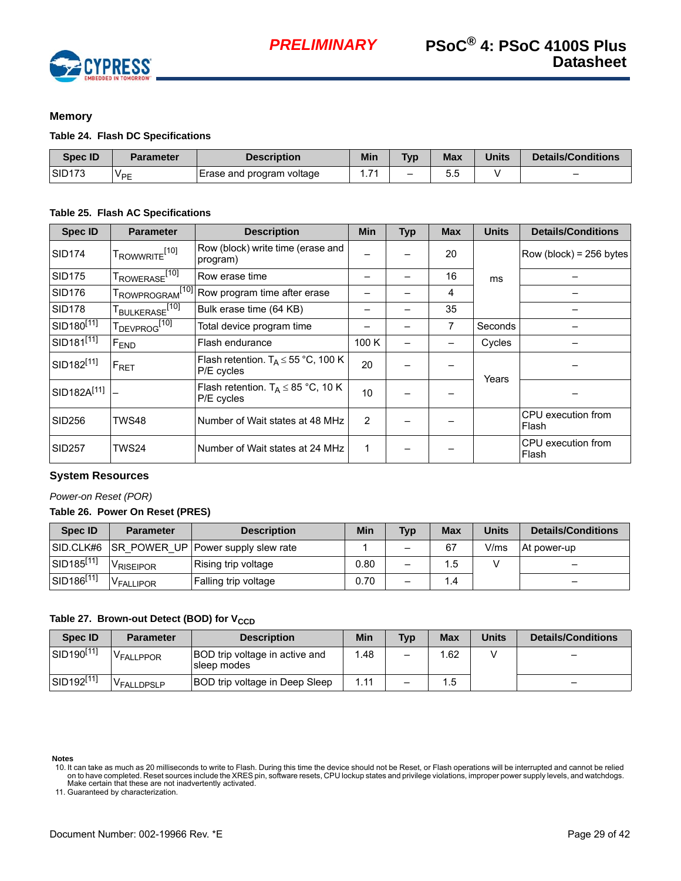## Memory

**Table 24. Flash DC Specifications**

| Spec ID | Parameter | Description | Min | Typ | Max | Units | Details/Conditions |
|---|---|---|---|---|---|---|---|
| SID173 | $V_{PE}$ | Erase and program voltage | 1.71 | – | 5.5 | V | – |

**Table 25. Flash AC Specifications**

| Spec ID | Parameter | Description | Min | Typ | Max | Units | Details/Conditions |
|---|---|---|---|---|---|---|---|
| SID174 | $T_{ROWWRITE}$[10] | Row (block) write time (erase and program) | – | – | 20 | ms | Row (block) = 256 bytes |
| SID175 | $T_{ROWERASE}$[10] | Row erase time | – | – | 16 | ms | – |
| SID176 | $T_{ROWPROGRAM}$[10] | Row program time after erase | – | – | 4 | ms | – |
| SID178 | $T_{BULKERASE}$[10] | Bulk erase time (64 KB) | – | – | 35 | ms | – |
| SID180[11] | $T_{DEVPROG}$[10] | Total device program time | – | – | 7 | Seconds | – |
| SID181[11] | $F_{END}$ | Flash endurance | 100 K | – | – | Cycles | – |
| SID182[11] | $F_{RET}$ | Flash retention. $T_A \leq 55$ °C, 100 K P/E cycles | 20 | – | – | Years | – |
| SID182A[11] | – | Flash retention. $T_A \leq 85$ °C, 10 K P/E cycles | 10 | – | – | Years | – |
| SID256 | TWS48 | Number of Wait states at 48 MHz | 2 | – | – | | CPU execution from Flash |
| SID257 | TWS24 | Number of Wait states at 24 MHz | 1 | – | – | | CPU execution from Flash |

## System Resources

*Power-on Reset (POR)*

**Table 26. Power On Reset (PRES)**

| Spec ID | Parameter | Description | Min | Typ | Max | Units | Details/Conditions |
|---|---|---|---|---|---|---|---|
| SID.CLK#6 | SR_POWER_UP | Power supply slew rate | 1 | – | 67 | V/ms | At power-up |
| SID185[11] | $V_{RISEIPOR}$ | Rising trip voltage | 0.80 | – | 1.5 | V | – |
| SID186[11] | $V_{FALLIPOR}$ | Falling trip voltage | 0.70 | – | 1.4 | V | – |

**Table 27. Brown-out Detect (BOD) for $V_{CCD}$**

| Spec ID | Parameter | Description | Min | Typ | Max | Units | Details/Conditions |
|---|---|---|---|---|---|---|---|
| SID190[11] | $V_{FALLPPOR}$ | BOD trip voltage in active and sleep modes | 1.48 | – | 1.62 | V | – |
| SID192[11] | $V_{FALLDPSLP}$ | BOD trip voltage in Deep Sleep | 1.11 | – | 1.5 | V | – |

**Notes**

10. It can take as much as 20 milliseconds to write to Flash. During this time the device should not be Reset, or Flash operations will be interrupted and cannot be relied on to have completed. Reset sources include the XRES pin, software resets, CPU lockup states and privilege violations, improper power supply levels, and watchdogs. Make certain that these are not inadvertently activated.
11. Guaranteed by characterization.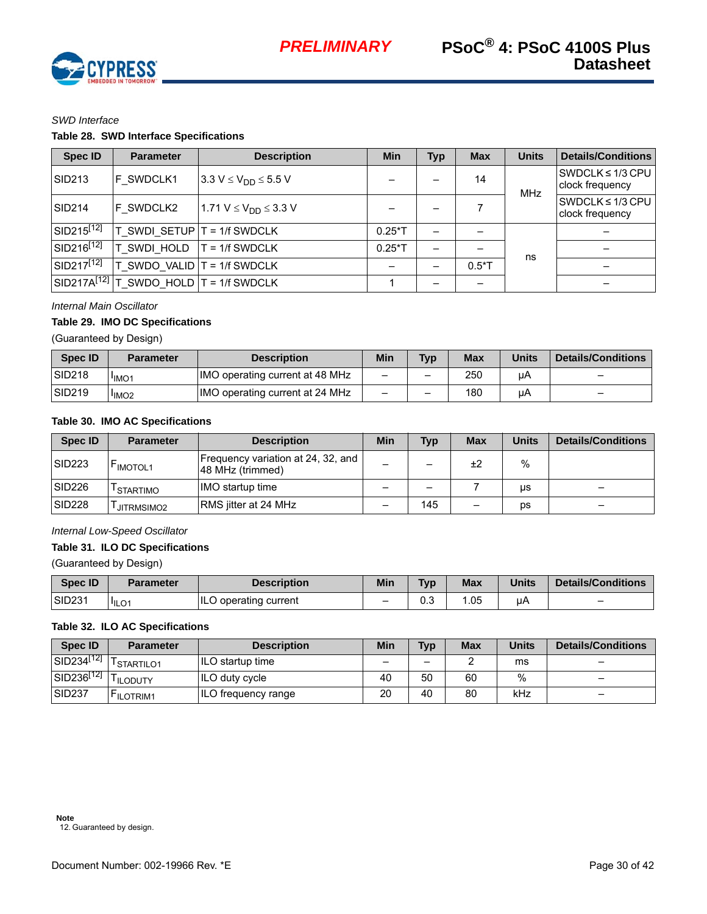*SWD Interface*

**Table 28. SWD Interface Specifications**

| Spec ID | Parameter | Description | Min | Typ | Max | Units | Details/Conditions |
|---|---|---|---|---|---|---|---|
| SID213 | F_SWDCLK1 | 3.3 V ≤ $V_{DD}$ ≤ 5.5 V | – | – | 14 | MHz | SWDCLK ≤ 1/3 CPU clock frequency |
| SID214 | F_SWDCLK2 | 1.71 V ≤ $V_{DD}$ ≤ 3.3 V | – | – | 7 | | SWDCLK ≤ 1/3 CPU clock frequency |
| SID215[12] | T_SWDI_SETUP | T = 1/f SWDCLK | 0.25*T | – | – | ns | – |
| SID216[12] | T_SWDI_HOLD | T = 1/f SWDCLK | 0.25*T | – | – | | – |
| SID217[12] | T_SWDO_VALID | T = 1/f SWDCLK | – | – | 0.5*T | | – |
| SID217A[12] | T_SWDO_HOLD | T = 1/f SWDCLK | 1 | – | – | | – |

*Internal Main Oscillator*

**Table 29. IMO DC Specifications**

(Guaranteed by Design)

| Spec ID | Parameter | Description | Min | Typ | Max | Units | Details/Conditions |
|---|---|---|---|---|---|---|---|
| SID218 | $I_{IMO1}$ | IMO operating current at 48 MHz | – | – | 250 | µA | – |
| SID219 | $I_{IMO2}$ | IMO operating current at 24 MHz | – | – | 180 | µA | – |

**Table 30. IMO AC Specifications**

| Spec ID | Parameter | Description | Min | Typ | Max | Units | Details/Conditions |
|---|---|---|---|---|---|---|---|
| SID223 | $F_{IMOTOL1}$ | Frequency variation at 24, 32, and 48 MHz (trimmed) | – | – | ±2 | % | |
| SID226 | $T_{STARTIMO}$ | IMO startup time | – | – | 7 | µs | – |
| SID228 | $T_{JITRMSIMO2}$ | RMS jitter at 24 MHz | – | 145 | – | ps | – |

*Internal Low-Speed Oscillator*

**Table 31. ILO DC Specifications**

(Guaranteed by Design)

| Spec ID | Parameter | Description | Min | Typ | Max | Units | Details/Conditions |
|---|---|---|---|---|---|---|---|
| SID231 | $I_{ILO1}$ | ILO operating current | – | 0.3 | 1.05 | µA | – |

**Table 32. ILO AC Specifications**

| Spec ID | Parameter | Description | Min | Typ | Max | Units | Details/Conditions |
|---|---|---|---|---|---|---|---|
| SID234[12] | $T_{STARTILO1}$ | ILO startup time | – | – | 2 | ms | – |
| SID236[12] | $T_{ILODUTY}$ | ILO duty cycle | 40 | 50 | 60 | % | – |
| SID237 | $F_{ILOTRIM1}$ | ILO frequency range | 20 | 40 | 80 | kHz | – |

**Note**

12. Guaranteed by design.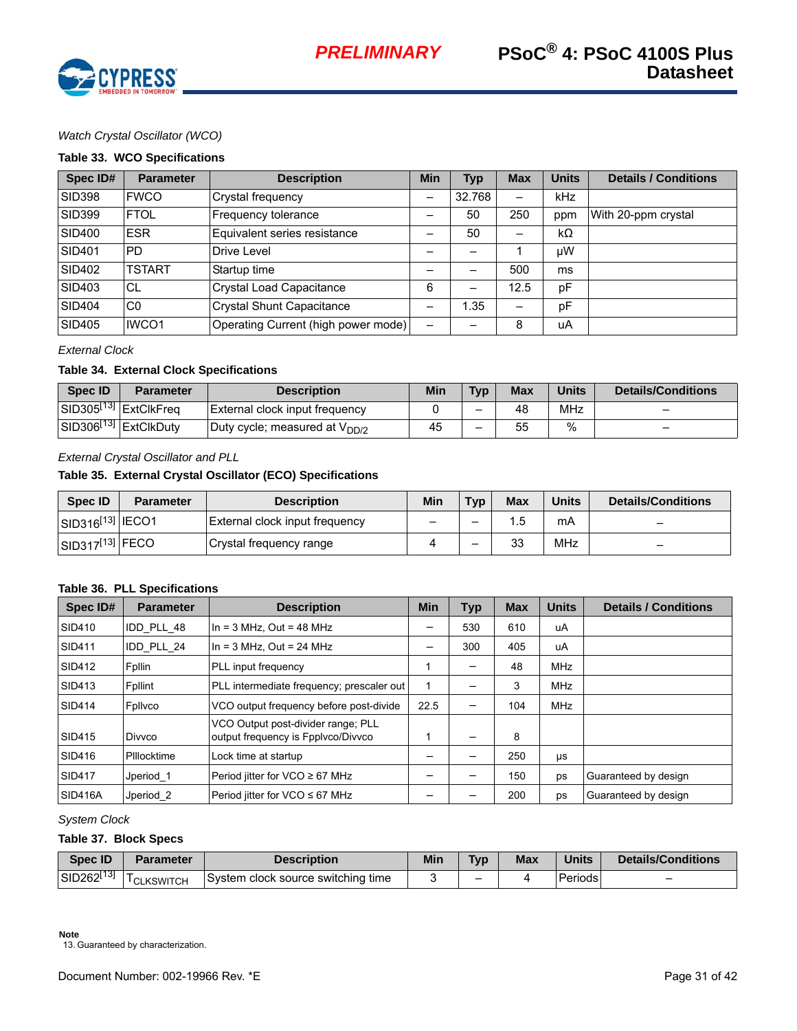*Watch Crystal Oscillator (WCO)*

**Table 33. WCO Specifications**

| Spec ID# | Parameter | Description | Min | Typ | Max | Units | Details / Conditions |
|---|---|---|---|---|---|---|---|
| SID398 | FWCO | Crystal frequency | – | 32.768 | – | kHz | |
| SID399 | FTOL | Frequency tolerance | – | 50 | 250 | ppm | With 20-ppm crystal |
| SID400 | ESR | Equivalent series resistance | – | 50 | – | kΩ | |
| SID401 | PD | Drive Level | – | – | 1 | µW | |
| SID402 | TSTART | Startup time | – | – | 500 | ms | |
| SID403 | CL | Crystal Load Capacitance | 6 | – | 12.5 | pF | |
| SID404 | C0 | Crystal Shunt Capacitance | – | 1.35 | – | pF | |
| SID405 | IWCO1 | Operating Current (high power mode) | – | – | 8 | uA | |

*External Clock*

**Table 34. External Clock Specifications**

| Spec ID | Parameter | Description | Min | Typ | Max | Units | Details/Conditions |
|---|---|---|---|---|---|---|---|
| SID305[13] | ExtClkFreq | External clock input frequency | 0 | – | 48 | MHz | – |
| SID306[13] | ExtClkDuty | Duty cycle; measured at $V_{DD/2}$ | 45 | – | 55 | % | – |

*External Crystal Oscillator and PLL*

**Table 35. External Crystal Oscillator (ECO) Specifications**

| Spec ID | Parameter | Description | Min | Typ | Max | Units | Details/Conditions |
|---|---|---|---|---|---|---|---|
| SID316[13] | IECO1 | External clock input frequency | – | – | 1.5 | mA | – |
| SID317[13] | FECO | Crystal frequency range | 4 | – | 33 | MHz | – |

**Table 36. PLL Specifications**

| Spec ID# | Parameter | Description | Min | Typ | Max | Units | Details / Conditions |
|---|---|---|---|---|---|---|---|
| SID410 | IDD_PLL_48 | In = 3 MHz, Out = 48 MHz | – | 530 | 610 | uA | |
| SID411 | IDD_PLL_24 | In = 3 MHz, Out = 24 MHz | – | 300 | 405 | uA | |
| SID412 | Fpllin | PLL input frequency | 1 | – | 48 | MHz | |
| SID413 | Fpllint | PLL intermediate frequency; prescaler out | 1 | – | 3 | MHz | |
| SID414 | Fpllvco | VCO output frequency before post-divide | 22.5 | – | 104 | MHz | |
| SID415 | Divvco | VCO Output post-divider range; PLL output frequency is Fpplvco/Divvco | 1 | – | 8 | | |
| SID416 | Plllocktime | Lock time at startup | – | – | 250 | µs | |
| SID417 | Jperiod_1 | Period jitter for VCO ≥ 67 MHz | – | – | 150 | ps | Guaranteed by design |
| SID416A | Jperiod_2 | Period jitter for VCO ≤ 67 MHz | – | – | 200 | ps | Guaranteed by design |

*System Clock*

**Table 37. Block Specs**

| Spec ID | Parameter | Description | Min | Typ | Max | Units | Details/Conditions |
|---|---|---|---|---|---|---|---|
| SID262[13] | $T_{CLKSWITCH}$ | System clock source switching time | 3 | – | 4 | Periods | – |

**Note**

13. Guaranteed by characterization.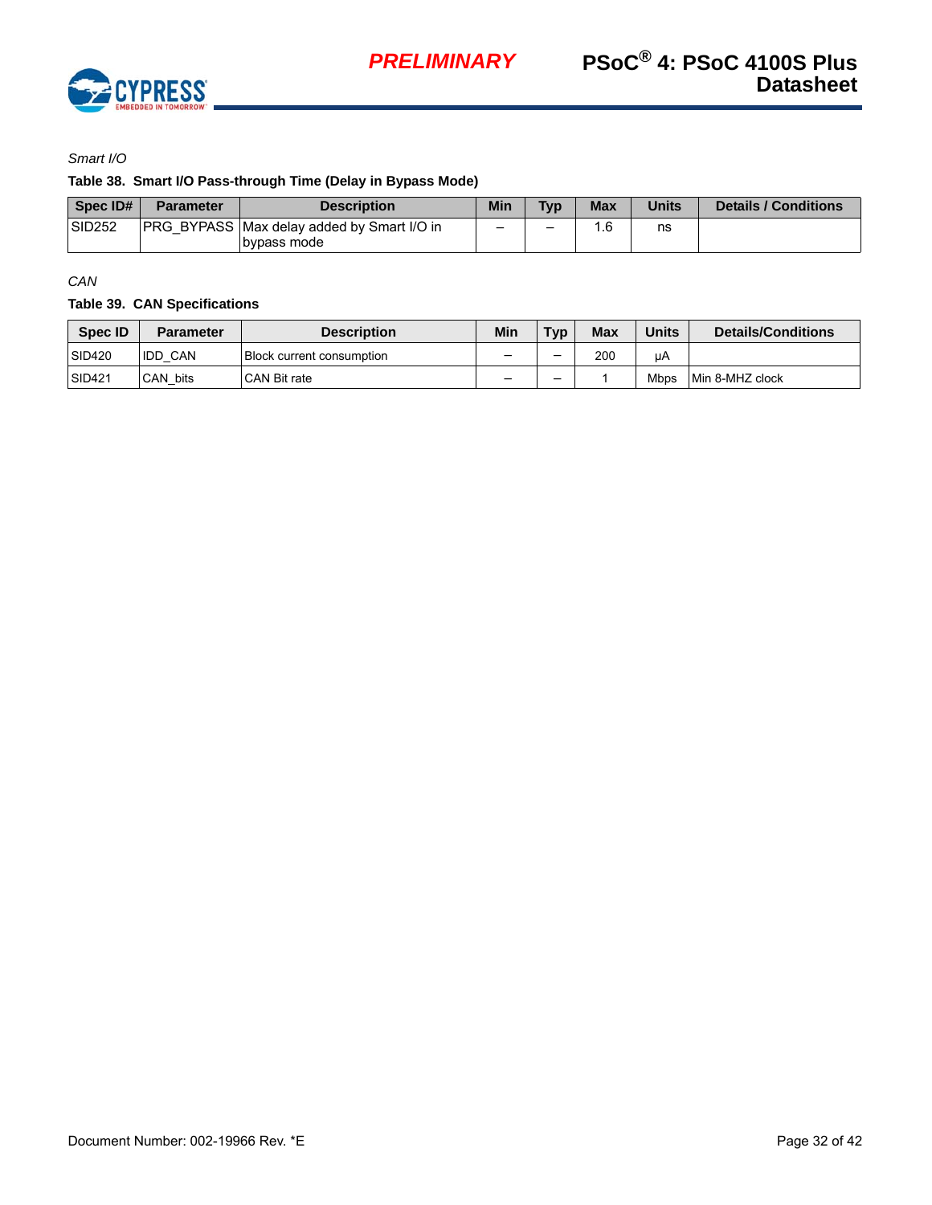*Smart I/O*

**Table 38. Smart I/O Pass-through Time (Delay in Bypass Mode)**

| Spec ID# | Parameter | Description | Min | Typ | Max | Units | Details / Conditions |
|---|---|---|---|---|---|---|---|
| SID252 | PRG_BYPASS | Max delay added by Smart I/O in bypass mode | – | – | 1.6 | ns | |

*CAN*

**Table 39. CAN Specifications**

| Spec ID | Parameter | Description | Min | Typ | Max | Units | Details/Conditions |
|---|---|---|---|---|---|---|---|
| SID420 | IDD_CAN | Block current consumption | – | – | 200 | µA | |
| SID421 | CAN_bits | CAN Bit rate | – | – | 1 | Mbps | Min 8-MHZ clock |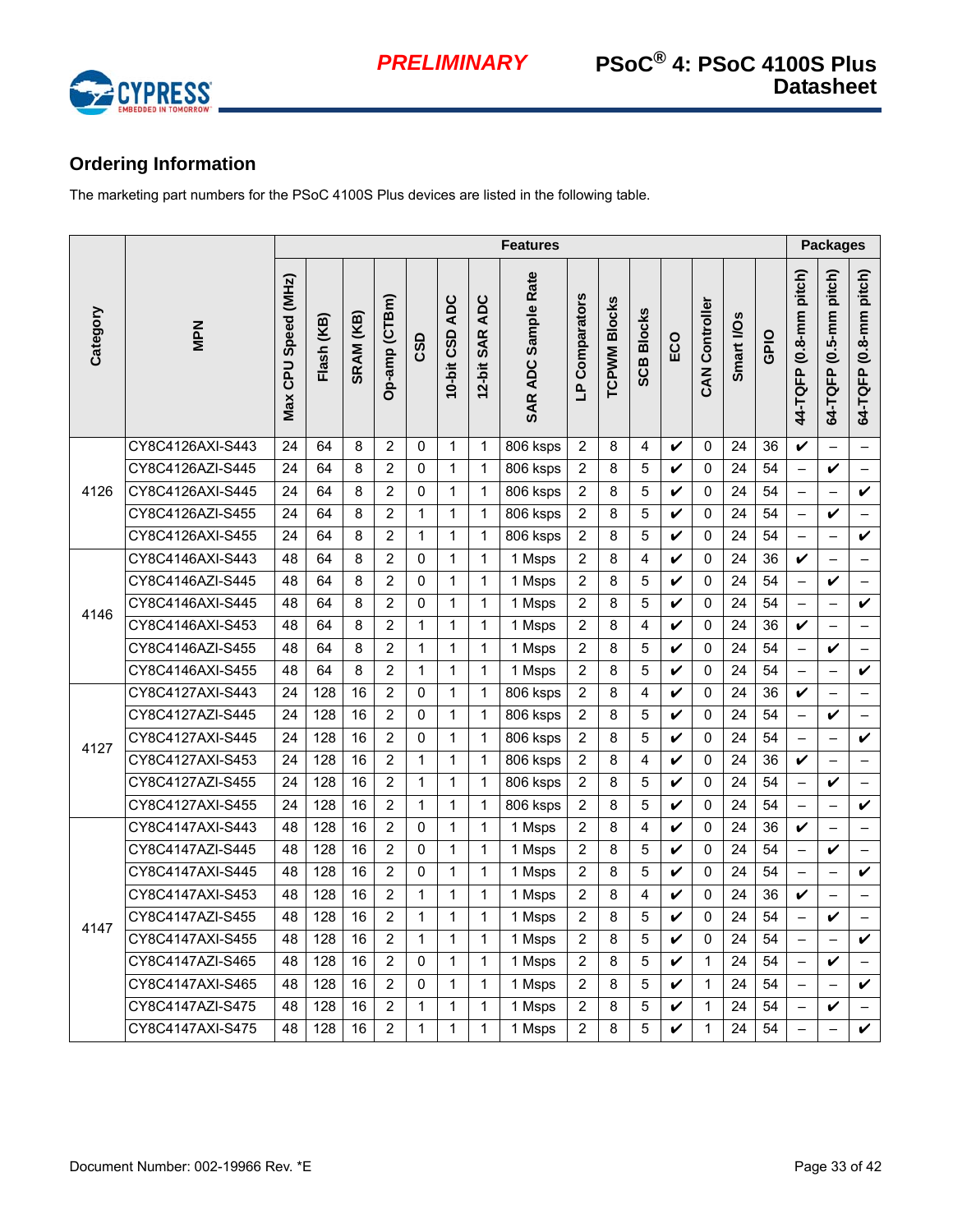## Ordering Information

The marketing part numbers for the PSoC 4100S Plus devices are listed in the following table.

| Category | MPN | Features | | | | | | | | | | | | | | | | Packages | | |
|---|---|---|---|---|---|---|---|---|---|---|---|---|---|---|---|---|---|---|---|---|
| | | Max CPU Speed (MHz) | Flash (KB) | SRAM (KB) | Op-amp (CTBm) | CSD | 10-bit CSD ADC | 12-bit SAR ADC | SAR ADC Sample Rate | LP Comparators | TCPWM Blocks | SCB Blocks | ECO | CAN Controller | Smart I/Os | GPIO | 44-TQFP (0.8-mm pitch) | 64-TQFP (0.5-mm pitch) | 64-TQFP (0.8-mm pitch) |
| 4126 | CY8C4126AXI-S443 | 24 | 64 | 8 | 2 | 0 | 1 | 1 | 806 ksps | 2 | 8 | 4 | ✔ | 0 | 24 | 36 | ✔ | – | – |
| | CY8C4126AZI-S445 | 24 | 64 | 8 | 2 | 0 | 1 | 1 | 806 ksps | 2 | 8 | 5 | ✔ | 0 | 24 | 54 | – | ✔ | – |
| | CY8C4126AXI-S445 | 24 | 64 | 8 | 2 | 0 | 1 | 1 | 806 ksps | 2 | 8 | 5 | ✔ | 0 | 24 | 54 | – | – | ✔ |
| | CY8C4126AZI-S455 | 24 | 64 | 8 | 2 | 1 | 1 | 1 | 806 ksps | 2 | 8 | 5 | ✔ | 0 | 24 | 54 | – | ✔ | – |
| | CY8C4126AXI-S455 | 24 | 64 | 8 | 2 | 1 | 1 | 1 | 806 ksps | 2 | 8 | 5 | ✔ | 0 | 24 | 54 | – | – | ✔ |
| 4146 | CY8C4146AXI-S443 | 48 | 64 | 8 | 2 | 0 | 1 | 1 | 1 Msps | 2 | 8 | 4 | ✔ | 0 | 24 | 36 | ✔ | – | – |
| | CY8C4146AZI-S445 | 48 | 64 | 8 | 2 | 0 | 1 | 1 | 1 Msps | 2 | 8 | 5 | ✔ | 0 | 24 | 54 | – | ✔ | – |
| | CY8C4146AXI-S445 | 48 | 64 | 8 | 2 | 0 | 1 | 1 | 1 Msps | 2 | 8 | 5 | ✔ | 0 | 24 | 54 | – | – | ✔ |
| | CY8C4146AXI-S453 | 48 | 64 | 8 | 2 | 1 | 1 | 1 | 1 Msps | 2 | 8 | 4 | ✔ | 0 | 24 | 36 | ✔ | – | – |
| | CY8C4146AZI-S455 | 48 | 64 | 8 | 2 | 1 | 1 | 1 | 1 Msps | 2 | 8 | 5 | ✔ | 0 | 24 | 54 | – | ✔ | – |
| | CY8C4146AXI-S455 | 48 | 64 | 8 | 2 | 1 | 1 | 1 | 1 Msps | 2 | 8 | 5 | ✔ | 0 | 24 | 54 | – | – | ✔ |
| 4127 | CY8C4127AXI-S443 | 24 | 128 | 16 | 2 | 0 | 1 | 1 | 806 ksps | 2 | 8 | 4 | ✔ | 0 | 24 | 36 | ✔ | – | – |
| | CY8C4127AZI-S445 | 24 | 128 | 16 | 2 | 0 | 1 | 1 | 806 ksps | 2 | 8 | 5 | ✔ | 0 | 24 | 54 | – | ✔ | – |
| | CY8C4127AXI-S445 | 24 | 128 | 16 | 2 | 0 | 1 | 1 | 806 ksps | 2 | 8 | 5 | ✔ | 0 | 24 | 54 | – | – | ✔ |
| | CY8C4127AXI-S453 | 24 | 128 | 16 | 2 | 1 | 1 | 1 | 806 ksps | 2 | 8 | 4 | ✔ | 0 | 24 | 36 | ✔ | – | – |
| | CY8C4127AZI-S455 | 24 | 128 | 16 | 2 | 1 | 1 | 1 | 806 ksps | 2 | 8 | 5 | ✔ | 0 | 24 | 54 | – | ✔ | – |
| | CY8C4127AXI-S455 | 24 | 128 | 16 | 2 | 1 | 1 | 1 | 806 ksps | 2 | 8 | 5 | ✔ | 0 | 24 | 54 | – | – | ✔ |
| 4147 | CY8C4147AXI-S443 | 48 | 128 | 16 | 2 | 0 | 1 | 1 | 1 Msps | 2 | 8 | 4 | ✔ | 0 | 24 | 36 | ✔ | – | – |
| | CY8C4147AZI-S445 | 48 | 128 | 16 | 2 | 0 | 1 | 1 | 1 Msps | 2 | 8 | 5 | ✔ | 0 | 24 | 54 | – | ✔ | – |
| | CY8C4147AXI-S445 | 48 | 128 | 16 | 2 | 0 | 1 | 1 | 1 Msps | 2 | 8 | 5 | ✔ | 0 | 24 | 54 | – | – | ✔ |
| | CY8C4147AXI-S453 | 48 | 128 | 16 | 2 | 1 | 1 | 1 | 1 Msps | 2 | 8 | 4 | ✔ | 0 | 24 | 36 | ✔ | – | – |
| | CY8C4147AZI-S455 | 48 | 128 | 16 | 2 | 1 | 1 | 1 | 1 Msps | 2 | 8 | 5 | ✔ | 0 | 24 | 54 | – | ✔ | – |
| | CY8C4147AXI-S455 | 48 | 128 | 16 | 2 | 1 | 1 | 1 | 1 Msps | 2 | 8 | 5 | ✔ | 0 | 24 | 54 | – | – | ✔ |
| | CY8C4147AZI-S465 | 48 | 128 | 16 | 2 | 0 | 1 | 1 | 1 Msps | 2 | 8 | 5 | ✔ | 1 | 24 | 54 | – | ✔ | – |
| | CY8C4147AXI-S465 | 48 | 128 | 16 | 2 | 0 | 1 | 1 | 1 Msps | 2 | 8 | 5 | ✔ | 1 | 24 | 54 | – | – | ✔ |
| | CY8C4147AZI-S475 | 48 | 128 | 16 | 2 | 1 | 1 | 1 | 1 Msps | 2 | 8 | 5 | ✔ | 1 | 24 | 54 | – | ✔ | – |
| | CY8C4147AXI-S475 | 48 | 128 | 16 | 2 | 1 | 1 | 1 | 1 Msps | 2 | 8 | 5 | ✔ | 1 | 24 | 54 | – | – | ✔ |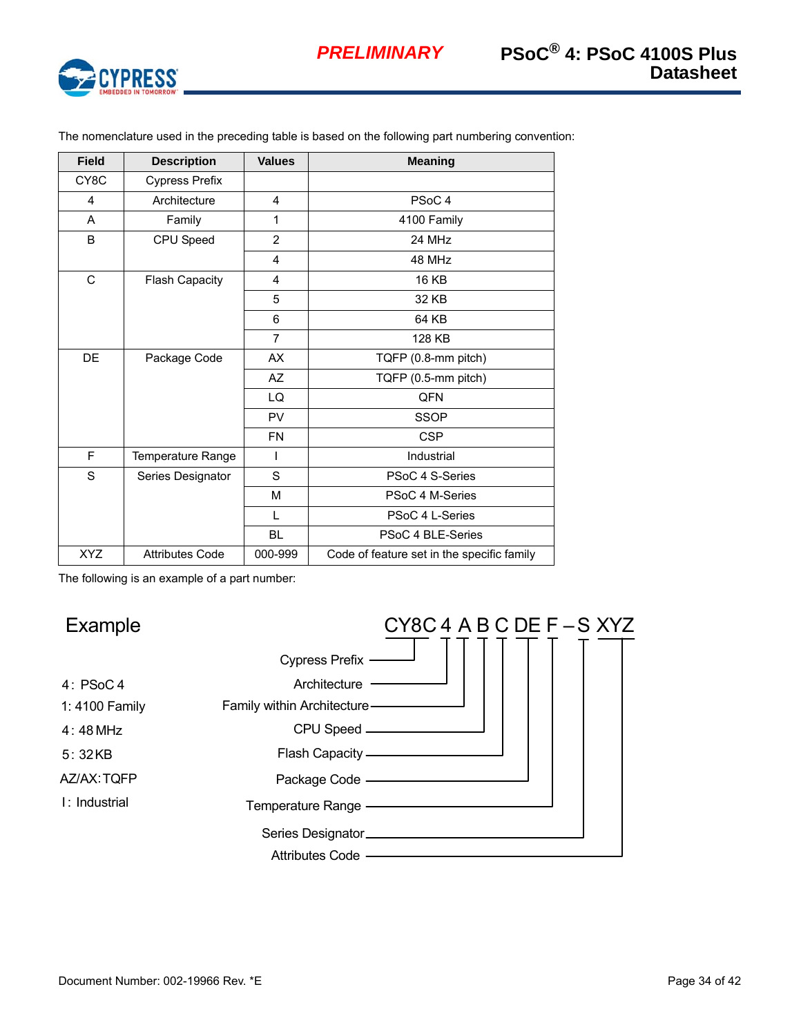The nomenclature used in the preceding table is based on the following part numbering convention:

| Field | Description | Values | Meaning |
|---|---|---|---|
| CY8C | Cypress Prefix | | |
| 4 | Architecture | 4 | PSoC 4 |
| A | Family | 1 | 4100 Family |
| B | CPU Speed | 2 | 24 MHz |
| | | 4 | 48 MHz |
| C | Flash Capacity | 4 | 16 KB |
| | | 5 | 32 KB |
| | | 6 | 64 KB |
| | | 7 | 128 KB |
| DE | Package Code | AX | TQFP (0.8-mm pitch) |
| | | AZ | TQFP (0.5-mm pitch) |
| | | LQ | QFN |
| | | PV | SSOP |
| | | FN | CSP |
| F | Temperature Range | I | Industrial |
| S | Series Designator | S | PSoC 4 S-Series |
| | | M | PSoC 4 M-Series |
| | | L | PSoC 4 L-Series |
| | | BL | PSoC 4 BLE-Series |
| XYZ | Attributes Code | 000-999 | Code of feature set in the specific family |

The following is an example of a part number:

**Example**

CY8C 4 A B C DE F – S XYZ

- Cypress Prefix → CY8C
- Architecture → 4
- Family within Architecture → A
- CPU Speed → B
- Flash Capacity → C
- Package Code → DE
- Temperature Range → F
- Series Designator → S
- Attributes Code → XYZ

4: PSoC 4
1: 4100 Family
4: 48 MHz
5: 32 KB
AZ/AX: TQFP
I: Industrial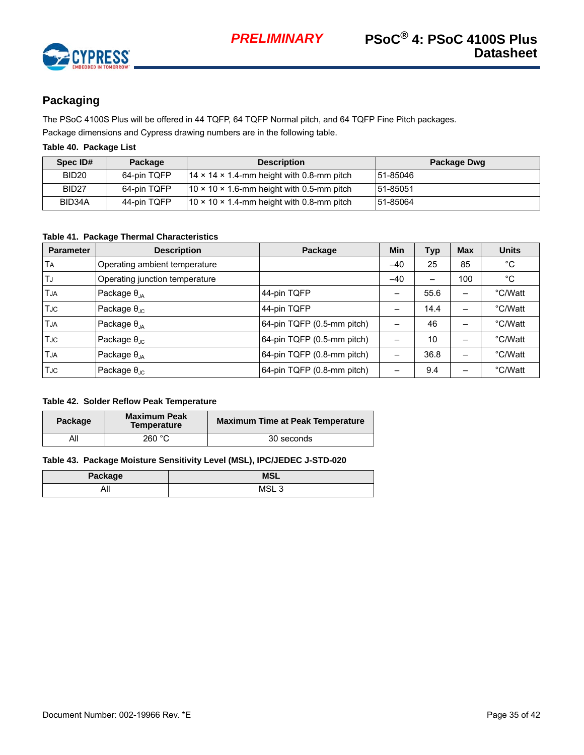## Packaging

The PSoC 4100S Plus will be offered in 44 TQFP, 64 TQFP Normal pitch, and 64 TQFP Fine Pitch packages.

Package dimensions and Cypress drawing numbers are in the following table.

**Table 40. Package List**

| Spec ID# | Package | Description | Package Dwg |
|---|---|---|---|
| BID20 | 64-pin TQFP | 14 × 14 × 1.4-mm height with 0.8-mm pitch | 51-85046 |
| BID27 | 64-pin TQFP | 10 × 10 × 1.6-mm height with 0.5-mm pitch | 51-85051 |
| BID34A | 44-pin TQFP | 10 × 10 × 1.4-mm height with 0.8-mm pitch | 51-85064 |

**Table 41. Package Thermal Characteristics**

| Parameter | Description | Package | Min | Typ | Max | Units |
|---|---|---|---|---|---|---|
| $T_A$ | Operating ambient temperature | | –40 | 25 | 85 | °C |
| $T_J$ | Operating junction temperature | | –40 | – | 100 | °C |
| $T_{JA}$ | Package $\theta_{JA}$ | 44-pin TQFP | – | 55.6 | – | °C/Watt |
| $T_{JC}$ | Package $\theta_{JC}$ | 44-pin TQFP | – | 14.4 | – | °C/Watt |
| $T_{JA}$ | Package $\theta_{JA}$ | 64-pin TQFP (0.5-mm pitch) | – | 46 | – | °C/Watt |
| $T_{JC}$ | Package $\theta_{JC}$ | 64-pin TQFP (0.5-mm pitch) | – | 10 | – | °C/Watt |
| $T_{JA}$ | Package $\theta_{JA}$ | 64-pin TQFP (0.8-mm pitch) | – | 36.8 | – | °C/Watt |
| $T_{JC}$ | Package $\theta_{JC}$ | 64-pin TQFP (0.8-mm pitch) | – | 9.4 | – | °C/Watt |

**Table 42. Solder Reflow Peak Temperature**

| Package | Maximum Peak Temperature | Maximum Time at Peak Temperature |
|---|---|---|
| All | 260 °C | 30 seconds |

**Table 43. Package Moisture Sensitivity Level (MSL), IPC/JEDEC J-STD-020**

| Package | MSL |
|---|---|
| All | MSL 3 |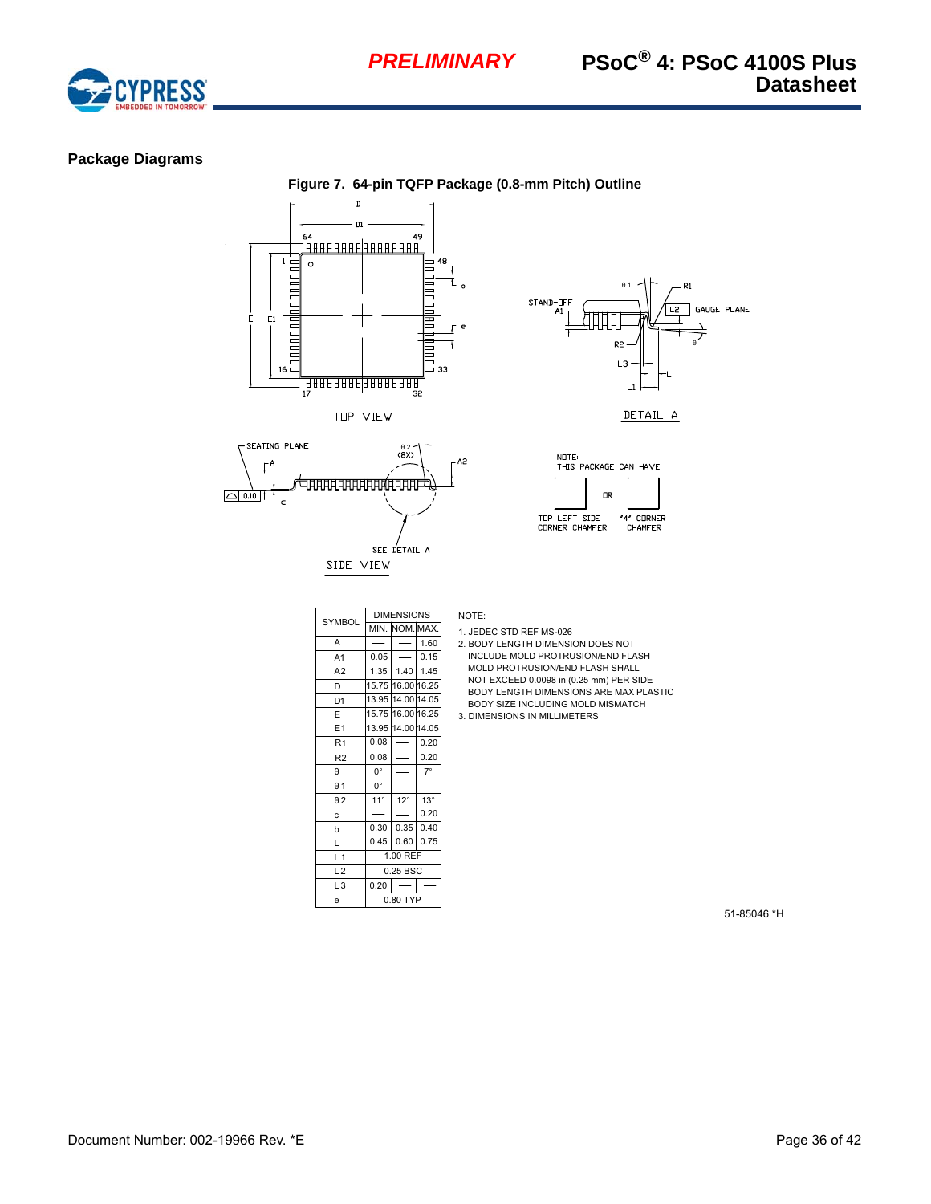## Package Diagrams

**Figure 7. 64-pin TQFP Package (0.8-mm Pitch) Outline**

| SYMBOL | DIMENSIONS | | |
|---|---|---|---|
| | MIN. | NOM. | MAX. |
| A | — | — | 1.60 |
| A1 | 0.05 | — | 0.15 |
| A2 | 1.35 | 1.40 | 1.45 |
| D | 15.75 | 16.00 | 16.25 |
| D1 | 13.95 | 14.00 | 14.05 |
| E | 15.75 | 16.00 | 16.25 |
| E1 | 13.95 | 14.00 | 14.05 |
| R1 | 0.08 | — | 0.20 |
| R2 | 0.08 | — | 0.20 |
| θ | 0° | — | 7° |
| θ1 | 0° | — | — |
| θ2 | 11° | 12° | 13° |
| c | — | — | 0.20 |
| b | 0.30 | 0.35 | 0.40 |
| L | 0.45 | 0.60 | 0.75 |
| L1 | 1.00 REF | | |
| L2 | 0.25 BSC | | |
| L3 | 0.20 | — | — |
| e | 0.80 TYP | | |

NOTE:

1. JEDEC STD REF MS-026
2. BODY LENGTH DIMENSION DOES NOT INCLUDE MOLD PROTRUSION/END FLASH MOLD PROTRUSION/END FLASH SHALL NOT EXCEED 0.0098 in (0.25 mm) PER SIDE BODY LENGTH DIMENSIONS ARE MAX PLASTIC BODY SIZE INCLUDING MOLD MISMATCH
3. DIMENSIONS IN MILLIMETERS

51-85046 *H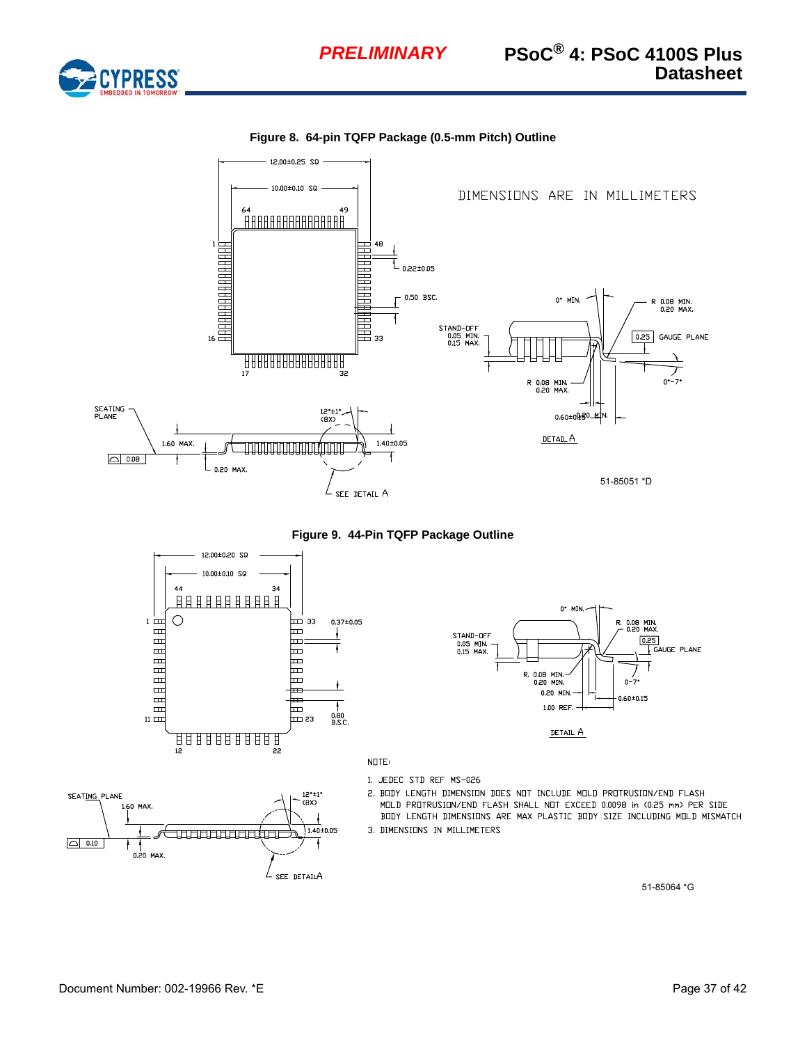**Figure 8. 64-pin TQFP Package (0.5-mm Pitch) Outline**

DIMENSIONS ARE IN MILLIMETERS

51-85051 *D

**Figure 9. 44-Pin TQFP Package Outline**

NOTE:

1. JEDEC STD REF MS-026
2. BODY LENGTH DIMENSION DOES NOT INCLUDE MOLD PROTRUSION/END FLASH
   MOLD PROTRUSION/END FLASH SHALL NOT EXCEED 0.0098 in (0.25 mm) PER SIDE
   BODY LENGTH DIMENSIONS ARE MAX PLASTIC BODY SIZE INCLUDING MOLD MISMATCH
3. DIMENSIONS IN MILLIMETERS

51-85064 *G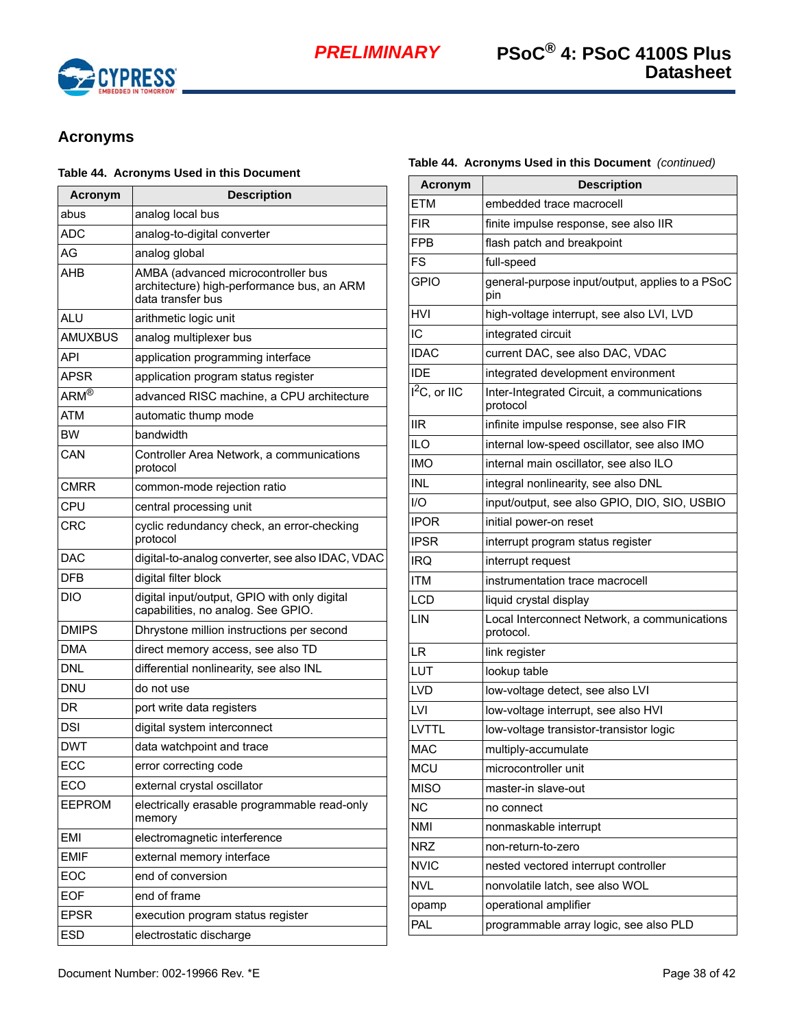## Acronyms

**Table 44. Acronyms Used in this Document**

| Acronym | Description |
|---|---|
| abus | analog local bus |
| ADC | analog-to-digital converter |
| AG | analog global |
| AHB | AMBA (advanced microcontroller bus architecture) high-performance bus, an ARM data transfer bus |
| ALU | arithmetic logic unit |
| AMUXBUS | analog multiplexer bus |
| API | application programming interface |
| APSR | application program status register |
| ARM® | advanced RISC machine, a CPU architecture |
| ATM | automatic thump mode |
| BW | bandwidth |
| CAN | Controller Area Network, a communications protocol |
| CMRR | common-mode rejection ratio |
| CPU | central processing unit |
| CRC | cyclic redundancy check, an error-checking protocol |
| DAC | digital-to-analog converter, see also IDAC, VDAC |
| DFB | digital filter block |
| DIO | digital input/output, GPIO with only digital capabilities, no analog. See GPIO. |
| DMIPS | Dhrystone million instructions per second |
| DMA | direct memory access, see also TD |
| DNL | differential nonlinearity, see also INL |
| DNU | do not use |
| DR | port write data registers |
| DSI | digital system interconnect |
| DWT | data watchpoint and trace |
| ECC | error correcting code |
| ECO | external crystal oscillator |
| EEPROM | electrically erasable programmable read-only memory |
| EMI | electromagnetic interference |
| EMIF | external memory interface |
| EOC | end of conversion |
| EOF | end of frame |
| EPSR | execution program status register |
| ESD | electrostatic discharge |
| ETM | embedded trace macrocell |
| FIR | finite impulse response, see also IIR |
| FPB | flash patch and breakpoint |
| FS | full-speed |
| GPIO | general-purpose input/output, applies to a PSoC pin |
| HVI | high-voltage interrupt, see also LVI, LVD |
| IC | integrated circuit |
| IDAC | current DAC, see also DAC, VDAC |
| IDE | integrated development environment |
| $I^2C$, or IIC | Inter-Integrated Circuit, a communications protocol |
| IIR | infinite impulse response, see also FIR |
| ILO | internal low-speed oscillator, see also IMO |
| IMO | internal main oscillator, see also ILO |
| INL | integral nonlinearity, see also DNL |
| I/O | input/output, see also GPIO, DIO, SIO, USBIO |
| IPOR | initial power-on reset |
| IPSR | interrupt program status register |
| IRQ | interrupt request |
| ITM | instrumentation trace macrocell |
| LCD | liquid crystal display |
| LIN | Local Interconnect Network, a communications protocol. |
| LR | link register |
| LUT | lookup table |
| LVD | low-voltage detect, see also LVI |
| LVI | low-voltage interrupt, see also HVI |
| LVTTL | low-voltage transistor-transistor logic |
| MAC | multiply-accumulate |
| MCU | microcontroller unit |
| MISO | master-in slave-out |
| NC | no connect |
| NMI | nonmaskable interrupt |
| NRZ | non-return-to-zero |
| NVIC | nested vectored interrupt controller |
| NVL | nonvolatile latch, see also WOL |
| opamp | operational amplifier |
| PAL | programmable array logic, see also PLD |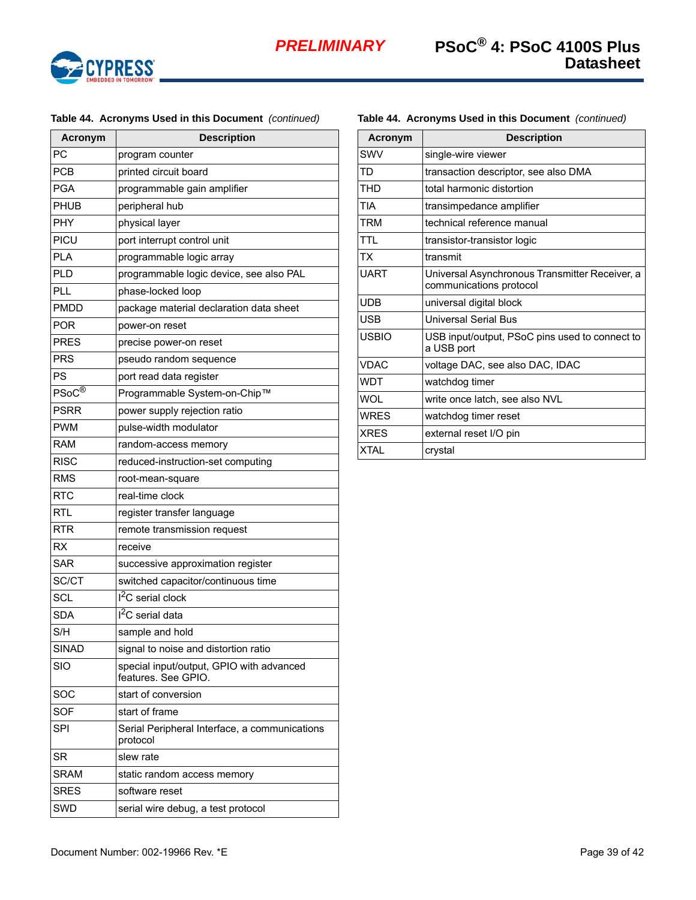**Table 44. Acronyms Used in this Document** *(continued)*

| Acronym | Description |
|---|---|
| PC | program counter |
| PCB | printed circuit board |
| PGA | programmable gain amplifier |
| PHUB | peripheral hub |
| PHY | physical layer |
| PICU | port interrupt control unit |
| PLA | programmable logic array |
| PLD | programmable logic device, see also PAL |
| PLL | phase-locked loop |
| PMDD | package material declaration data sheet |
| POR | power-on reset |
| PRES | precise power-on reset |
| PRS | pseudo random sequence |
| PS | port read data register |
| PSoC® | Programmable System-on-Chip™ |
| PSRR | power supply rejection ratio |
| PWM | pulse-width modulator |
| RAM | random-access memory |
| RISC | reduced-instruction-set computing |
| RMS | root-mean-square |
| RTC | real-time clock |
| RTL | register transfer language |
| RTR | remote transmission request |
| RX | receive |
| SAR | successive approximation register |
| SC/CT | switched capacitor/continuous time |
| SCL | $I^2C$ serial clock |
| SDA | $I^2C$ serial data |
| S/H | sample and hold |
| SINAD | signal to noise and distortion ratio |
| SIO | special input/output, GPIO with advanced features. See GPIO. |
| SOC | start of conversion |
| SOF | start of frame |
| SPI | Serial Peripheral Interface, a communications protocol |
| SR | slew rate |
| SRAM | static random access memory |
| SRES | software reset |
| SWD | serial wire debug, a test protocol |
| SWV | single-wire viewer |
| TD | transaction descriptor, see also DMA |
| THD | total harmonic distortion |
| TIA | transimpedance amplifier |
| TRM | technical reference manual |
| TTL | transistor-transistor logic |
| TX | transmit |
| UART | Universal Asynchronous Transmitter Receiver, a communications protocol |
| UDB | universal digital block |
| USB | Universal Serial Bus |
| USBIO | USB input/output, PSoC pins used to connect to a USB port |
| VDAC | voltage DAC, see also DAC, IDAC |
| WDT | watchdog timer |
| WOL | write once latch, see also NVL |
| WRES | watchdog timer reset |
| XRES | external reset I/O pin |
| XTAL | crystal |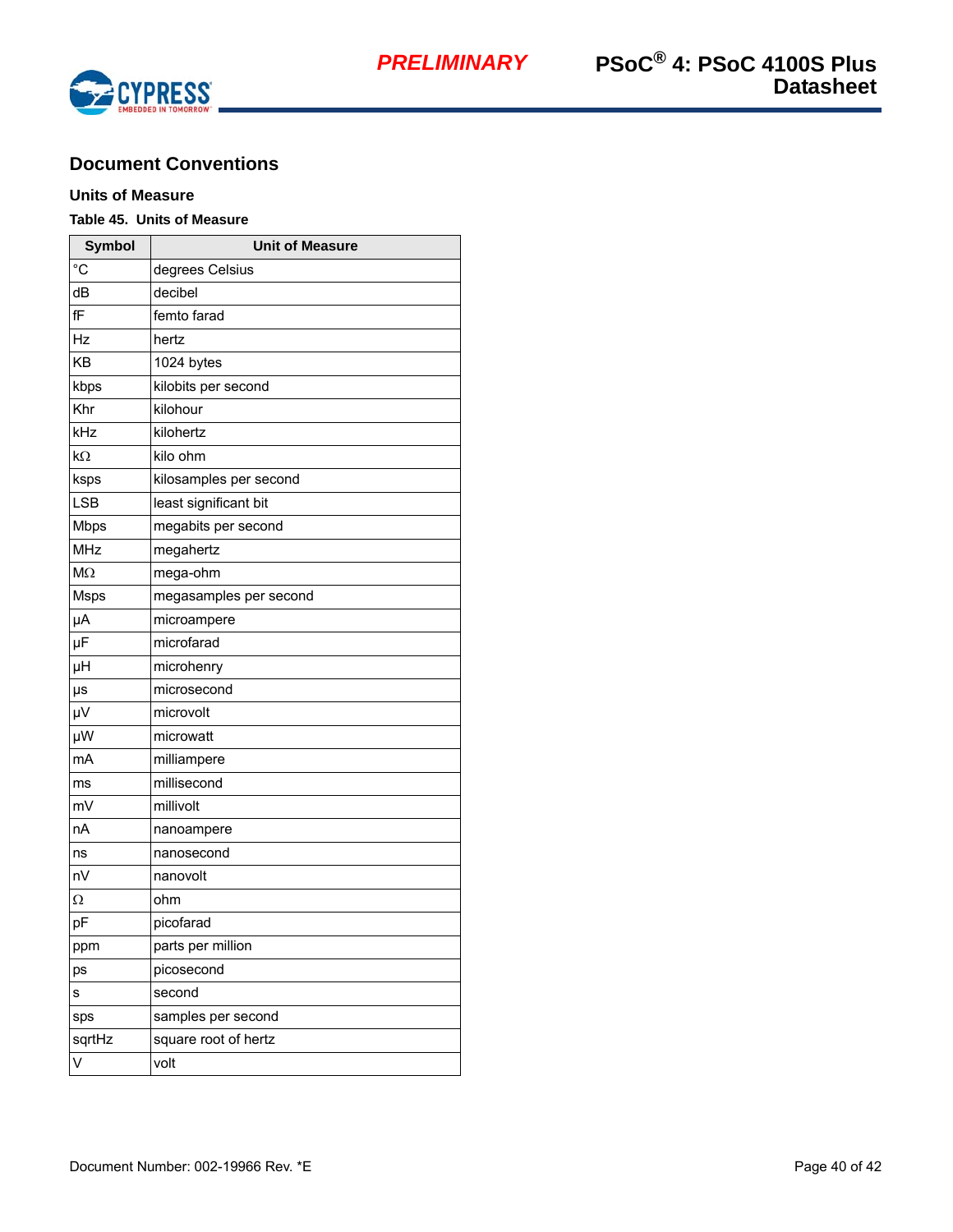## Document Conventions

### Units of Measure

**Table 45. Units of Measure**

| Symbol | Unit of Measure |
|---|---|
| °C | degrees Celsius |
| dB | decibel |
| fF | femto farad |
| Hz | hertz |
| KB | 1024 bytes |
| kbps | kilobits per second |
| Khr | kilohour |
| kHz | kilohertz |
| kΩ | kilo ohm |
| ksps | kilosamples per second |
| LSB | least significant bit |
| Mbps | megabits per second |
| MHz | megahertz |
| MΩ | mega-ohm |
| Msps | megasamples per second |
| µA | microampere |
| µF | microfarad |
| µH | microhenry |
| µs | microsecond |
| µV | microvolt |
| µW | microwatt |
| mA | milliampere |
| ms | millisecond |
| mV | millivolt |
| nA | nanoampere |
| ns | nanosecond |
| nV | nanovolt |
| Ω | ohm |
| pF | picofarad |
| ppm | parts per million |
| ps | picosecond |
| s | second |
| sps | samples per second |
| sqrtHz | square root of hertz |
| V | volt |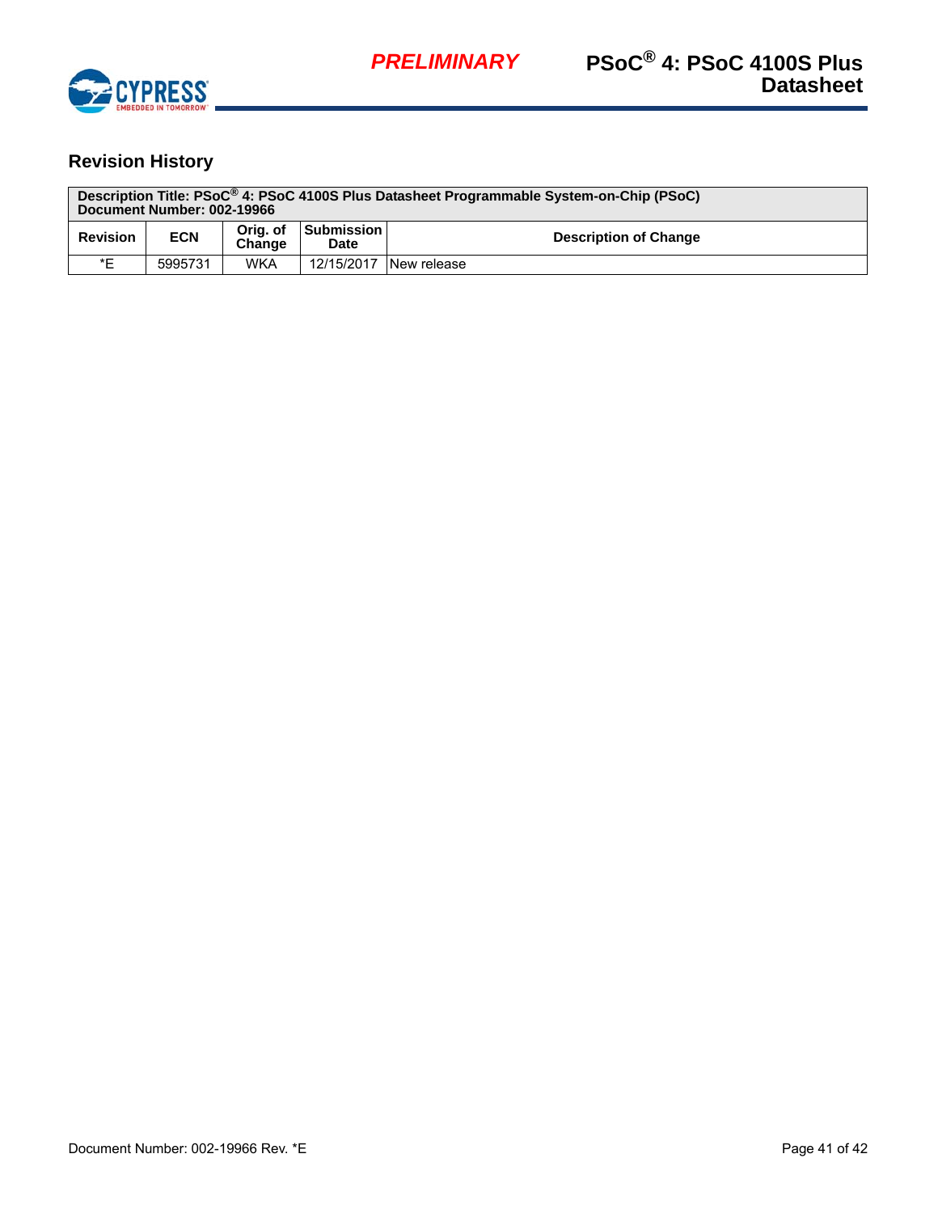## Revision History

| Description Title: PSoC® 4: PSoC 4100S Plus Datasheet Programmable System-on-Chip (PSoC)<br>Document Number: 002-19966 | | | | |
|---|---|---|---|---|
| **Revision** | **ECN** | **Orig. of Change** | **Submission Date** | **Description of Change** |
| *E | 5995731 | WKA | 12/15/2017 | New release |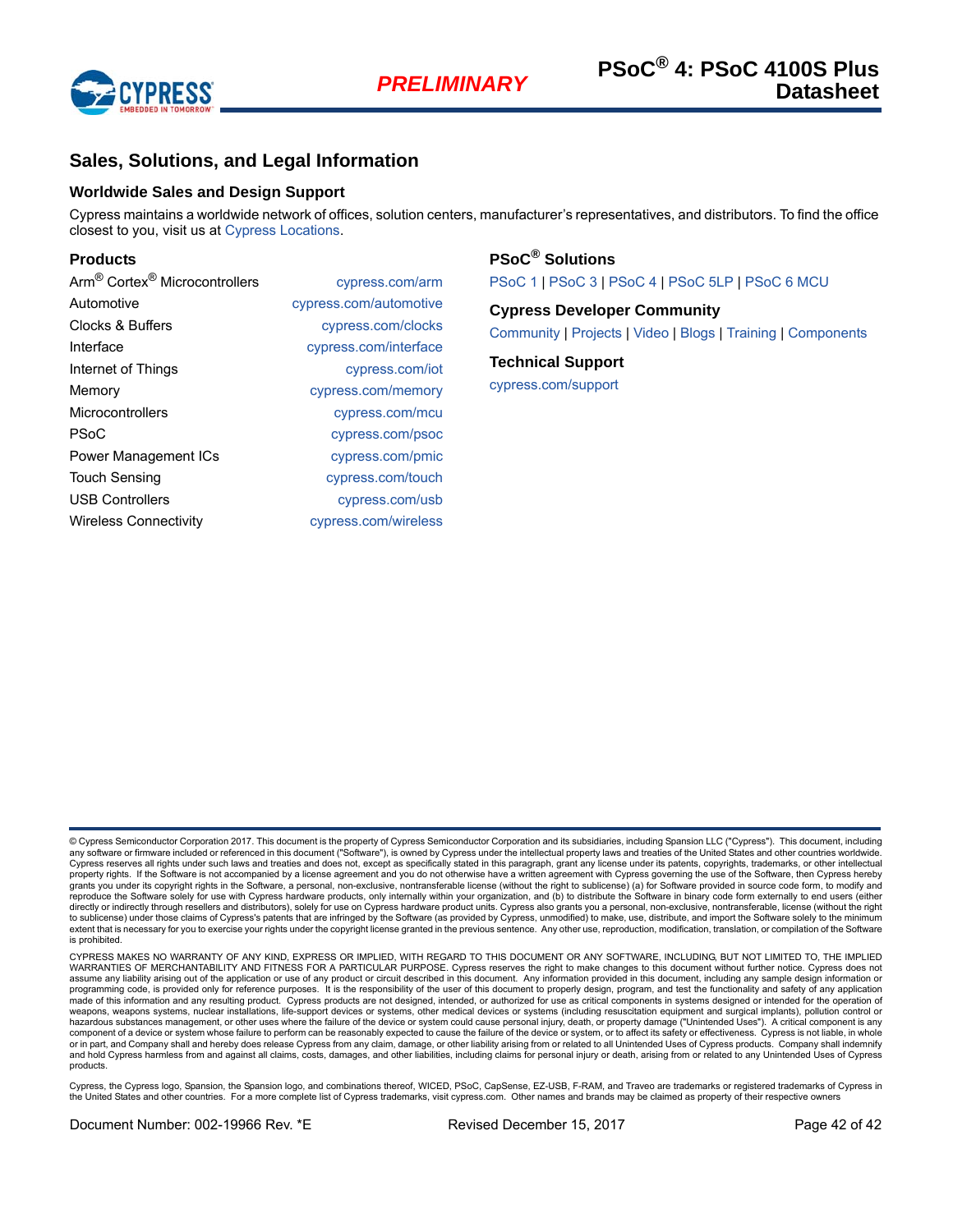## Sales, Solutions, and Legal Information

### Worldwide Sales and Design Support

Cypress maintains a worldwide network of offices, solution centers, manufacturer's representatives, and distributors. To find the office closest to you, visit us at Cypress Locations.

### Products

| | |
|---|---|
| Arm® Cortex® Microcontrollers | cypress.com/arm |
| Automotive | cypress.com/automotive |
| Clocks & Buffers | cypress.com/clocks |
| Interface | cypress.com/interface |
| Internet of Things | cypress.com/iot |
| Memory | cypress.com/memory |
| Microcontrollers | cypress.com/mcu |
| PSoC | cypress.com/psoc |
| Power Management ICs | cypress.com/pmic |
| Touch Sensing | cypress.com/touch |
| USB Controllers | cypress.com/usb |
| Wireless Connectivity | cypress.com/wireless |

### PSoC® Solutions

PSoC 1 | PSoC 3 | PSoC 4 | PSoC 5LP | PSoC 6 MCU

### Cypress Developer Community

Community | Projects | Video | Blogs | Training | Components

### Technical Support

cypress.com/support

---

© Cypress Semiconductor Corporation 2017. This document is the property of Cypress Semiconductor Corporation and its subsidiaries, including Spansion LLC ("Cypress"). This document, including any software or firmware included or referenced in this document ("Software"), is owned by Cypress under the intellectual property laws and treaties of the United States and other countries worldwide. Cypress reserves all rights under such laws and treaties and does not, except as specifically stated in this paragraph, grant any license under its patents, copyrights, trademarks, or other intellectual property rights. If the Software is not accompanied by a license agreement and you do not otherwise have a written agreement with Cypress governing the use of the Software, then Cypress hereby grants you under its copyright rights in the Software, a personal, non-exclusive, nontransferable license (without the right to sublicense) (a) for Software provided in source code form, to modify and reproduce the Software solely for use with Cypress hardware products, only internally within your organization, and (b) to distribute the Software in binary code form externally to end users (either directly or indirectly through resellers and distributors), solely for use on Cypress hardware product units. Cypress also grants you a personal, non-exclusive, nontransferable, license (without the right to sublicense) under those claims of Cypress's patents that are infringed by the Software (as provided by Cypress, unmodified) to make, use, distribute, and import the Software solely to the minimum extent that is necessary for you to exercise your rights under the copyright license granted in the previous sentence. Any other use, reproduction, modification, translation, or compilation of the Software is prohibited.

CYPRESS MAKES NO WARRANTY OF ANY KIND, EXPRESS OR IMPLIED, WITH REGARD TO THIS DOCUMENT OR ANY SOFTWARE, INCLUDING, BUT NOT LIMITED TO, THE IMPLIED WARRANTIES OF MERCHANTABILITY AND FITNESS FOR A PARTICULAR PURPOSE. Cypress reserves the right to make changes to this document without further notice. Cypress does not assume any liability arising out of the application or use of any product or circuit described in this document. Any information provided in this document, including any sample design information or programming code, is provided only for reference purposes. It is the responsibility of the user of this document to properly design, program, and test the functionality and safety of any application made of this information and any resulting product. Cypress products are not designed, intended, or authorized for use as critical components in systems designed or intended for the operation of weapons, weapons systems, nuclear installations, life-support devices or systems, other medical devices or systems (including resuscitation equipment and surgical implants), pollution control or hazardous substances management, or other uses where the failure of the device or system could cause personal injury, death, or property damage ("Unintended Uses"). A critical component is any component of a device or system whose failure to perform can be reasonably expected to cause the failure of the device or system, or to affect its safety or effectiveness. Cypress is not liable, in whole or in part, and Company shall and hereby does release Cypress from any claim, damage, or other liability arising from or related to all Unintended Uses of Cypress products. Company shall indemnify and hold Cypress harmless from and against all claims, costs, damages, and other liabilities, including claims for personal injury or death, arising from or related to any Unintended Uses of Cypress products.

Cypress, the Cypress logo, Spansion, the Spansion logo, and combinations thereof, WICED, PSoC, CapSense, EZ-USB, F-RAM, and Traveo are trademarks or registered trademarks of Cypress in the United States and other countries. For a more complete list of Cypress trademarks, visit cypress.com. Other names and brands may be claimed as property of their respective owners

Document Number: 002-19966 Rev. *E Revised December 15, 2017